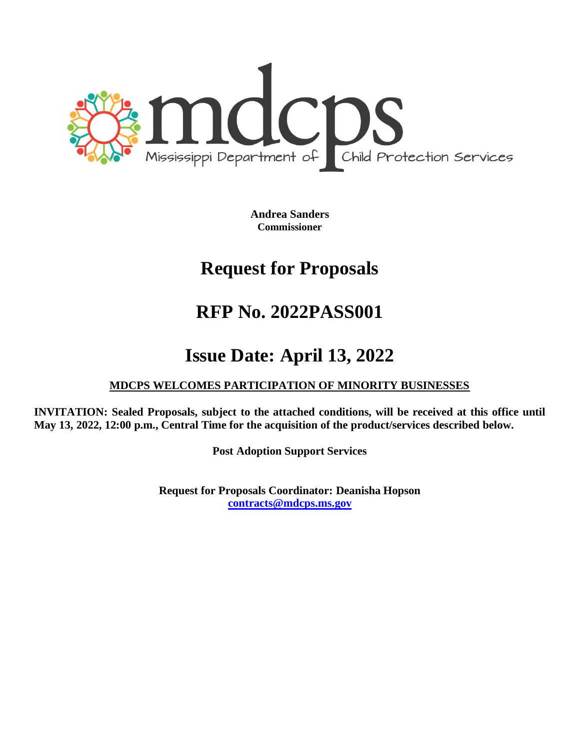mdcps

Mississippi Department of Child Protection Services

**Andrea Sanders**
**Commissioner**

# Request for Proposals

# RFP No. 2022PASS001

# Issue Date: April 13, 2022

**MDCPS WELCOMES PARTICIPATION OF MINORITY BUSINESSES**

**INVITATION: Sealed Proposals, subject to the attached conditions, will be received at this office until May 13, 2022, 12:00 p.m., Central Time for the acquisition of the product/services described below.**

**Post Adoption Support Services**

**Request for Proposals Coordinator: Deanisha Hopson**
**contracts@mdcps.ms.gov**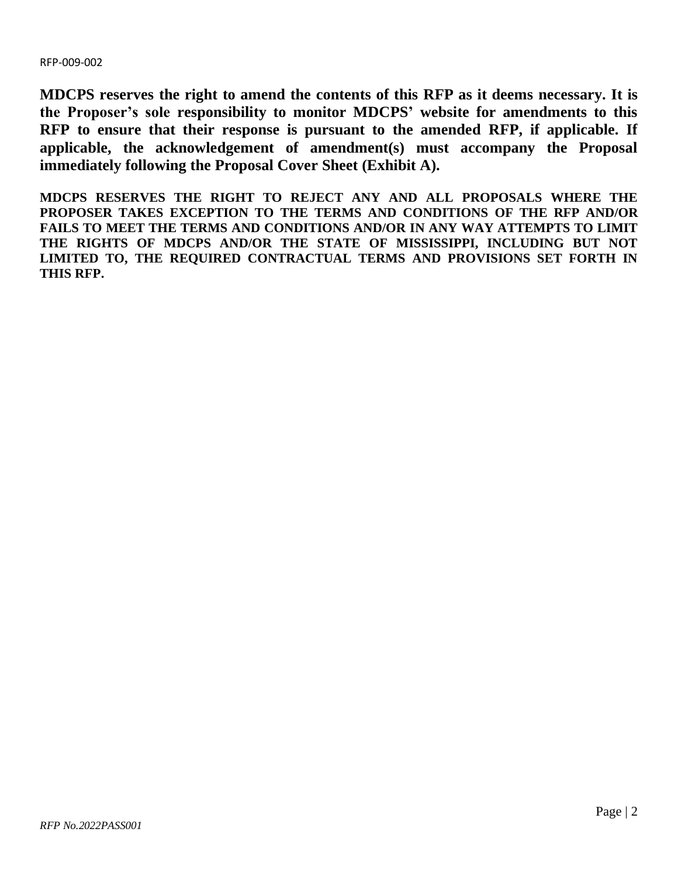**MDCPS reserves the right to amend the contents of this RFP as it deems necessary. It is the Proposer's sole responsibility to monitor MDCPS' website for amendments to this RFP to ensure that their response is pursuant to the amended RFP, if applicable. If applicable, the acknowledgement of amendment(s) must accompany the Proposal immediately following the Proposal Cover Sheet (Exhibit A).**

**MDCPS RESERVES THE RIGHT TO REJECT ANY AND ALL PROPOSALS WHERE THE PROPOSER TAKES EXCEPTION TO THE TERMS AND CONDITIONS OF THE RFP AND/OR FAILS TO MEET THE TERMS AND CONDITIONS AND/OR IN ANY WAY ATTEMPTS TO LIMIT THE RIGHTS OF MDCPS AND/OR THE STATE OF MISSISSIPPI, INCLUDING BUT NOT LIMITED TO, THE REQUIRED CONTRACTUAL TERMS AND PROVISIONS SET FORTH IN THIS RFP.**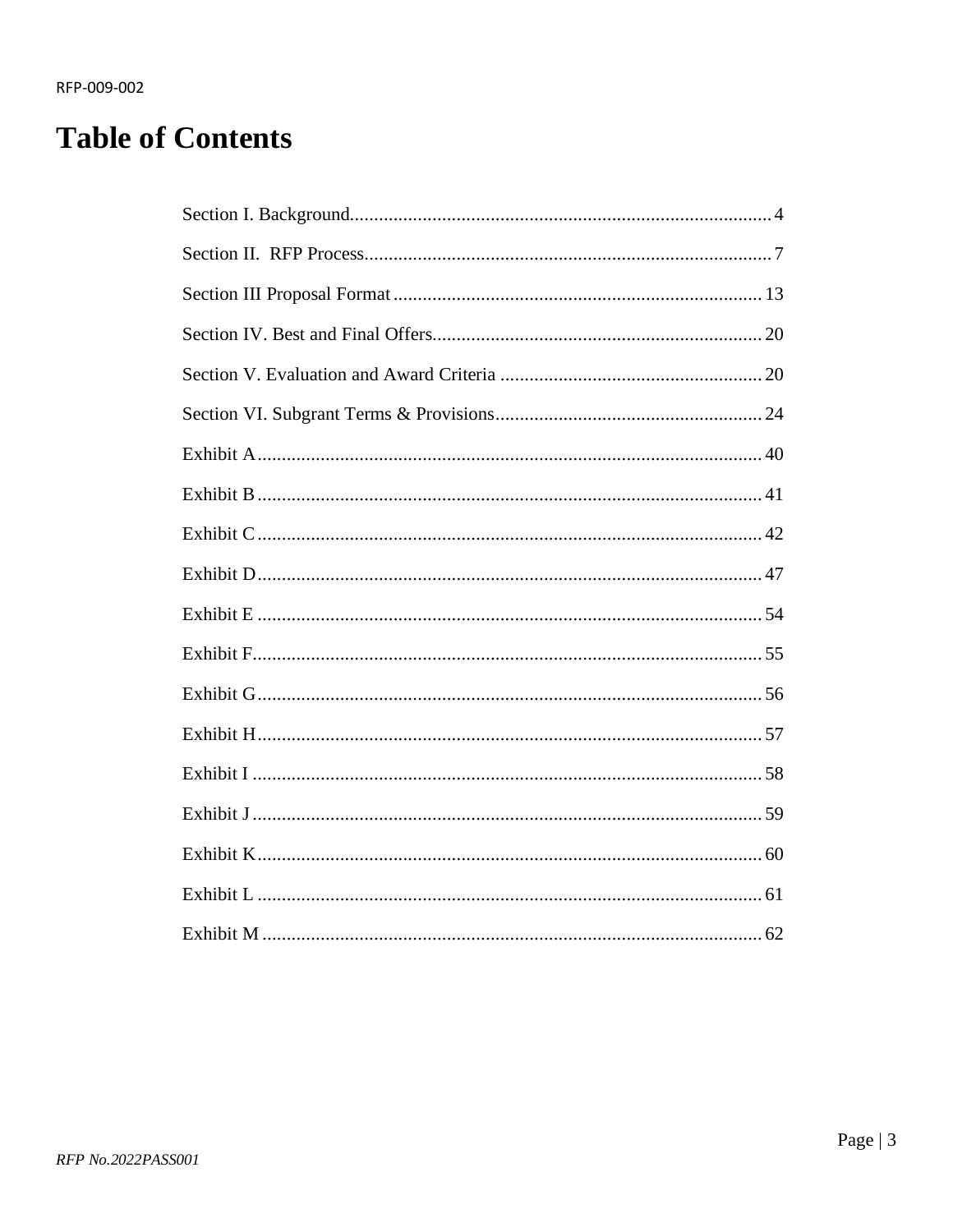# Table of Contents

| Section | Page |
|---|---|
| Section I. Background | 4 |
| Section II. RFP Process | 7 |
| Section III Proposal Format | 13 |
| Section IV. Best and Final Offers | 20 |
| Section V. Evaluation and Award Criteria | 20 |
| Section VI. Subgrant Terms & Provisions | 24 |
| Exhibit A | 40 |
| Exhibit B | 41 |
| Exhibit C | 42 |
| Exhibit D | 47 |
| Exhibit E | 54 |
| Exhibit F | 55 |
| Exhibit G | 56 |
| Exhibit H | 57 |
| Exhibit I | 58 |
| Exhibit J | 59 |
| Exhibit K | 60 |
| Exhibit L | 61 |
| Exhibit M | 62 |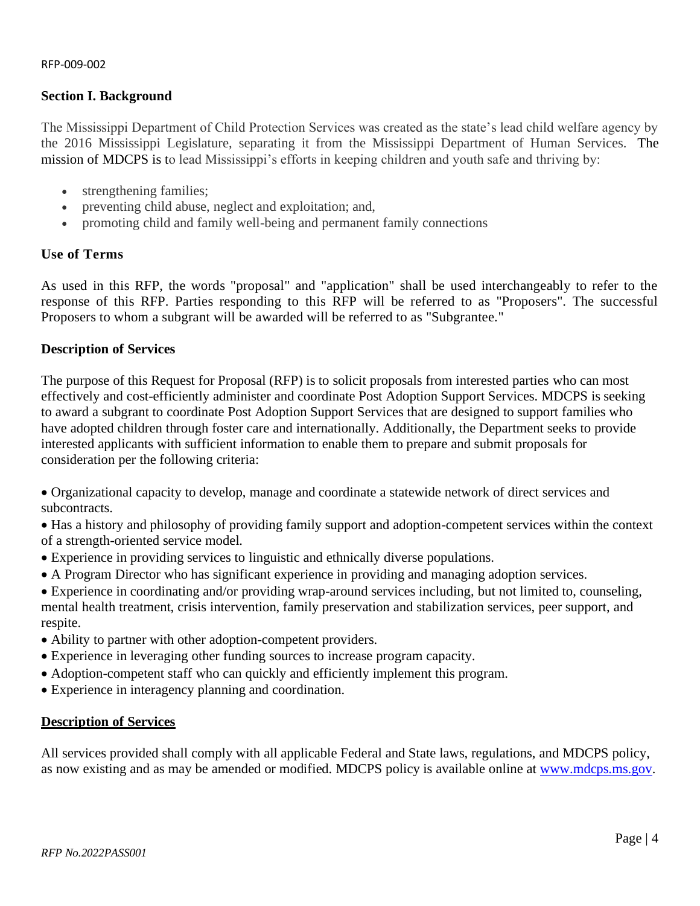## Section I. Background

The Mississippi Department of Child Protection Services was created as the state's lead child welfare agency by the 2016 Mississippi Legislature, separating it from the Mississippi Department of Human Services. The mission of MDCPS is to lead Mississippi's efforts in keeping children and youth safe and thriving by:

- strengthening families;
- preventing child abuse, neglect and exploitation; and,
- promoting child and family well-being and permanent family connections

### Use of Terms

As used in this RFP, the words "proposal" and "application" shall be used interchangeably to refer to the response of this RFP. Parties responding to this RFP will be referred to as "Proposers". The successful Proposers to whom a subgrant will be awarded will be referred to as "Subgrantee."

### Description of Services

The purpose of this Request for Proposal (RFP) is to solicit proposals from interested parties who can most effectively and cost-efficiently administer and coordinate Post Adoption Support Services. MDCPS is seeking to award a subgrant to coordinate Post Adoption Support Services that are designed to support families who have adopted children through foster care and internationally. Additionally, the Department seeks to provide interested applicants with sufficient information to enable them to prepare and submit proposals for consideration per the following criteria:

- Organizational capacity to develop, manage and coordinate a statewide network of direct services and subcontracts.
- Has a history and philosophy of providing family support and adoption-competent services within the context of a strength-oriented service model.
- Experience in providing services to linguistic and ethnically diverse populations.
- A Program Director who has significant experience in providing and managing adoption services.
- Experience in coordinating and/or providing wrap-around services including, but not limited to, counseling, mental health treatment, crisis intervention, family preservation and stabilization services, peer support, and respite.
- Ability to partner with other adoption-competent providers.
- Experience in leveraging other funding sources to increase program capacity.
- Adoption-competent staff who can quickly and efficiently implement this program.
- Experience in interagency planning and coordination.

### <u>Description of Services</u>

All services provided shall comply with all applicable Federal and State laws, regulations, and MDCPS policy, as now existing and as may be amended or modified. MDCPS policy is available online at [www.mdcps.ms.gov](www.mdcps.ms.gov).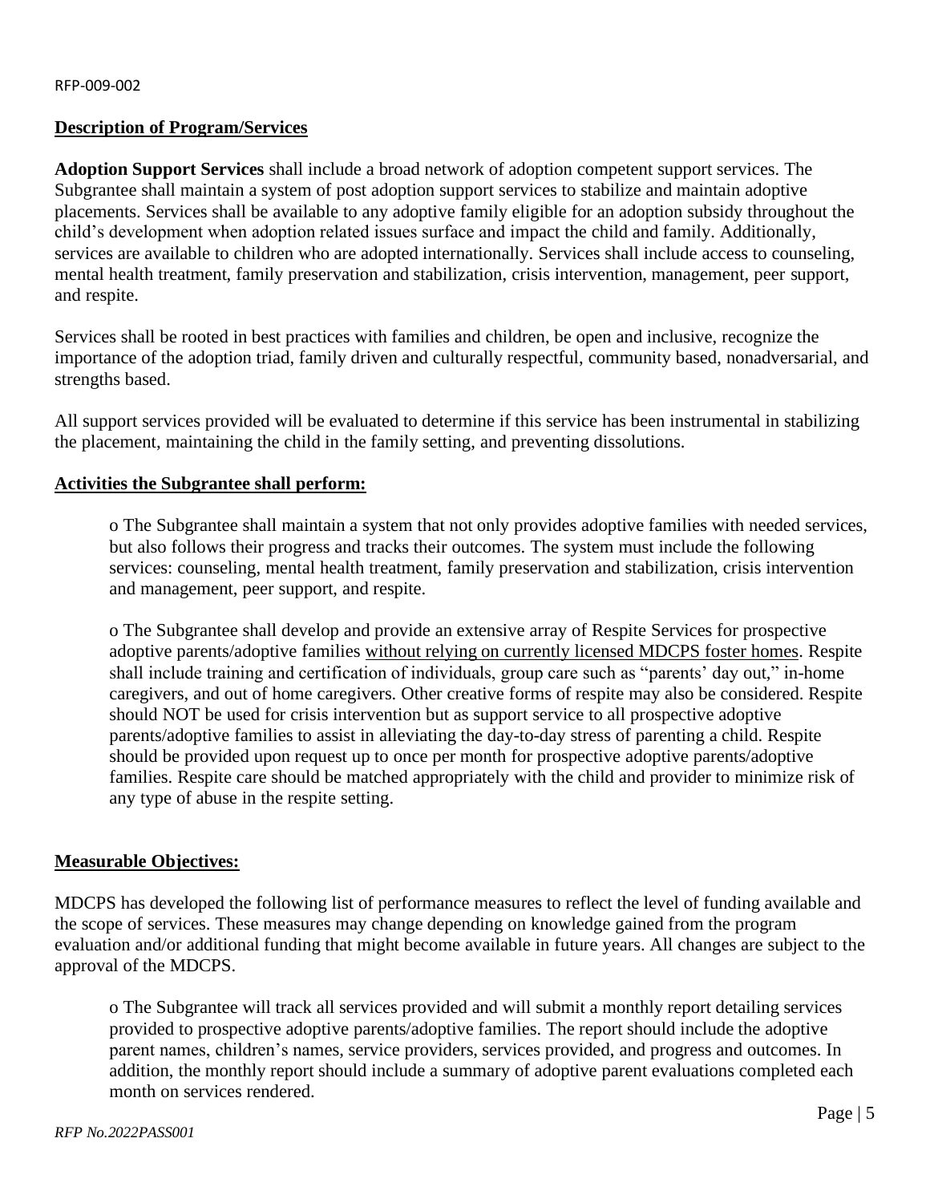### Description of Program/Services

**Adoption Support Services** shall include a broad network of adoption competent support services. The Subgrantee shall maintain a system of post adoption support services to stabilize and maintain adoptive placements. Services shall be available to any adoptive family eligible for an adoption subsidy throughout the child's development when adoption related issues surface and impact the child and family. Additionally, services are available to children who are adopted internationally. Services shall include access to counseling, mental health treatment, family preservation and stabilization, crisis intervention, management, peer support, and respite.

Services shall be rooted in best practices with families and children, be open and inclusive, recognize the importance of the adoption triad, family driven and culturally respectful, community based, nonadversarial, and strengths based.

All support services provided will be evaluated to determine if this service has been instrumental in stabilizing the placement, maintaining the child in the family setting, and preventing dissolutions.

### Activities the Subgrantee shall perform:

- The Subgrantee shall maintain a system that not only provides adoptive families with needed services, but also follows their progress and tracks their outcomes. The system must include the following services: counseling, mental health treatment, family preservation and stabilization, crisis intervention and management, peer support, and respite.

- The Subgrantee shall develop and provide an extensive array of Respite Services for prospective adoptive parents/adoptive families <u>without relying on currently licensed MDCPS foster homes</u>. Respite shall include training and certification of individuals, group care such as "parents' day out," in-home caregivers, and out of home caregivers. Other creative forms of respite may also be considered. Respite should NOT be used for crisis intervention but as support service to all prospective adoptive parents/adoptive families to assist in alleviating the day-to-day stress of parenting a child. Respite should be provided upon request up to once per month for prospective adoptive parents/adoptive families. Respite care should be matched appropriately with the child and provider to minimize risk of any type of abuse in the respite setting.

### Measurable Objectives:

MDCPS has developed the following list of performance measures to reflect the level of funding available and the scope of services. These measures may change depending on knowledge gained from the program evaluation and/or additional funding that might become available in future years. All changes are subject to the approval of the MDCPS.

- The Subgrantee will track all services provided and will submit a monthly report detailing services provided to prospective adoptive parents/adoptive families. The report should include the adoptive parent names, children's names, service providers, services provided, and progress and outcomes. In addition, the monthly report should include a summary of adoptive parent evaluations completed each month on services rendered.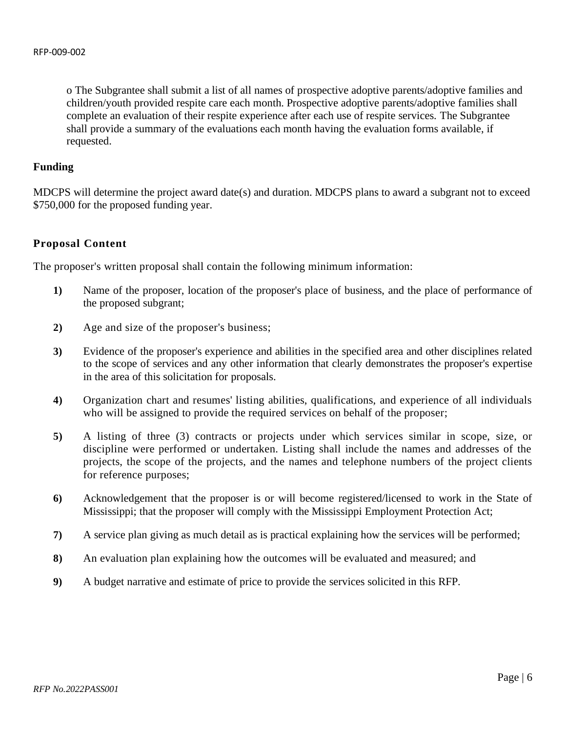o The Subgrantee shall submit a list of all names of prospective adoptive parents/adoptive families and children/youth provided respite care each month. Prospective adoptive parents/adoptive families shall complete an evaluation of their respite experience after each use of respite services. The Subgrantee shall provide a summary of the evaluations each month having the evaluation forms available, if requested.

**Funding**

MDCPS will determine the project award date(s) and duration. MDCPS plans to award a subgrant not to exceed $750,000 for the proposed funding year.

**Proposal Content**

The proposer's written proposal shall contain the following minimum information:

**1)** Name of the proposer, location of the proposer's place of business, and the place of performance of the proposed subgrant;

**2)** Age and size of the proposer's business;

**3)** Evidence of the proposer's experience and abilities in the specified area and other disciplines related to the scope of services and any other information that clearly demonstrates the proposer's expertise in the area of this solicitation for proposals.

**4)** Organization chart and resumes' listing abilities, qualifications, and experience of all individuals who will be assigned to provide the required services on behalf of the proposer;

**5)** A listing of three (3) contracts or projects under which services similar in scope, size, or discipline were performed or undertaken. Listing shall include the names and addresses of the projects, the scope of the projects, and the names and telephone numbers of the project clients for reference purposes;

**6)** Acknowledgement that the proposer is or will become registered/licensed to work in the State of Mississippi; that the proposer will comply with the Mississippi Employment Protection Act;

**7)** A service plan giving as much detail as is practical explaining how the services will be performed;

**8)** An evaluation plan explaining how the outcomes will be evaluated and measured; and

**9)** A budget narrative and estimate of price to provide the services solicited in this RFP.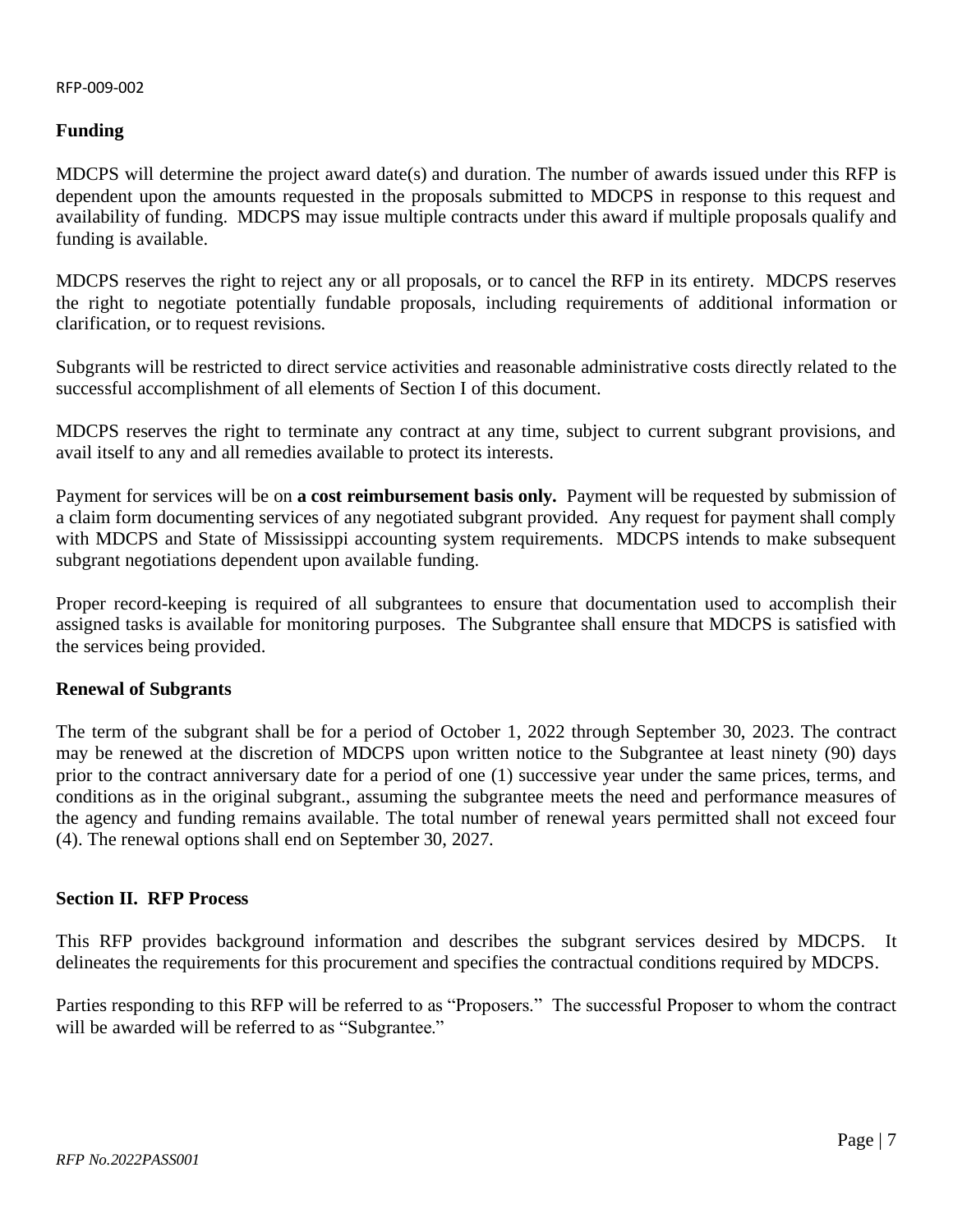## Funding

MDCPS will determine the project award date(s) and duration. The number of awards issued under this RFP is dependent upon the amounts requested in the proposals submitted to MDCPS in response to this request and availability of funding. MDCPS may issue multiple contracts under this award if multiple proposals qualify and funding is available.

MDCPS reserves the right to reject any or all proposals, or to cancel the RFP in its entirety. MDCPS reserves the right to negotiate potentially fundable proposals, including requirements of additional information or clarification, or to request revisions.

Subgrants will be restricted to direct service activities and reasonable administrative costs directly related to the successful accomplishment of all elements of Section I of this document.

MDCPS reserves the right to terminate any contract at any time, subject to current subgrant provisions, and avail itself to any and all remedies available to protect its interests.

Payment for services will be on **a cost reimbursement basis only.** Payment will be requested by submission of a claim form documenting services of any negotiated subgrant provided. Any request for payment shall comply with MDCPS and State of Mississippi accounting system requirements. MDCPS intends to make subsequent subgrant negotiations dependent upon available funding.

Proper record-keeping is required of all subgrantees to ensure that documentation used to accomplish their assigned tasks is available for monitoring purposes. The Subgrantee shall ensure that MDCPS is satisfied with the services being provided.

## Renewal of Subgrants

The term of the subgrant shall be for a period of October 1, 2022 through September 30, 2023. The contract may be renewed at the discretion of MDCPS upon written notice to the Subgrantee at least ninety (90) days prior to the contract anniversary date for a period of one (1) successive year under the same prices, terms, and conditions as in the original subgrant., assuming the subgrantee meets the need and performance measures of the agency and funding remains available. The total number of renewal years permitted shall not exceed four (4). The renewal options shall end on September 30, 2027.

## Section II. RFP Process

This RFP provides background information and describes the subgrant services desired by MDCPS. It delineates the requirements for this procurement and specifies the contractual conditions required by MDCPS.

Parties responding to this RFP will be referred to as "Proposers." The successful Proposer to whom the contract will be awarded will be referred to as "Subgrantee."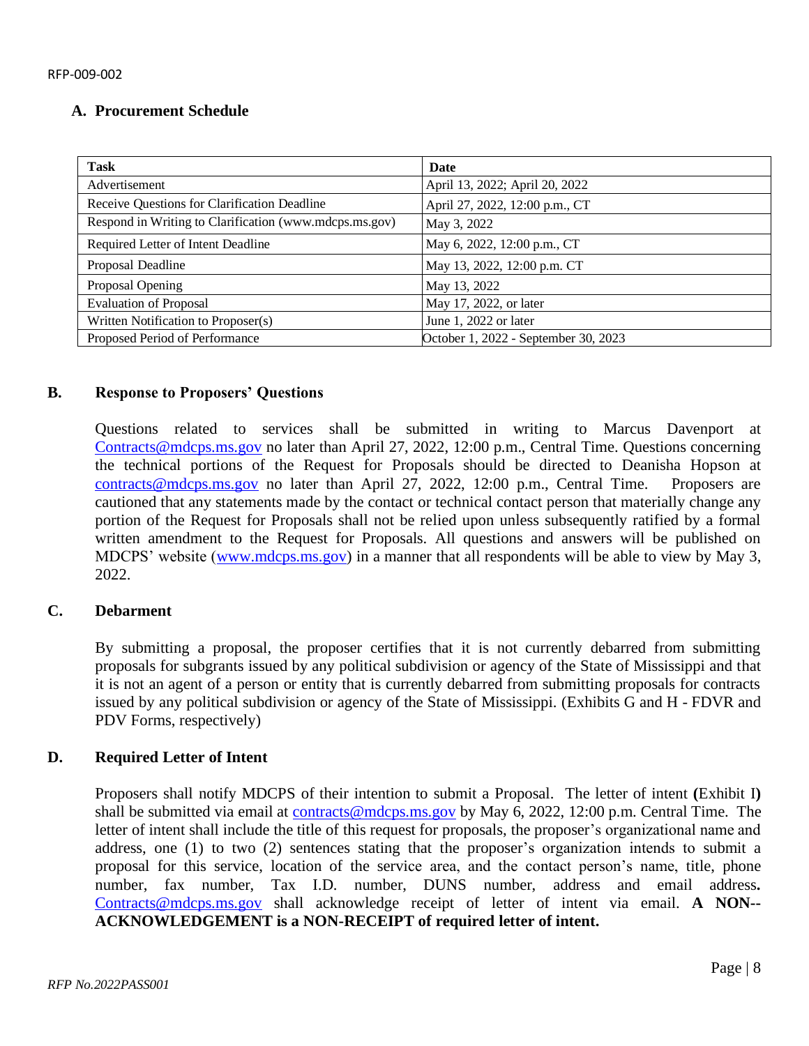### A. Procurement Schedule

| Task | Date |
|---|---|
| Advertisement | April 13, 2022; April 20, 2022 |
| Receive Questions for Clarification Deadline | April 27, 2022, 12:00 p.m., CT |
| Respond in Writing to Clarification (www.mdcps.ms.gov) | May 3, 2022 |
| Required Letter of Intent Deadline | May 6, 2022, 12:00 p.m., CT |
| Proposal Deadline | May 13, 2022, 12:00 p.m. CT |
| Proposal Opening | May 13, 2022 |
| Evaluation of Proposal | May 17, 2022, or later |
| Written Notification to Proposer(s) | June 1, 2022 or later |
| Proposed Period of Performance | October 1, 2022 - September 30, 2023 |

### B. Response to Proposers' Questions

Questions related to services shall be submitted in writing to Marcus Davenport at Contracts@mdcps.ms.gov no later than April 27, 2022, 12:00 p.m., Central Time. Questions concerning the technical portions of the Request for Proposals should be directed to Deanisha Hopson at contracts@mdcps.ms.gov no later than April 27, 2022, 12:00 p.m., Central Time. Proposers are cautioned that any statements made by the contact or technical contact person that materially change any portion of the Request for Proposals shall not be relied upon unless subsequently ratified by a formal written amendment to the Request for Proposals. All questions and answers will be published on MDCPS' website (www.mdcps.ms.gov) in a manner that all respondents will be able to view by May 3, 2022.

### C. Debarment

By submitting a proposal, the proposer certifies that it is not currently debarred from submitting proposals for subgrants issued by any political subdivision or agency of the State of Mississippi and that it is not an agent of a person or entity that is currently debarred from submitting proposals for contracts issued by any political subdivision or agency of the State of Mississippi. (Exhibits G and H - FDVR and PDV Forms, respectively)

### D. Required Letter of Intent

Proposers shall notify MDCPS of their intention to submit a Proposal. The letter of intent **(**Exhibit I**)** shall be submitted via email at contracts@mdcps.ms.gov by May 6, 2022, 12:00 p.m. Central Time. The letter of intent shall include the title of this request for proposals, the proposer's organizational name and address, one (1) to two (2) sentences stating that the proposer's organization intends to submit a proposal for this service, location of the service area, and the contact person's name, title, phone number, fax number, Tax I.D. number, DUNS number, address and email address**.** Contracts@mdcps.ms.gov shall acknowledge receipt of letter of intent via email. **A NON--ACKNOWLEDGEMENT is a NON-RECEIPT of required letter of intent.**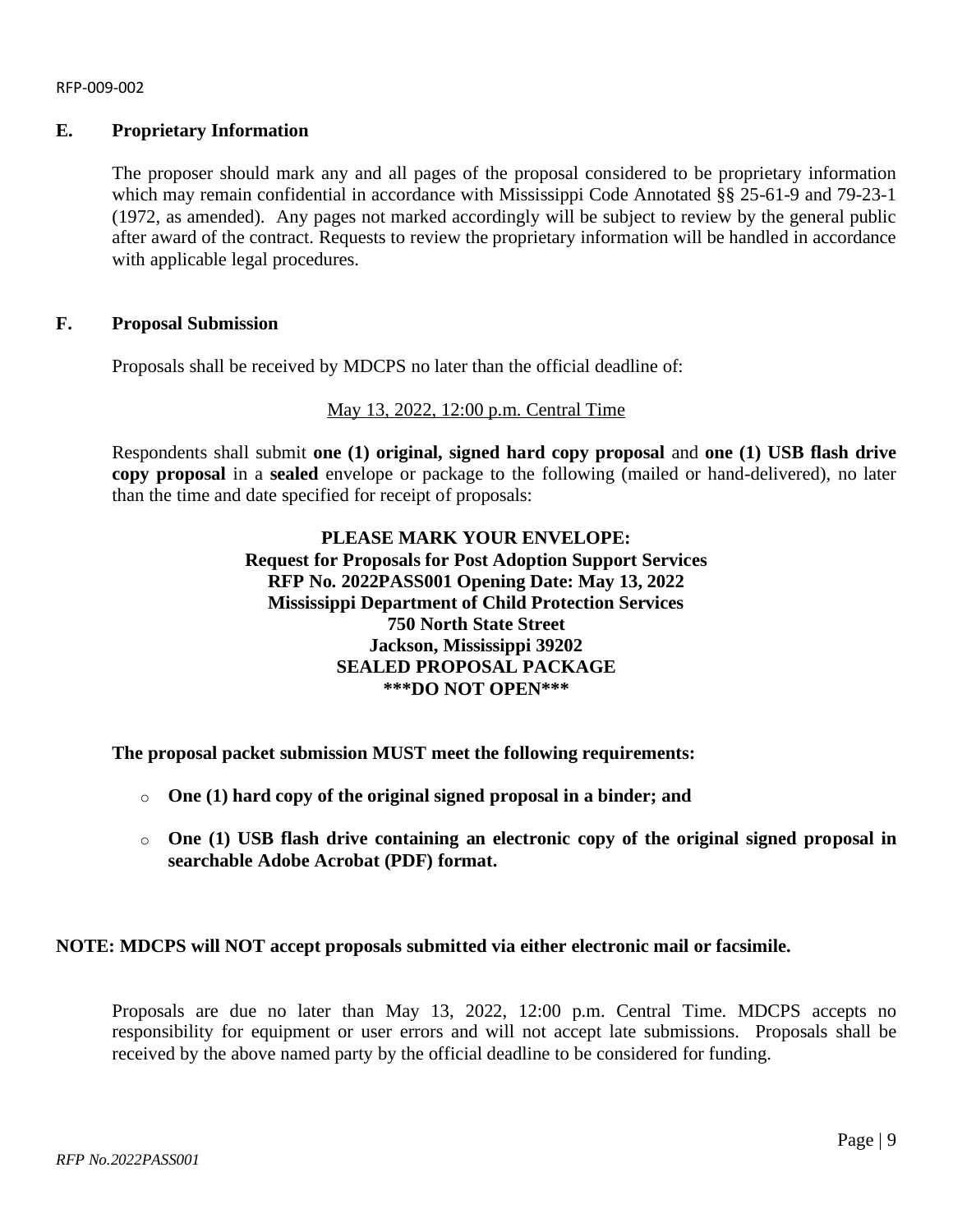### E. Proprietary Information

The proposer should mark any and all pages of the proposal considered to be proprietary information which may remain confidential in accordance with Mississippi Code Annotated §§ 25-61-9 and 79-23-1 (1972, as amended). Any pages not marked accordingly will be subject to review by the general public after award of the contract. Requests to review the proprietary information will be handled in accordance with applicable legal procedures.

### F. Proposal Submission

Proposals shall be received by MDCPS no later than the official deadline of:

May 13, 2022, 12:00 p.m. Central Time

Respondents shall submit **one (1) original, signed hard copy proposal** and **one (1) USB flash drive copy proposal** in a **sealed** envelope or package to the following (mailed or hand-delivered), no later than the time and date specified for receipt of proposals:

**PLEASE MARK YOUR ENVELOPE:**
**Request for Proposals for Post Adoption Support Services**
**RFP No. 2022PASS001 Opening Date: May 13, 2022**
**Mississippi Department of Child Protection Services**
**750 North State Street**
**Jackson, Mississippi 39202**
**SEALED PROPOSAL PACKAGE**
**\*\*\*DO NOT OPEN\*\*\***

**The proposal packet submission MUST meet the following requirements:**

- **One (1) hard copy of the original signed proposal in a binder; and**
- **One (1) USB flash drive containing an electronic copy of the original signed proposal in searchable Adobe Acrobat (PDF) format.**

**NOTE: MDCPS will NOT accept proposals submitted via either electronic mail or facsimile.**

Proposals are due no later than May 13, 2022, 12:00 p.m. Central Time. MDCPS accepts no responsibility for equipment or user errors and will not accept late submissions. Proposals shall be received by the above named party by the official deadline to be considered for funding.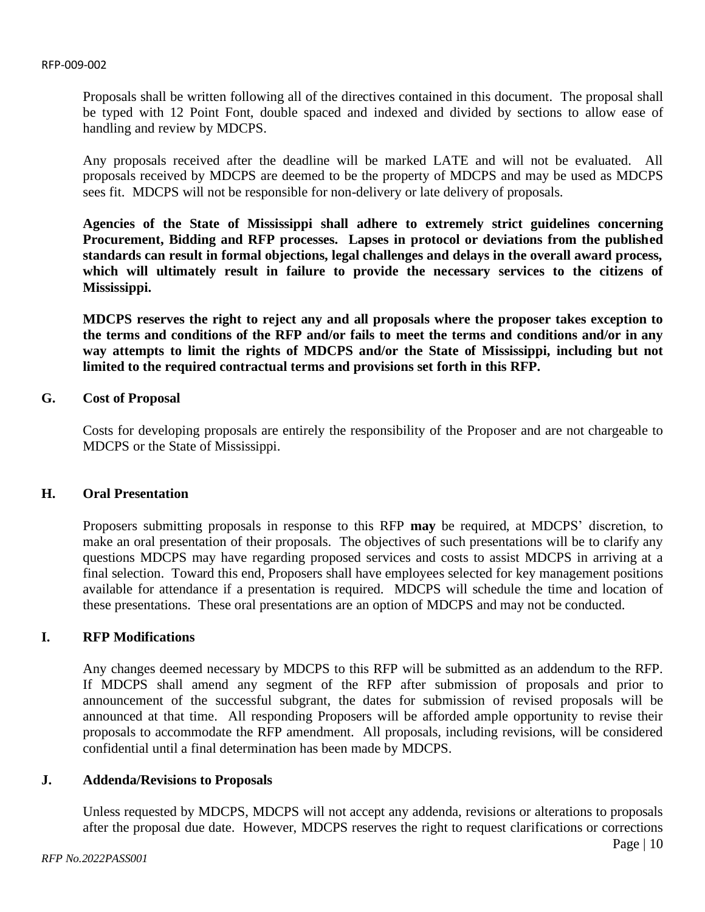Proposals shall be written following all of the directives contained in this document. The proposal shall be typed with 12 Point Font, double spaced and indexed and divided by sections to allow ease of handling and review by MDCPS.

Any proposals received after the deadline will be marked LATE and will not be evaluated. All proposals received by MDCPS are deemed to be the property of MDCPS and may be used as MDCPS sees fit. MDCPS will not be responsible for non-delivery or late delivery of proposals.

**Agencies of the State of Mississippi shall adhere to extremely strict guidelines concerning Procurement, Bidding and RFP processes. Lapses in protocol or deviations from the published standards can result in formal objections, legal challenges and delays in the overall award process, which will ultimately result in failure to provide the necessary services to the citizens of Mississippi.**

**MDCPS reserves the right to reject any and all proposals where the proposer takes exception to the terms and conditions of the RFP and/or fails to meet the terms and conditions and/or in any way attempts to limit the rights of MDCPS and/or the State of Mississippi, including but not limited to the required contractual terms and provisions set forth in this RFP.**

### G. Cost of Proposal

Costs for developing proposals are entirely the responsibility of the Proposer and are not chargeable to MDCPS or the State of Mississippi.

### H. Oral Presentation

Proposers submitting proposals in response to this RFP **may** be required, at MDCPS' discretion, to make an oral presentation of their proposals. The objectives of such presentations will be to clarify any questions MDCPS may have regarding proposed services and costs to assist MDCPS in arriving at a final selection. Toward this end, Proposers shall have employees selected for key management positions available for attendance if a presentation is required. MDCPS will schedule the time and location of these presentations. These oral presentations are an option of MDCPS and may not be conducted.

### I. RFP Modifications

Any changes deemed necessary by MDCPS to this RFP will be submitted as an addendum to the RFP. If MDCPS shall amend any segment of the RFP after submission of proposals and prior to announcement of the successful subgrant, the dates for submission of revised proposals will be announced at that time. All responding Proposers will be afforded ample opportunity to revise their proposals to accommodate the RFP amendment. All proposals, including revisions, will be considered confidential until a final determination has been made by MDCPS.

### J. Addenda/Revisions to Proposals

Unless requested by MDCPS, MDCPS will not accept any addenda, revisions or alterations to proposals after the proposal due date. However, MDCPS reserves the right to request clarifications or corrections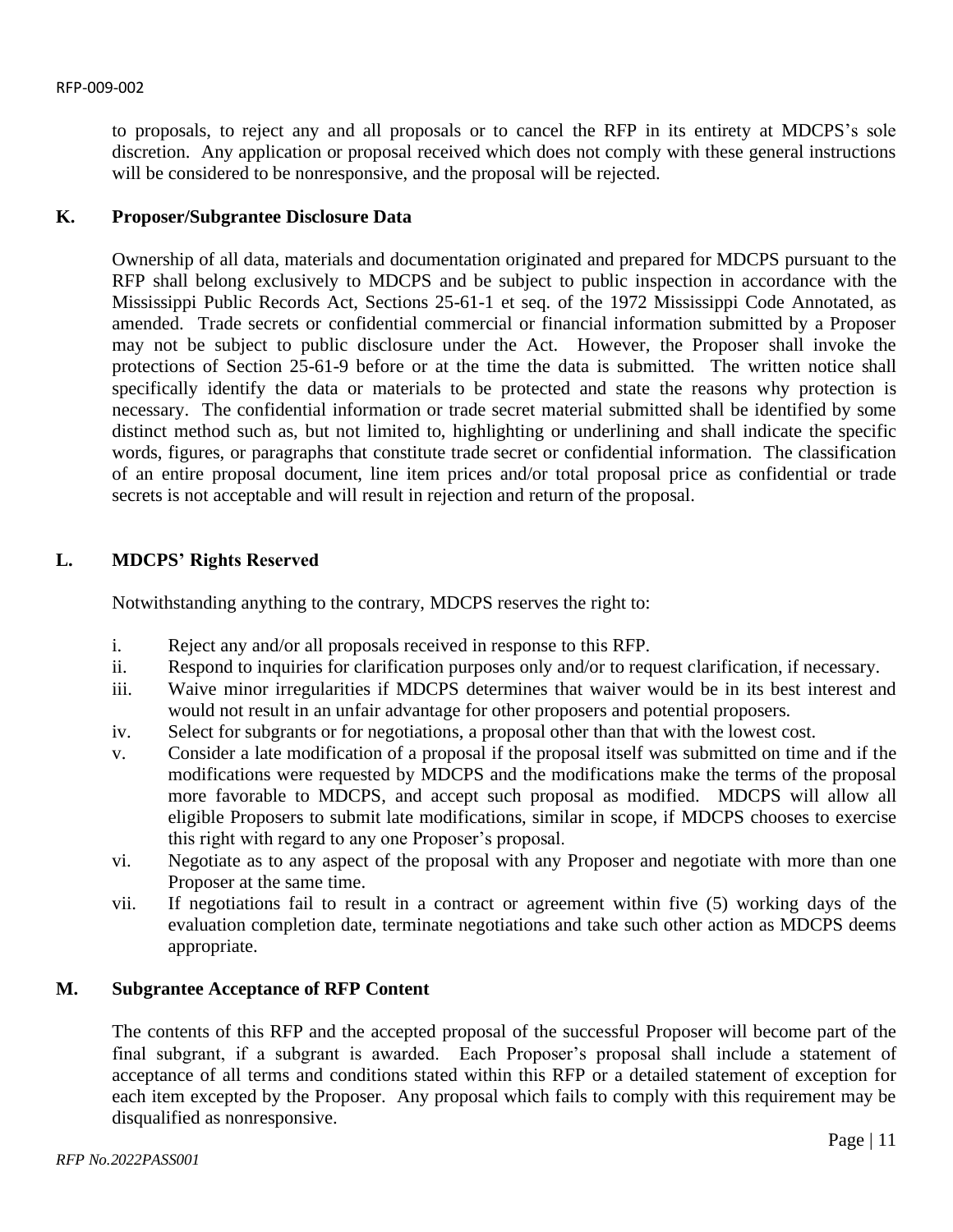to proposals, to reject any and all proposals or to cancel the RFP in its entirety at MDCPS's sole discretion. Any application or proposal received which does not comply with these general instructions will be considered to be nonresponsive, and the proposal will be rejected.

### K. Proposer/Subgrantee Disclosure Data

Ownership of all data, materials and documentation originated and prepared for MDCPS pursuant to the RFP shall belong exclusively to MDCPS and be subject to public inspection in accordance with the Mississippi Public Records Act, Sections 25-61-1 et seq. of the 1972 Mississippi Code Annotated, as amended. Trade secrets or confidential commercial or financial information submitted by a Proposer may not be subject to public disclosure under the Act. However, the Proposer shall invoke the protections of Section 25-61-9 before or at the time the data is submitted. The written notice shall specifically identify the data or materials to be protected and state the reasons why protection is necessary. The confidential information or trade secret material submitted shall be identified by some distinct method such as, but not limited to, highlighting or underlining and shall indicate the specific words, figures, or paragraphs that constitute trade secret or confidential information. The classification of an entire proposal document, line item prices and/or total proposal price as confidential or trade secrets is not acceptable and will result in rejection and return of the proposal.

### L. MDCPS' Rights Reserved

Notwithstanding anything to the contrary, MDCPS reserves the right to:

i. Reject any and/or all proposals received in response to this RFP.
ii. Respond to inquiries for clarification purposes only and/or to request clarification, if necessary.
iii. Waive minor irregularities if MDCPS determines that waiver would be in its best interest and would not result in an unfair advantage for other proposers and potential proposers.
iv. Select for subgrants or for negotiations, a proposal other than that with the lowest cost.
v. Consider a late modification of a proposal if the proposal itself was submitted on time and if the modifications were requested by MDCPS and the modifications make the terms of the proposal more favorable to MDCPS, and accept such proposal as modified. MDCPS will allow all eligible Proposers to submit late modifications, similar in scope, if MDCPS chooses to exercise this right with regard to any one Proposer's proposal.
vi. Negotiate as to any aspect of the proposal with any Proposer and negotiate with more than one Proposer at the same time.
vii. If negotiations fail to result in a contract or agreement within five (5) working days of the evaluation completion date, terminate negotiations and take such other action as MDCPS deems appropriate.

### M. Subgrantee Acceptance of RFP Content

The contents of this RFP and the accepted proposal of the successful Proposer will become part of the final subgrant, if a subgrant is awarded. Each Proposer's proposal shall include a statement of acceptance of all terms and conditions stated within this RFP or a detailed statement of exception for each item excepted by the Proposer. Any proposal which fails to comply with this requirement may be disqualified as nonresponsive.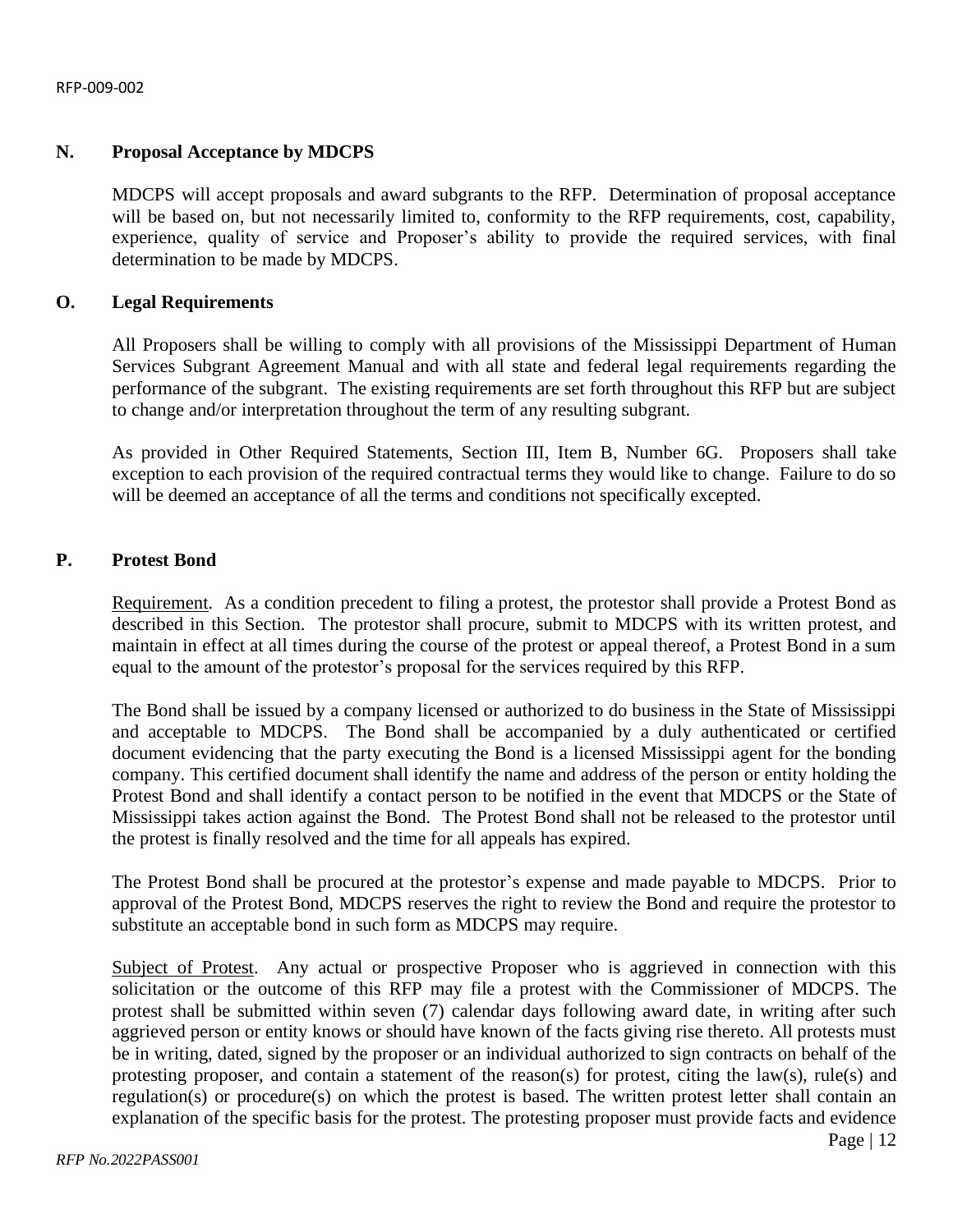## N. Proposal Acceptance by MDCPS

MDCPS will accept proposals and award subgrants to the RFP. Determination of proposal acceptance will be based on, but not necessarily limited to, conformity to the RFP requirements, cost, capability, experience, quality of service and Proposer's ability to provide the required services, with final determination to be made by MDCPS.

## O. Legal Requirements

All Proposers shall be willing to comply with all provisions of the Mississippi Department of Human Services Subgrant Agreement Manual and with all state and federal legal requirements regarding the performance of the subgrant. The existing requirements are set forth throughout this RFP but are subject to change and/or interpretation throughout the term of any resulting subgrant.

As provided in Other Required Statements, Section III, Item B, Number 6G. Proposers shall take exception to each provision of the required contractual terms they would like to change. Failure to do so will be deemed an acceptance of all the terms and conditions not specifically excepted.

## P. Protest Bond

Requirement. As a condition precedent to filing a protest, the protestor shall provide a Protest Bond as described in this Section. The protestor shall procure, submit to MDCPS with its written protest, and maintain in effect at all times during the course of the protest or appeal thereof, a Protest Bond in a sum equal to the amount of the protestor's proposal for the services required by this RFP.

The Bond shall be issued by a company licensed or authorized to do business in the State of Mississippi and acceptable to MDCPS. The Bond shall be accompanied by a duly authenticated or certified document evidencing that the party executing the Bond is a licensed Mississippi agent for the bonding company. This certified document shall identify the name and address of the person or entity holding the Protest Bond and shall identify a contact person to be notified in the event that MDCPS or the State of Mississippi takes action against the Bond. The Protest Bond shall not be released to the protestor until the protest is finally resolved and the time for all appeals has expired.

The Protest Bond shall be procured at the protestor's expense and made payable to MDCPS. Prior to approval of the Protest Bond, MDCPS reserves the right to review the Bond and require the protestor to substitute an acceptable bond in such form as MDCPS may require.

Subject of Protest. Any actual or prospective Proposer who is aggrieved in connection with this solicitation or the outcome of this RFP may file a protest with the Commissioner of MDCPS. The protest shall be submitted within seven (7) calendar days following award date, in writing after such aggrieved person or entity knows or should have known of the facts giving rise thereto. All protests must be in writing, dated, signed by the proposer or an individual authorized to sign contracts on behalf of the protesting proposer, and contain a statement of the reason(s) for protest, citing the law(s), rule(s) and regulation(s) or procedure(s) on which the protest is based. The written protest letter shall contain an explanation of the specific basis for the protest. The protesting proposer must provide facts and evidence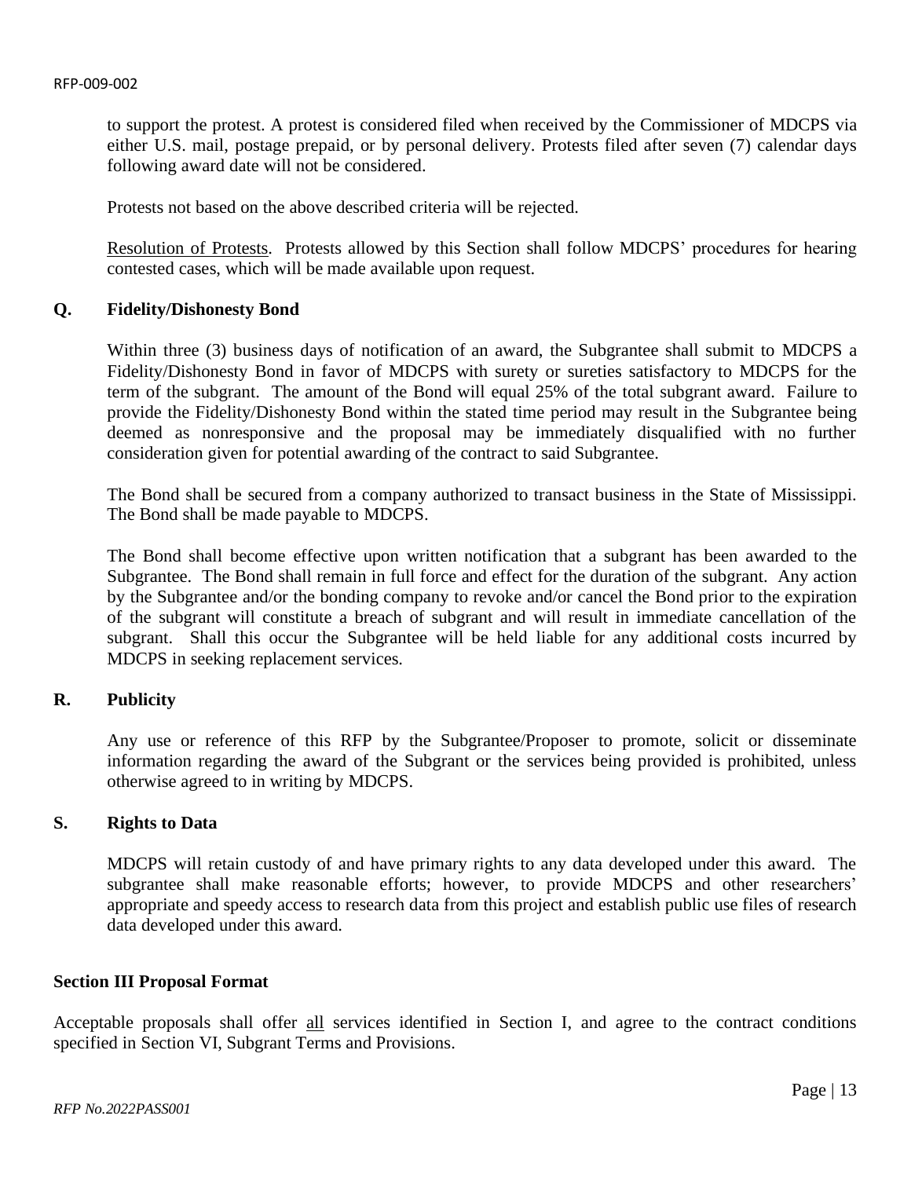to support the protest. A protest is considered filed when received by the Commissioner of MDCPS via either U.S. mail, postage prepaid, or by personal delivery. Protests filed after seven (7) calendar days following award date will not be considered.

Protests not based on the above described criteria will be rejected.

Resolution of Protests. Protests allowed by this Section shall follow MDCPS' procedures for hearing contested cases, which will be made available upon request.

### Q. Fidelity/Dishonesty Bond

Within three (3) business days of notification of an award, the Subgrantee shall submit to MDCPS a Fidelity/Dishonesty Bond in favor of MDCPS with surety or sureties satisfactory to MDCPS for the term of the subgrant. The amount of the Bond will equal 25% of the total subgrant award. Failure to provide the Fidelity/Dishonesty Bond within the stated time period may result in the Subgrantee being deemed as nonresponsive and the proposal may be immediately disqualified with no further consideration given for potential awarding of the contract to said Subgrantee.

The Bond shall be secured from a company authorized to transact business in the State of Mississippi. The Bond shall be made payable to MDCPS.

The Bond shall become effective upon written notification that a subgrant has been awarded to the Subgrantee. The Bond shall remain in full force and effect for the duration of the subgrant. Any action by the Subgrantee and/or the bonding company to revoke and/or cancel the Bond prior to the expiration of the subgrant will constitute a breach of subgrant and will result in immediate cancellation of the subgrant. Shall this occur the Subgrantee will be held liable for any additional costs incurred by MDCPS in seeking replacement services.

### R. Publicity

Any use or reference of this RFP by the Subgrantee/Proposer to promote, solicit or disseminate information regarding the award of the Subgrant or the services being provided is prohibited, unless otherwise agreed to in writing by MDCPS.

### S. Rights to Data

MDCPS will retain custody of and have primary rights to any data developed under this award. The subgrantee shall make reasonable efforts; however, to provide MDCPS and other researchers' appropriate and speedy access to research data from this project and establish public use files of research data developed under this award.

## Section III Proposal Format

Acceptable proposals shall offer all services identified in Section I, and agree to the contract conditions specified in Section VI, Subgrant Terms and Provisions.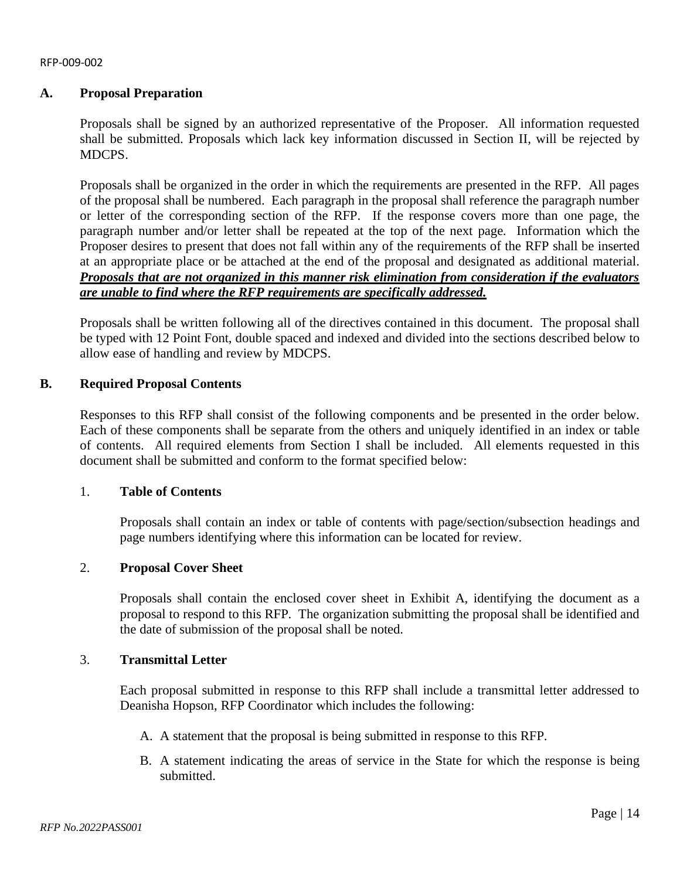## A. Proposal Preparation

Proposals shall be signed by an authorized representative of the Proposer. All information requested shall be submitted. Proposals which lack key information discussed in Section II, will be rejected by MDCPS.

Proposals shall be organized in the order in which the requirements are presented in the RFP. All pages of the proposal shall be numbered. Each paragraph in the proposal shall reference the paragraph number or letter of the corresponding section of the RFP. If the response covers more than one page, the paragraph number and/or letter shall be repeated at the top of the next page. Information which the Proposer desires to present that does not fall within any of the requirements of the RFP shall be inserted at an appropriate place or be attached at the end of the proposal and designated as additional material. ***<u>Proposals that are not organized in this manner risk elimination from consideration if the evaluators are unable to find where the RFP requirements are specifically addressed.</u>***

Proposals shall be written following all of the directives contained in this document. The proposal shall be typed with 12 Point Font, double spaced and indexed and divided into the sections described below to allow ease of handling and review by MDCPS.

## B. Required Proposal Contents

Responses to this RFP shall consist of the following components and be presented in the order below. Each of these components shall be separate from the others and uniquely identified in an index or table of contents. All required elements from Section I shall be included. All elements requested in this document shall be submitted and conform to the format specified below:

### 1. Table of Contents

Proposals shall contain an index or table of contents with page/section/subsection headings and page numbers identifying where this information can be located for review.

### 2. Proposal Cover Sheet

Proposals shall contain the enclosed cover sheet in Exhibit A, identifying the document as a proposal to respond to this RFP. The organization submitting the proposal shall be identified and the date of submission of the proposal shall be noted.

### 3. Transmittal Letter

Each proposal submitted in response to this RFP shall include a transmittal letter addressed to Deanisha Hopson, RFP Coordinator which includes the following:

A. A statement that the proposal is being submitted in response to this RFP.

B. A statement indicating the areas of service in the State for which the response is being submitted.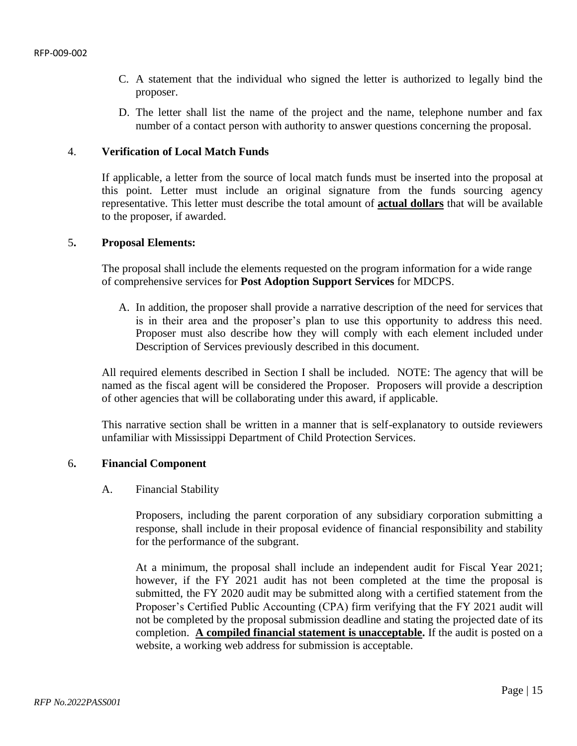C. A statement that the individual who signed the letter is authorized to legally bind the proposer.

D. The letter shall list the name of the project and the name, telephone number and fax number of a contact person with authority to answer questions concerning the proposal.

4. **Verification of Local Match Funds**

If applicable, a letter from the source of local match funds must be inserted into the proposal at this point. Letter must include an original signature from the funds sourcing agency representative. This letter must describe the total amount of **actual dollars** that will be available to the proposer, if awarded.

5**. Proposal Elements:**

The proposal shall include the elements requested on the program information for a wide range of comprehensive services for **Post Adoption Support Services** for MDCPS.

A. In addition, the proposer shall provide a narrative description of the need for services that is in their area and the proposer's plan to use this opportunity to address this need. Proposer must also describe how they will comply with each element included under Description of Services previously described in this document.

All required elements described in Section I shall be included. NOTE: The agency that will be named as the fiscal agent will be considered the Proposer. Proposers will provide a description of other agencies that will be collaborating under this award, if applicable.

This narrative section shall be written in a manner that is self-explanatory to outside reviewers unfamiliar with Mississippi Department of Child Protection Services.

6**. Financial Component**

A. Financial Stability

Proposers, including the parent corporation of any subsidiary corporation submitting a response, shall include in their proposal evidence of financial responsibility and stability for the performance of the subgrant.

At a minimum, the proposal shall include an independent audit for Fiscal Year 2021; however, if the FY 2021 audit has not been completed at the time the proposal is submitted, the FY 2020 audit may be submitted along with a certified statement from the Proposer's Certified Public Accounting (CPA) firm verifying that the FY 2021 audit will not be completed by the proposal submission deadline and stating the projected date of its completion. **A compiled financial statement is unacceptable.** If the audit is posted on a website, a working web address for submission is acceptable.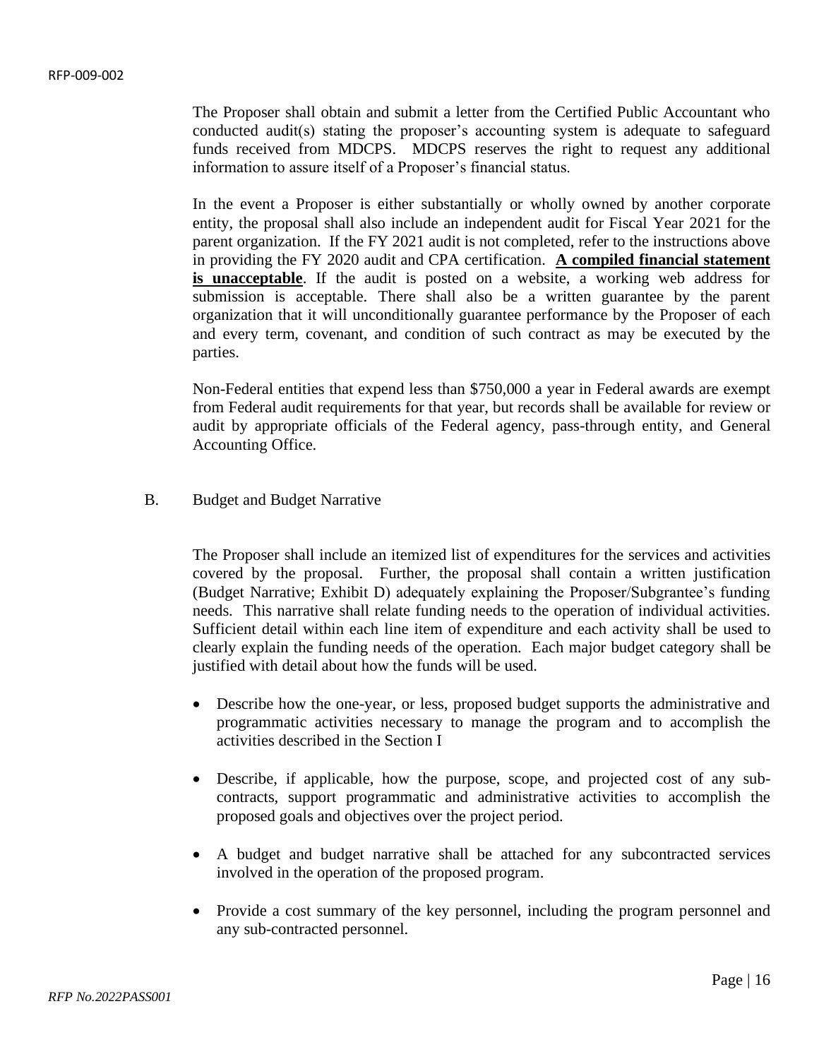The Proposer shall obtain and submit a letter from the Certified Public Accountant who conducted audit(s) stating the proposer's accounting system is adequate to safeguard funds received from MDCPS. MDCPS reserves the right to request any additional information to assure itself of a Proposer's financial status.

In the event a Proposer is either substantially or wholly owned by another corporate entity, the proposal shall also include an independent audit for Fiscal Year 2021 for the parent organization. If the FY 2021 audit is not completed, refer to the instructions above in providing the FY 2020 audit and CPA certification. **<u>A compiled financial statement is unacceptable</u>**. If the audit is posted on a website, a working web address for submission is acceptable. There shall also be a written guarantee by the parent organization that it will unconditionally guarantee performance by the Proposer of each and every term, covenant, and condition of such contract as may be executed by the parties.

Non-Federal entities that expend less than $750,000 a year in Federal awards are exempt from Federal audit requirements for that year, but records shall be available for review or audit by appropriate officials of the Federal agency, pass-through entity, and General Accounting Office.

B. Budget and Budget Narrative

The Proposer shall include an itemized list of expenditures for the services and activities covered by the proposal. Further, the proposal shall contain a written justification (Budget Narrative; Exhibit D) adequately explaining the Proposer/Subgrantee's funding needs. This narrative shall relate funding needs to the operation of individual activities. Sufficient detail within each line item of expenditure and each activity shall be used to clearly explain the funding needs of the operation. Each major budget category shall be justified with detail about how the funds will be used.

- Describe how the one-year, or less, proposed budget supports the administrative and programmatic activities necessary to manage the program and to accomplish the activities described in the Section I
- Describe, if applicable, how the purpose, scope, and projected cost of any sub-contracts, support programmatic and administrative activities to accomplish the proposed goals and objectives over the project period.
- A budget and budget narrative shall be attached for any subcontracted services involved in the operation of the proposed program.
- Provide a cost summary of the key personnel, including the program personnel and any sub-contracted personnel.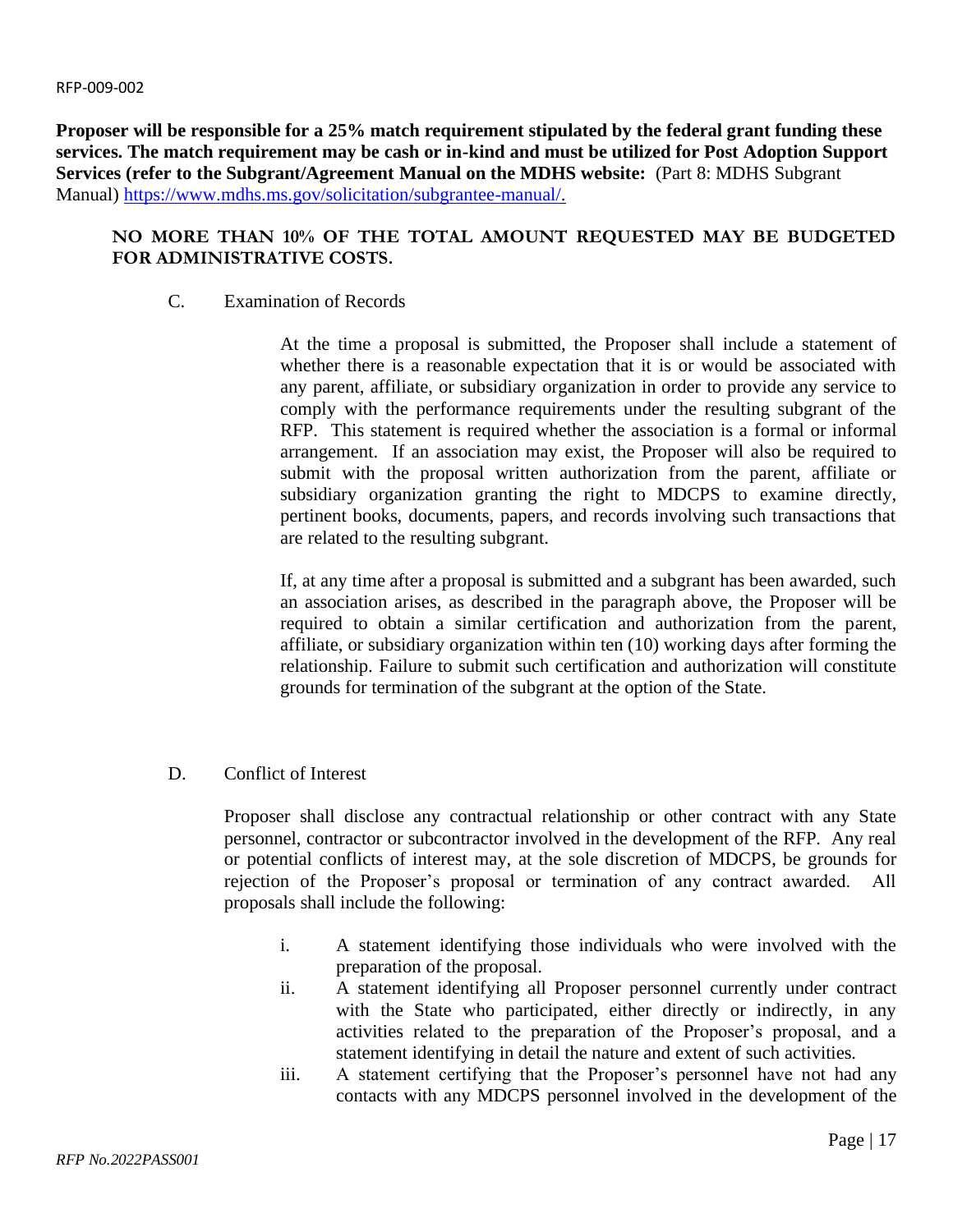**Proposer will be responsible for a 25% match requirement stipulated by the federal grant funding these services. The match requirement may be cash or in-kind and must be utilized for Post Adoption Support Services (refer to the Subgrant/Agreement Manual on the MDHS website:** (Part 8: MDHS Subgrant Manual) https://www.mdhs.ms.gov/solicitation/subgrantee-manual/.

**NO MORE THAN 10% OF THE TOTAL AMOUNT REQUESTED MAY BE BUDGETED FOR ADMINISTRATIVE COSTS.**

C. Examination of Records

At the time a proposal is submitted, the Proposer shall include a statement of whether there is a reasonable expectation that it is or would be associated with any parent, affiliate, or subsidiary organization in order to provide any service to comply with the performance requirements under the resulting subgrant of the RFP. This statement is required whether the association is a formal or informal arrangement. If an association may exist, the Proposer will also be required to submit with the proposal written authorization from the parent, affiliate or subsidiary organization granting the right to MDCPS to examine directly, pertinent books, documents, papers, and records involving such transactions that are related to the resulting subgrant.

If, at any time after a proposal is submitted and a subgrant has been awarded, such an association arises, as described in the paragraph above, the Proposer will be required to obtain a similar certification and authorization from the parent, affiliate, or subsidiary organization within ten (10) working days after forming the relationship. Failure to submit such certification and authorization will constitute grounds for termination of the subgrant at the option of the State.

D. Conflict of Interest

Proposer shall disclose any contractual relationship or other contract with any State personnel, contractor or subcontractor involved in the development of the RFP. Any real or potential conflicts of interest may, at the sole discretion of MDCPS, be grounds for rejection of the Proposer's proposal or termination of any contract awarded. All proposals shall include the following:

i. A statement identifying those individuals who were involved with the preparation of the proposal.

ii. A statement identifying all Proposer personnel currently under contract with the State who participated, either directly or indirectly, in any activities related to the preparation of the Proposer's proposal, and a statement identifying in detail the nature and extent of such activities.

iii. A statement certifying that the Proposer's personnel have not had any contacts with any MDCPS personnel involved in the development of the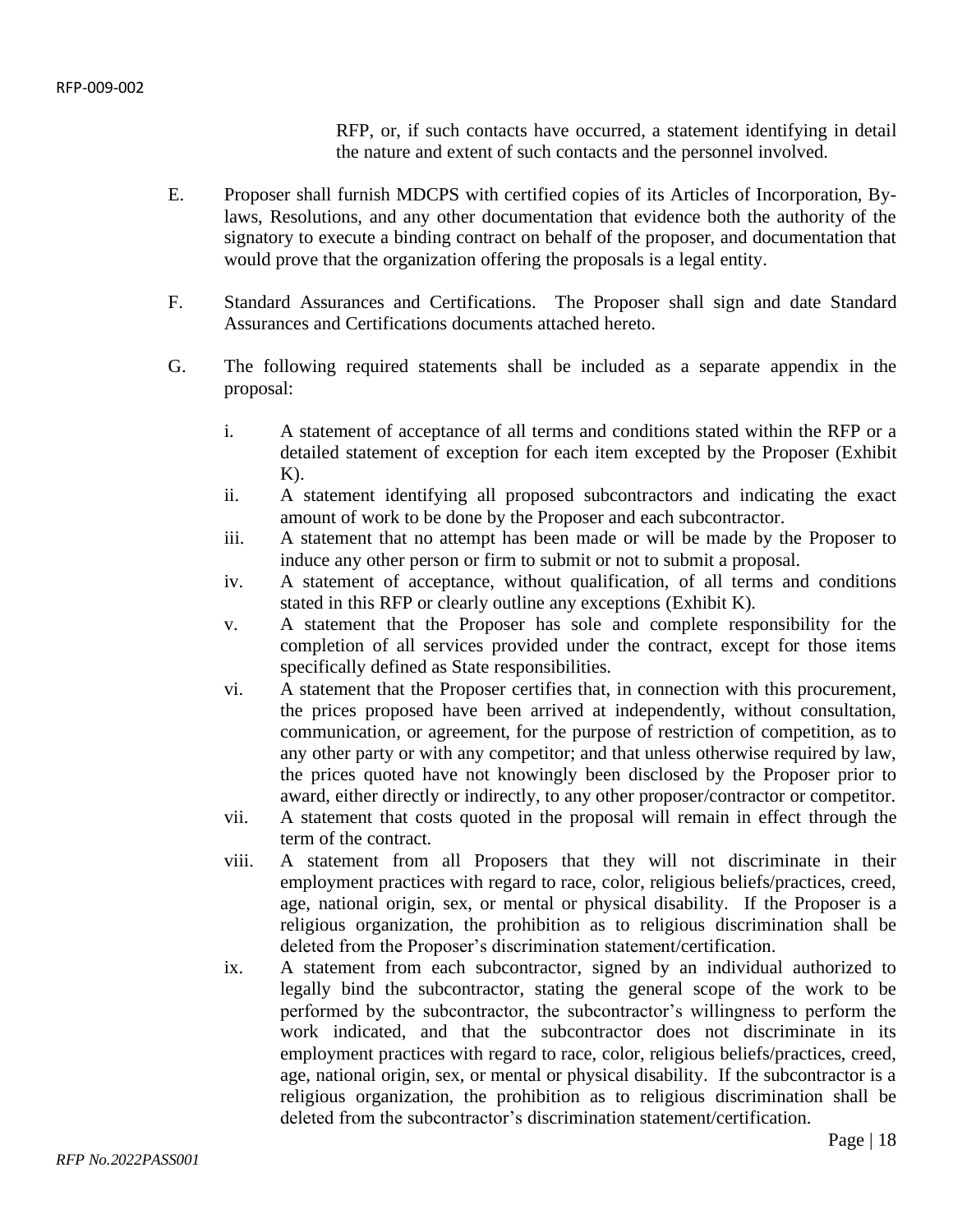RFP, or, if such contacts have occurred, a statement identifying in detail the nature and extent of such contacts and the personnel involved.

E. Proposer shall furnish MDCPS with certified copies of its Articles of Incorporation, By-laws, Resolutions, and any other documentation that evidence both the authority of the signatory to execute a binding contract on behalf of the proposer, and documentation that would prove that the organization offering the proposals is a legal entity.

F. Standard Assurances and Certifications. The Proposer shall sign and date Standard Assurances and Certifications documents attached hereto.

G. The following required statements shall be included as a separate appendix in the proposal:

  i. A statement of acceptance of all terms and conditions stated within the RFP or a detailed statement of exception for each item excepted by the Proposer (Exhibit K).
  ii. A statement identifying all proposed subcontractors and indicating the exact amount of work to be done by the Proposer and each subcontractor.
  iii. A statement that no attempt has been made or will be made by the Proposer to induce any other person or firm to submit or not to submit a proposal.
  iv. A statement of acceptance, without qualification, of all terms and conditions stated in this RFP or clearly outline any exceptions (Exhibit K).
  v. A statement that the Proposer has sole and complete responsibility for the completion of all services provided under the contract, except for those items specifically defined as State responsibilities.
  vi. A statement that the Proposer certifies that, in connection with this procurement, the prices proposed have been arrived at independently, without consultation, communication, or agreement, for the purpose of restriction of competition, as to any other party or with any competitor; and that unless otherwise required by law, the prices quoted have not knowingly been disclosed by the Proposer prior to award, either directly or indirectly, to any other proposer/contractor or competitor.
  vii. A statement that costs quoted in the proposal will remain in effect through the term of the contract.
  viii. A statement from all Proposers that they will not discriminate in their employment practices with regard to race, color, religious beliefs/practices, creed, age, national origin, sex, or mental or physical disability. If the Proposer is a religious organization, the prohibition as to religious discrimination shall be deleted from the Proposer's discrimination statement/certification.
  ix. A statement from each subcontractor, signed by an individual authorized to legally bind the subcontractor, stating the general scope of the work to be performed by the subcontractor, the subcontractor's willingness to perform the work indicated, and that the subcontractor does not discriminate in its employment practices with regard to race, color, religious beliefs/practices, creed, age, national origin, sex, or mental or physical disability. If the subcontractor is a religious organization, the prohibition as to religious discrimination shall be deleted from the subcontractor's discrimination statement/certification.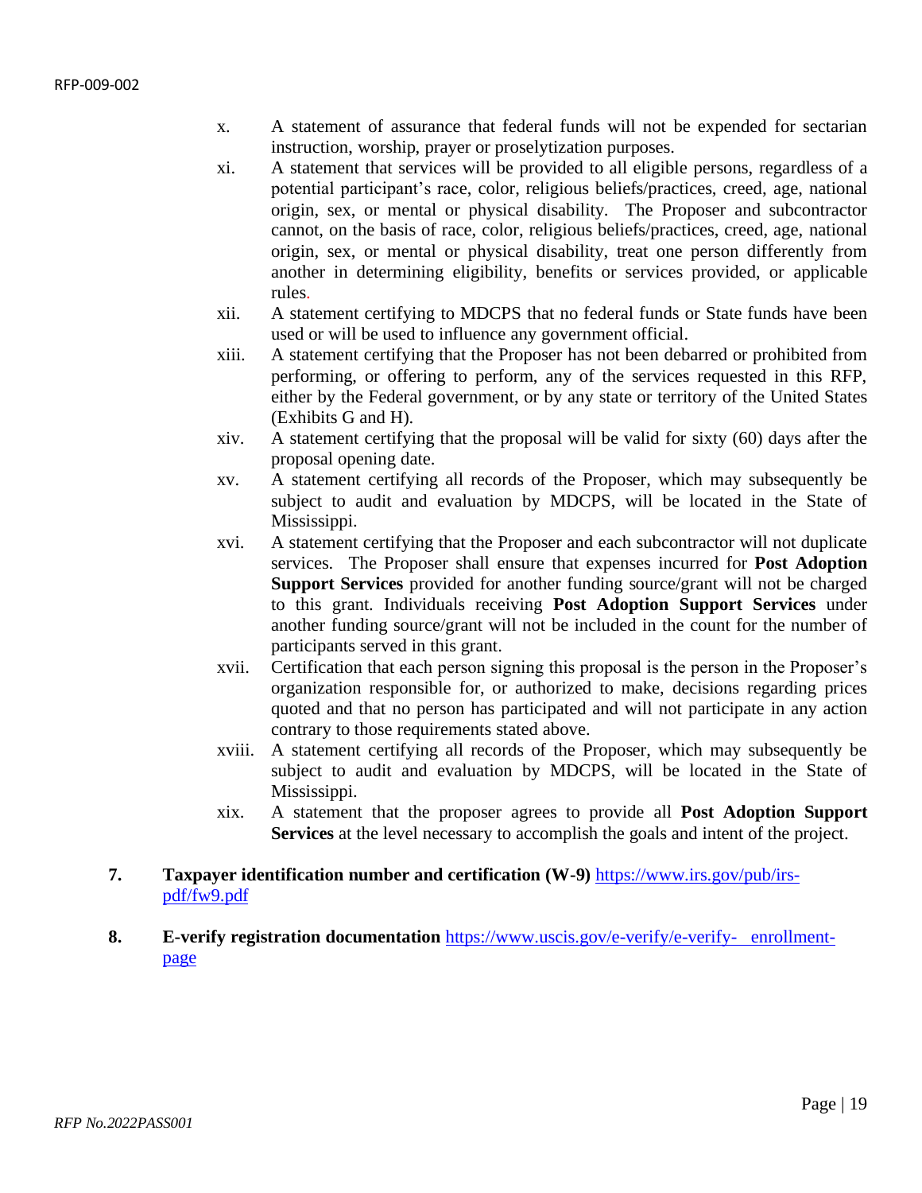x. A statement of assurance that federal funds will not be expended for sectarian instruction, worship, prayer or proselytization purposes.

xi. A statement that services will be provided to all eligible persons, regardless of a potential participant's race, color, religious beliefs/practices, creed, age, national origin, sex, or mental or physical disability. The Proposer and subcontractor cannot, on the basis of race, color, religious beliefs/practices, creed, age, national origin, sex, or mental or physical disability, treat one person differently from another in determining eligibility, benefits or services provided, or applicable rules.

xii. A statement certifying to MDCPS that no federal funds or State funds have been used or will be used to influence any government official.

xiii. A statement certifying that the Proposer has not been debarred or prohibited from performing, or offering to perform, any of the services requested in this RFP, either by the Federal government, or by any state or territory of the United States (Exhibits G and H).

xiv. A statement certifying that the proposal will be valid for sixty (60) days after the proposal opening date.

xv. A statement certifying all records of the Proposer, which may subsequently be subject to audit and evaluation by MDCPS, will be located in the State of Mississippi.

xvi. A statement certifying that the Proposer and each subcontractor will not duplicate services. The Proposer shall ensure that expenses incurred for **Post Adoption Support Services** provided for another funding source/grant will not be charged to this grant. Individuals receiving **Post Adoption Support Services** under another funding source/grant will not be included in the count for the number of participants served in this grant.

xvii. Certification that each person signing this proposal is the person in the Proposer's organization responsible for, or authorized to make, decisions regarding prices quoted and that no person has participated and will not participate in any action contrary to those requirements stated above.

xviii. A statement certifying all records of the Proposer, which may subsequently be subject to audit and evaluation by MDCPS, will be located in the State of Mississippi.

xix. A statement that the proposer agrees to provide all **Post Adoption Support Services** at the level necessary to accomplish the goals and intent of the project.

7. **Taxpayer identification number and certification (W-9)** https://www.irs.gov/pub/irs-pdf/fw9.pdf

8. **E-verify registration documentation** https://www.uscis.gov/e-verify/e-verify- enrollment-page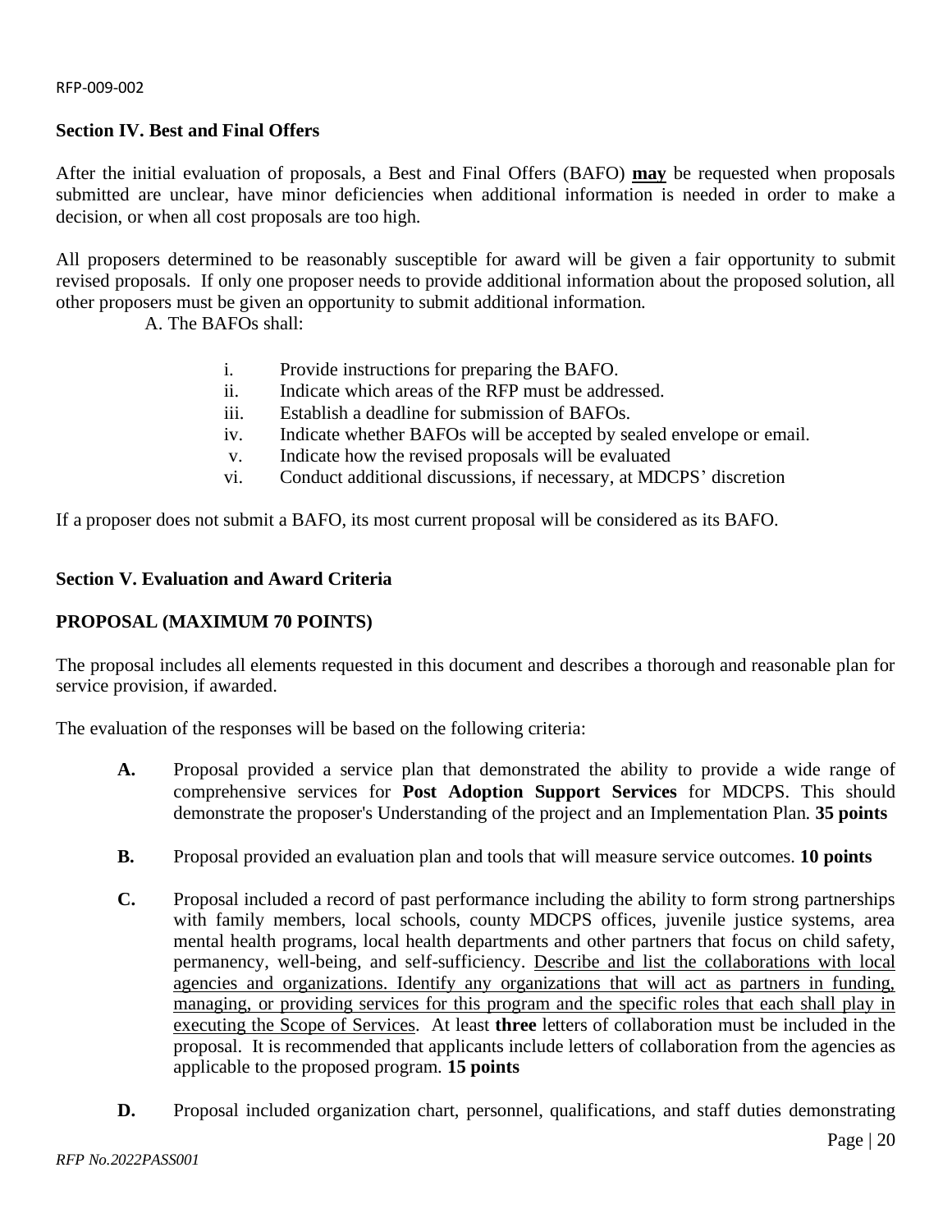## Section IV. Best and Final Offers

After the initial evaluation of proposals, a Best and Final Offers (BAFO) **may** be requested when proposals submitted are unclear, have minor deficiencies when additional information is needed in order to make a decision, or when all cost proposals are too high.

All proposers determined to be reasonably susceptible for award will be given a fair opportunity to submit revised proposals. If only one proposer needs to provide additional information about the proposed solution, all other proposers must be given an opportunity to submit additional information.

A. The BAFOs shall:

- i. Provide instructions for preparing the BAFO.
- ii. Indicate which areas of the RFP must be addressed.
- iii. Establish a deadline for submission of BAFOs.
- iv. Indicate whether BAFOs will be accepted by sealed envelope or email.
- v. Indicate how the revised proposals will be evaluated
- vi. Conduct additional discussions, if necessary, at MDCPS' discretion

If a proposer does not submit a BAFO, its most current proposal will be considered as its BAFO.

## Section V. Evaluation and Award Criteria

### PROPOSAL (MAXIMUM 70 POINTS)

The proposal includes all elements requested in this document and describes a thorough and reasonable plan for service provision, if awarded.

The evaluation of the responses will be based on the following criteria:

**A.** Proposal provided a service plan that demonstrated the ability to provide a wide range of comprehensive services for **Post Adoption Support Services** for MDCPS. This should demonstrate the proposer's Understanding of the project and an Implementation Plan. **35 points**

**B.** Proposal provided an evaluation plan and tools that will measure service outcomes. **10 points**

**C.** Proposal included a record of past performance including the ability to form strong partnerships with family members, local schools, county MDCPS offices, juvenile justice systems, area mental health programs, local health departments and other partners that focus on child safety, permanency, well-being, and self-sufficiency. Describe and list the collaborations with local agencies and organizations. Identify any organizations that will act as partners in funding, managing, or providing services for this program and the specific roles that each shall play in executing the Scope of Services. At least **three** letters of collaboration must be included in the proposal. It is recommended that applicants include letters of collaboration from the agencies as applicable to the proposed program. **15 points**

**D.** Proposal included organization chart, personnel, qualifications, and staff duties demonstrating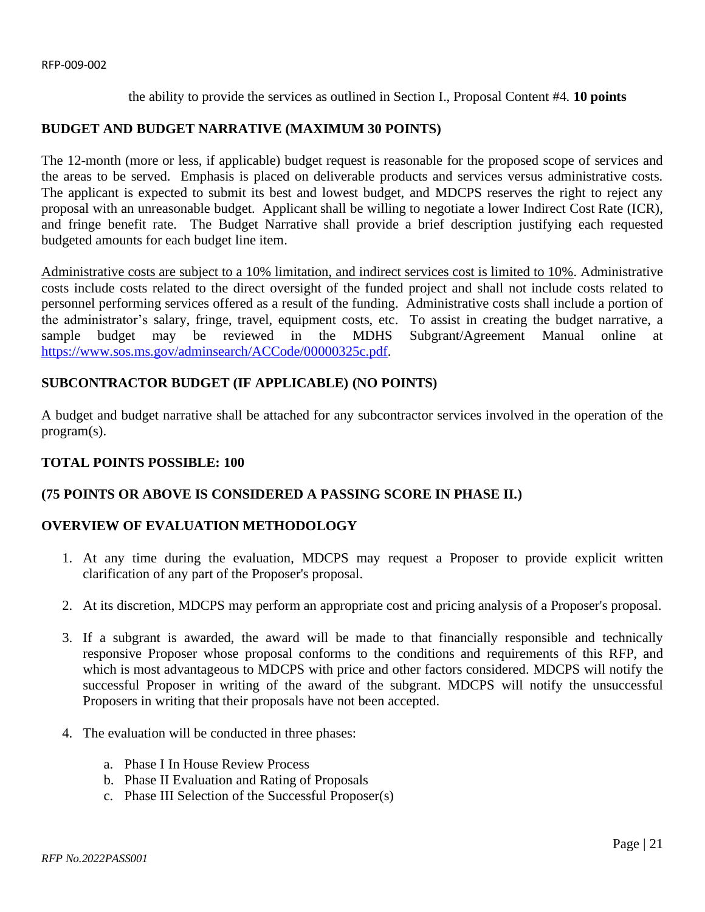the ability to provide the services as outlined in Section I., Proposal Content #4. **10 points**

**BUDGET AND BUDGET NARRATIVE (MAXIMUM 30 POINTS)**

The 12-month (more or less, if applicable) budget request is reasonable for the proposed scope of services and the areas to be served. Emphasis is placed on deliverable products and services versus administrative costs. The applicant is expected to submit its best and lowest budget, and MDCPS reserves the right to reject any proposal with an unreasonable budget. Applicant shall be willing to negotiate a lower Indirect Cost Rate (ICR), and fringe benefit rate. The Budget Narrative shall provide a brief description justifying each requested budgeted amounts for each budget line item.

Administrative costs are subject to a 10% limitation, and indirect services cost is limited to 10%. Administrative costs include costs related to the direct oversight of the funded project and shall not include costs related to personnel performing services offered as a result of the funding. Administrative costs shall include a portion of the administrator's salary, fringe, travel, equipment costs, etc. To assist in creating the budget narrative, a sample budget may be reviewed in the MDHS Subgrant/Agreement Manual online at https://www.sos.ms.gov/adminsearch/ACCode/00000325c.pdf.

**SUBCONTRACTOR BUDGET (IF APPLICABLE) (NO POINTS)**

A budget and budget narrative shall be attached for any subcontractor services involved in the operation of the program(s).

**TOTAL POINTS POSSIBLE: 100**

**(75 POINTS OR ABOVE IS CONSIDERED A PASSING SCORE IN PHASE II.)**

**OVERVIEW OF EVALUATION METHODOLOGY**

1. At any time during the evaluation, MDCPS may request a Proposer to provide explicit written clarification of any part of the Proposer's proposal.
2. At its discretion, MDCPS may perform an appropriate cost and pricing analysis of a Proposer's proposal.
3. If a subgrant is awarded, the award will be made to that financially responsible and technically responsive Proposer whose proposal conforms to the conditions and requirements of this RFP, and which is most advantageous to MDCPS with price and other factors considered. MDCPS will notify the successful Proposer in writing of the award of the subgrant. MDCPS will notify the unsuccessful Proposers in writing that their proposals have not been accepted.
4. The evaluation will be conducted in three phases:
   a. Phase I In House Review Process
   b. Phase II Evaluation and Rating of Proposals
   c. Phase III Selection of the Successful Proposer(s)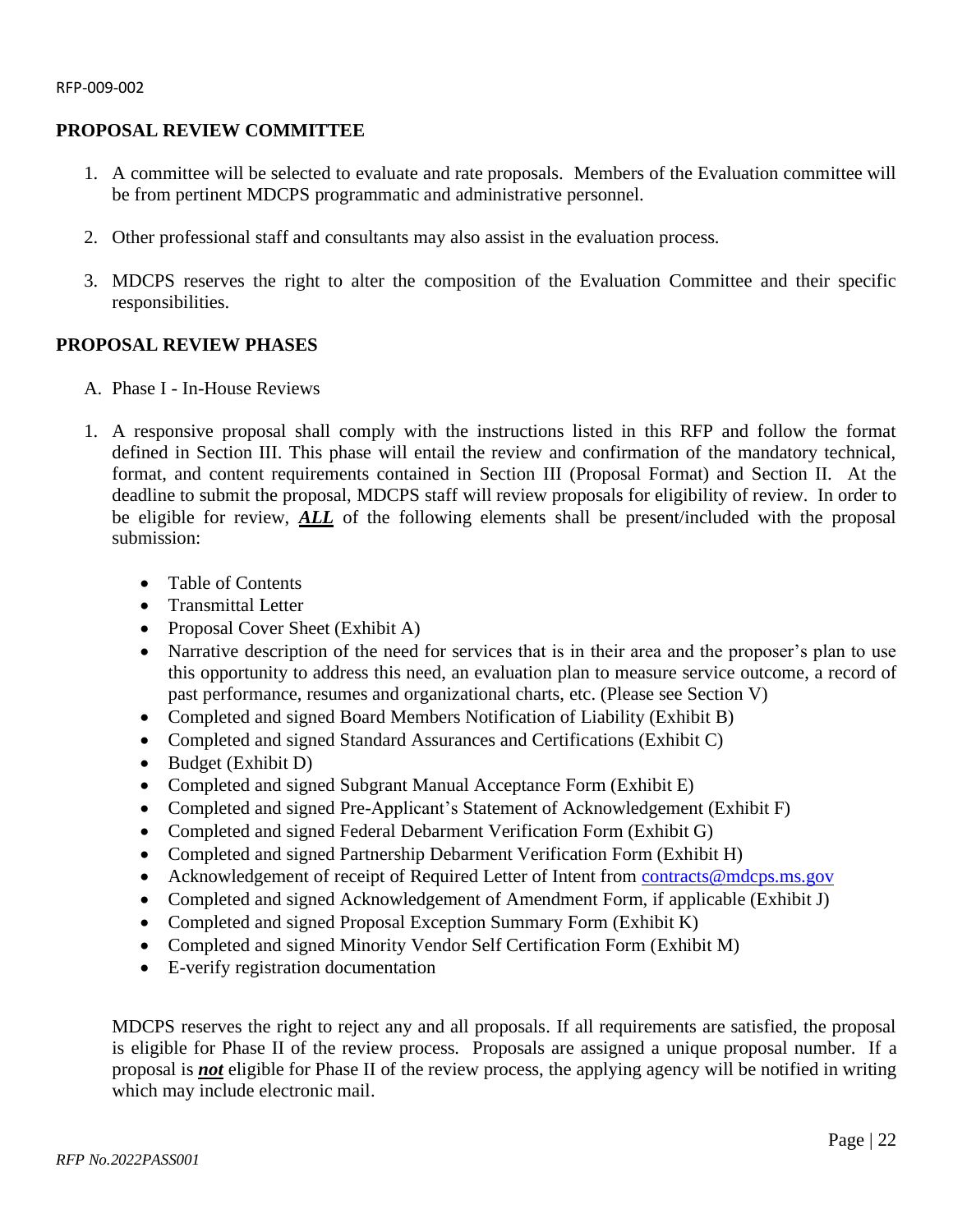## PROPOSAL REVIEW COMMITTEE

1. A committee will be selected to evaluate and rate proposals. Members of the Evaluation committee will be from pertinent MDCPS programmatic and administrative personnel.
2. Other professional staff and consultants may also assist in the evaluation process.
3. MDCPS reserves the right to alter the composition of the Evaluation Committee and their specific responsibilities.

## PROPOSAL REVIEW PHASES

A. Phase I - In-House Reviews

1. A responsive proposal shall comply with the instructions listed in this RFP and follow the format defined in Section III. This phase will entail the review and confirmation of the mandatory technical, format, and content requirements contained in Section III (Proposal Format) and Section II. At the deadline to submit the proposal, MDCPS staff will review proposals for eligibility of review. In order to be eligible for review, ***ALL*** of the following elements shall be present/included with the proposal submission:

   - Table of Contents
   - Transmittal Letter
   - Proposal Cover Sheet (Exhibit A)
   - Narrative description of the need for services that is in their area and the proposer's plan to use this opportunity to address this need, an evaluation plan to measure service outcome, a record of past performance, resumes and organizational charts, etc. (Please see Section V)
   - Completed and signed Board Members Notification of Liability (Exhibit B)
   - Completed and signed Standard Assurances and Certifications (Exhibit C)
   - Budget (Exhibit D)
   - Completed and signed Subgrant Manual Acceptance Form (Exhibit E)
   - Completed and signed Pre-Applicant's Statement of Acknowledgement (Exhibit F)
   - Completed and signed Federal Debarment Verification Form (Exhibit G)
   - Completed and signed Partnership Debarment Verification Form (Exhibit H)
   - Acknowledgement of receipt of Required Letter of Intent from contracts@mdcps.ms.gov
   - Completed and signed Acknowledgement of Amendment Form, if applicable (Exhibit J)
   - Completed and signed Proposal Exception Summary Form (Exhibit K)
   - Completed and signed Minority Vendor Self Certification Form (Exhibit M)
   - E-verify registration documentation

   MDCPS reserves the right to reject any and all proposals. If all requirements are satisfied, the proposal is eligible for Phase II of the review process. Proposals are assigned a unique proposal number. If a proposal is ***not*** eligible for Phase II of the review process, the applying agency will be notified in writing which may include electronic mail.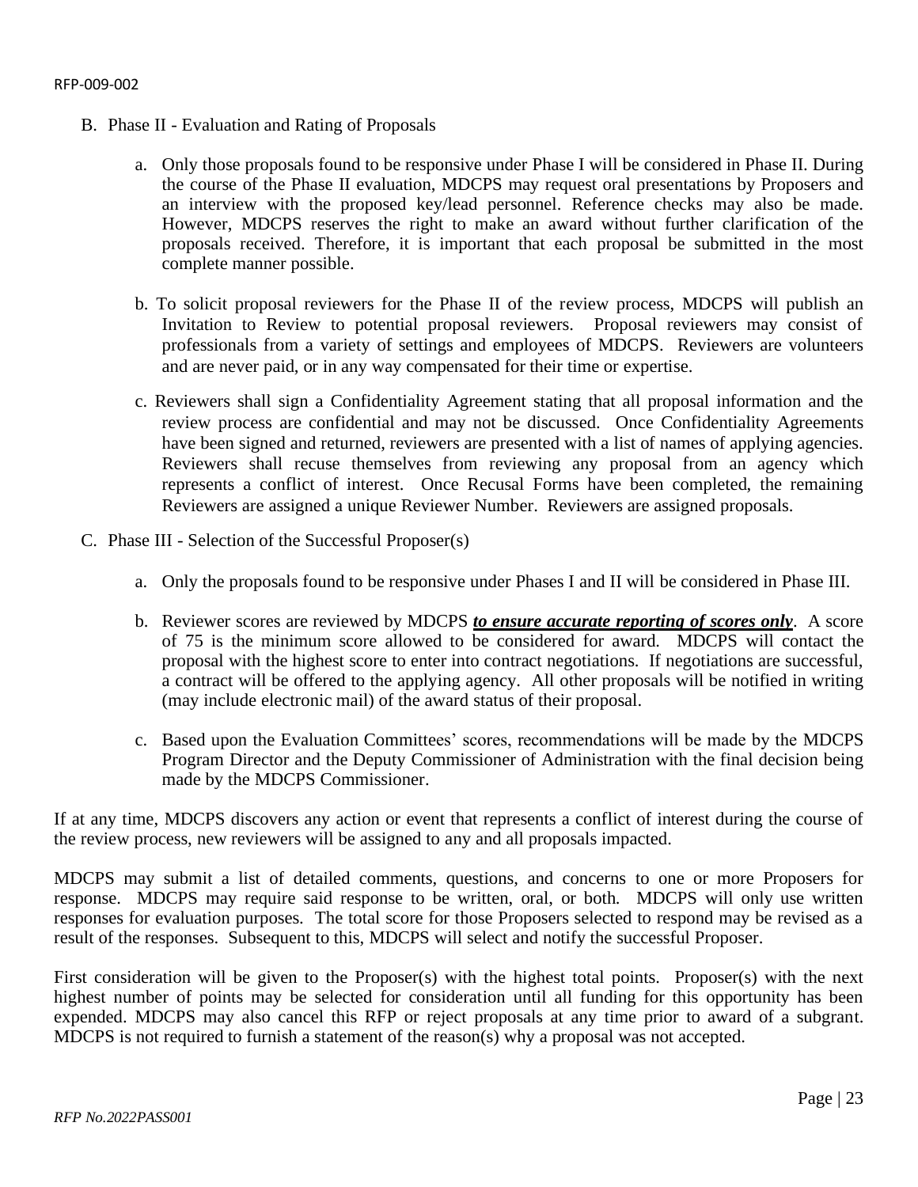B. Phase II - Evaluation and Rating of Proposals

   a. Only those proposals found to be responsive under Phase I will be considered in Phase II. During the course of the Phase II evaluation, MDCPS may request oral presentations by Proposers and an interview with the proposed key/lead personnel. Reference checks may also be made. However, MDCPS reserves the right to make an award without further clarification of the proposals received. Therefore, it is important that each proposal be submitted in the most complete manner possible.

   b. To solicit proposal reviewers for the Phase II of the review process, MDCPS will publish an Invitation to Review to potential proposal reviewers. Proposal reviewers may consist of professionals from a variety of settings and employees of MDCPS. Reviewers are volunteers and are never paid, or in any way compensated for their time or expertise.

   c. Reviewers shall sign a Confidentiality Agreement stating that all proposal information and the review process are confidential and may not be discussed. Once Confidentiality Agreements have been signed and returned, reviewers are presented with a list of names of applying agencies. Reviewers shall recuse themselves from reviewing any proposal from an agency which represents a conflict of interest. Once Recusal Forms have been completed, the remaining Reviewers are assigned a unique Reviewer Number. Reviewers are assigned proposals.

C. Phase III - Selection of the Successful Proposer(s)

   a. Only the proposals found to be responsive under Phases I and II will be considered in Phase III.

   b. Reviewer scores are reviewed by MDCPS ***to ensure accurate reporting of scores only***. A score of 75 is the minimum score allowed to be considered for award. MDCPS will contact the proposal with the highest score to enter into contract negotiations. If negotiations are successful, a contract will be offered to the applying agency. All other proposals will be notified in writing (may include electronic mail) of the award status of their proposal.

   c. Based upon the Evaluation Committees' scores, recommendations will be made by the MDCPS Program Director and the Deputy Commissioner of Administration with the final decision being made by the MDCPS Commissioner.

If at any time, MDCPS discovers any action or event that represents a conflict of interest during the course of the review process, new reviewers will be assigned to any and all proposals impacted.

MDCPS may submit a list of detailed comments, questions, and concerns to one or more Proposers for response. MDCPS may require said response to be written, oral, or both. MDCPS will only use written responses for evaluation purposes. The total score for those Proposers selected to respond may be revised as a result of the responses. Subsequent to this, MDCPS will select and notify the successful Proposer.

First consideration will be given to the Proposer(s) with the highest total points. Proposer(s) with the next highest number of points may be selected for consideration until all funding for this opportunity has been expended. MDCPS may also cancel this RFP or reject proposals at any time prior to award of a subgrant. MDCPS is not required to furnish a statement of the reason(s) why a proposal was not accepted.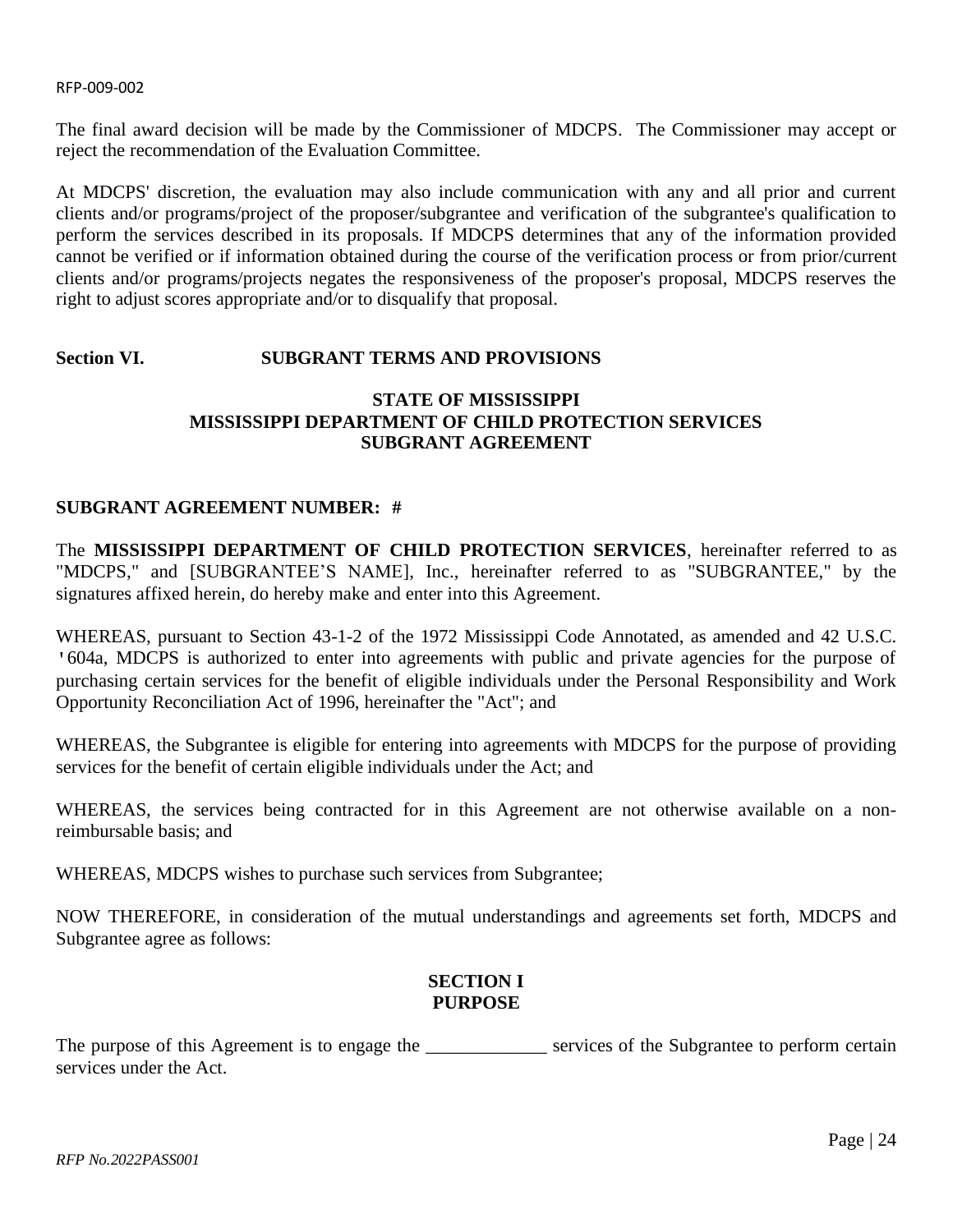The final award decision will be made by the Commissioner of MDCPS. The Commissioner may accept or reject the recommendation of the Evaluation Committee.

At MDCPS' discretion, the evaluation may also include communication with any and all prior and current clients and/or programs/project of the proposer/subgrantee and verification of the subgrantee's qualification to perform the services described in its proposals. If MDCPS determines that any of the information provided cannot be verified or if information obtained during the course of the verification process or from prior/current clients and/or programs/projects negates the responsiveness of the proposer's proposal, MDCPS reserves the right to adjust scores appropriate and/or to disqualify that proposal.

## Section VI. SUBGRANT TERMS AND PROVISIONS

**STATE OF MISSISSIPPI**
**MISSISSIPPI DEPARTMENT OF CHILD PROTECTION SERVICES**
**SUBGRANT AGREEMENT**

**SUBGRANT AGREEMENT NUMBER: #**

The **MISSISSIPPI DEPARTMENT OF CHILD PROTECTION SERVICES**, hereinafter referred to as "MDCPS," and [SUBGRANTEE'S NAME], Inc., hereinafter referred to as "SUBGRANTEE," by the signatures affixed herein, do hereby make and enter into this Agreement.

WHEREAS, pursuant to Section 43-1-2 of the 1972 Mississippi Code Annotated, as amended and 42 U.S.C. '604a, MDCPS is authorized to enter into agreements with public and private agencies for the purpose of purchasing certain services for the benefit of eligible individuals under the Personal Responsibility and Work Opportunity Reconciliation Act of 1996, hereinafter the "Act"; and

WHEREAS, the Subgrantee is eligible for entering into agreements with MDCPS for the purpose of providing services for the benefit of certain eligible individuals under the Act; and

WHEREAS, the services being contracted for in this Agreement are not otherwise available on a non-reimbursable basis; and

WHEREAS, MDCPS wishes to purchase such services from Subgrantee;

NOW THEREFORE, in consideration of the mutual understandings and agreements set forth, MDCPS and Subgrantee agree as follows:

**SECTION I**
**PURPOSE**

The purpose of this Agreement is to engage the _____________ services of the Subgrantee to perform certain services under the Act.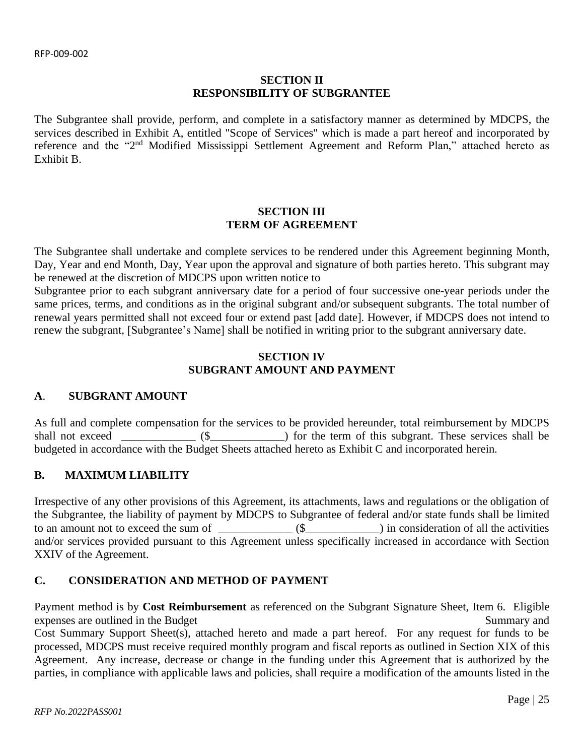## SECTION II
## RESPONSIBILITY OF SUBGRANTEE

The Subgrantee shall provide, perform, and complete in a satisfactory manner as determined by MDCPS, the services described in Exhibit A, entitled "Scope of Services" which is made a part hereof and incorporated by reference and the "2nd Modified Mississippi Settlement Agreement and Reform Plan," attached hereto as Exhibit B.

## SECTION III
## TERM OF AGREEMENT

The Subgrantee shall undertake and complete services to be rendered under this Agreement beginning Month, Day, Year and end Month, Day, Year upon the approval and signature of both parties hereto. This subgrant may be renewed at the discretion of MDCPS upon written notice to Subgrantee prior to each subgrant anniversary date for a period of four successive one-year periods under the same prices, terms, and conditions as in the original subgrant and/or subsequent subgrants. The total number of renewal years permitted shall not exceed four or extend past [add date]. However, if MDCPS does not intend to renew the subgrant, [Subgrantee's Name] shall be notified in writing prior to the subgrant anniversary date.

## SECTION IV
## SUBGRANT AMOUNT AND PAYMENT

### A. SUBGRANT AMOUNT

As full and complete compensation for the services to be provided hereunder, total reimbursement by MDCPS shall not exceed _____________ ($_____________) for the term of this subgrant. These services shall be budgeted in accordance with the Budget Sheets attached hereto as Exhibit C and incorporated herein.

### B. MAXIMUM LIABILITY

Irrespective of any other provisions of this Agreement, its attachments, laws and regulations or the obligation of the Subgrantee, the liability of payment by MDCPS to Subgrantee of federal and/or state funds shall be limited to an amount not to exceed the sum of _____________ ($_____________) in consideration of all the activities and/or services provided pursuant to this Agreement unless specifically increased in accordance with Section XXIV of the Agreement.

### C. CONSIDERATION AND METHOD OF PAYMENT

Payment method is by **Cost Reimbursement** as referenced on the Subgrant Signature Sheet, Item 6. Eligible expenses are outlined in the Budget Summary and Cost Summary Support Sheet(s), attached hereto and made a part hereof. For any request for funds to be processed, MDCPS must receive required monthly program and fiscal reports as outlined in Section XIX of this Agreement. Any increase, decrease or change in the funding under this Agreement that is authorized by the parties, in compliance with applicable laws and policies, shall require a modification of the amounts listed in the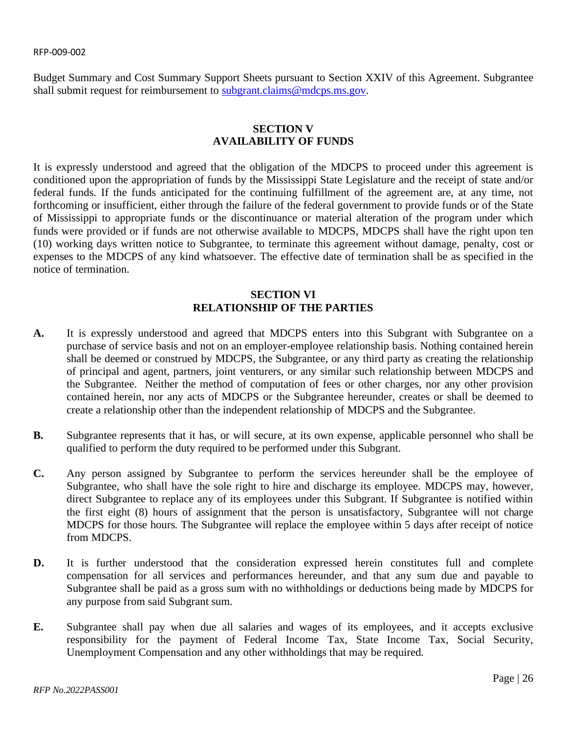Budget Summary and Cost Summary Support Sheets pursuant to Section XXIV of this Agreement. Subgrantee shall submit request for reimbursement to [subgrant.claims@mdcps.ms.gov](mailto:subgrant.claims@mdcps.ms.gov).

## SECTION V
## AVAILABILITY OF FUNDS

It is expressly understood and agreed that the obligation of the MDCPS to proceed under this agreement is conditioned upon the appropriation of funds by the Mississippi State Legislature and the receipt of state and/or federal funds. If the funds anticipated for the continuing fulfillment of the agreement are, at any time, not forthcoming or insufficient, either through the failure of the federal government to provide funds or of the State of Mississippi to appropriate funds or the discontinuance or material alteration of the program under which funds were provided or if funds are not otherwise available to MDCPS, MDCPS shall have the right upon ten (10) working days written notice to Subgrantee, to terminate this agreement without damage, penalty, cost or expenses to the MDCPS of any kind whatsoever. The effective date of termination shall be as specified in the notice of termination.

## SECTION VI
## RELATIONSHIP OF THE PARTIES

**A.** It is expressly understood and agreed that MDCPS enters into this Subgrant with Subgrantee on a purchase of service basis and not on an employer-employee relationship basis. Nothing contained herein shall be deemed or construed by MDCPS, the Subgrantee, or any third party as creating the relationship of principal and agent, partners, joint venturers, or any similar such relationship between MDCPS and the Subgrantee. Neither the method of computation of fees or other charges, nor any other provision contained herein, nor any acts of MDCPS or the Subgrantee hereunder, creates or shall be deemed to create a relationship other than the independent relationship of MDCPS and the Subgrantee.

**B.** Subgrantee represents that it has, or will secure, at its own expense, applicable personnel who shall be qualified to perform the duty required to be performed under this Subgrant.

**C.** Any person assigned by Subgrantee to perform the services hereunder shall be the employee of Subgrantee, who shall have the sole right to hire and discharge its employee. MDCPS may, however, direct Subgrantee to replace any of its employees under this Subgrant. If Subgrantee is notified within the first eight (8) hours of assignment that the person is unsatisfactory, Subgrantee will not charge MDCPS for those hours. The Subgrantee will replace the employee within 5 days after receipt of notice from MDCPS.

**D.** It is further understood that the consideration expressed herein constitutes full and complete compensation for all services and performances hereunder, and that any sum due and payable to Subgrantee shall be paid as a gross sum with no withholdings or deductions being made by MDCPS for any purpose from said Subgrant sum.

**E.** Subgrantee shall pay when due all salaries and wages of its employees, and it accepts exclusive responsibility for the payment of Federal Income Tax, State Income Tax, Social Security, Unemployment Compensation and any other withholdings that may be required.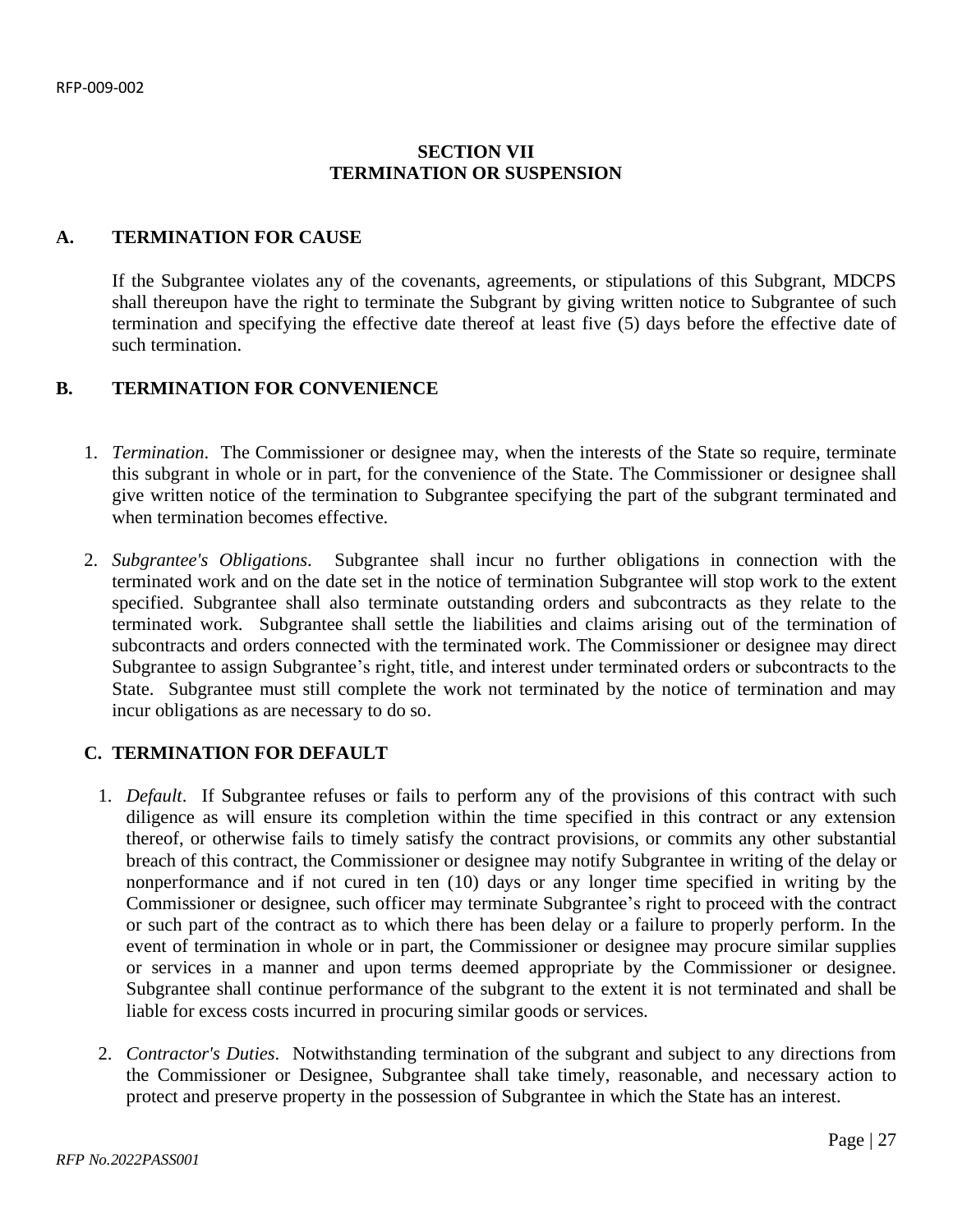## SECTION VII
## TERMINATION OR SUSPENSION

### A. TERMINATION FOR CAUSE

If the Subgrantee violates any of the covenants, agreements, or stipulations of this Subgrant, MDCPS shall thereupon have the right to terminate the Subgrant by giving written notice to Subgrantee of such termination and specifying the effective date thereof at least five (5) days before the effective date of such termination.

### B. TERMINATION FOR CONVENIENCE

1. *Termination*. The Commissioner or designee may, when the interests of the State so require, terminate this subgrant in whole or in part, for the convenience of the State. The Commissioner or designee shall give written notice of the termination to Subgrantee specifying the part of the subgrant terminated and when termination becomes effective.

2. *Subgrantee's Obligations*. Subgrantee shall incur no further obligations in connection with the terminated work and on the date set in the notice of termination Subgrantee will stop work to the extent specified. Subgrantee shall also terminate outstanding orders and subcontracts as they relate to the terminated work. Subgrantee shall settle the liabilities and claims arising out of the termination of subcontracts and orders connected with the terminated work. The Commissioner or designee may direct Subgrantee to assign Subgrantee's right, title, and interest under terminated orders or subcontracts to the State. Subgrantee must still complete the work not terminated by the notice of termination and may incur obligations as are necessary to do so.

### C. TERMINATION FOR DEFAULT

1. *Default*. If Subgrantee refuses or fails to perform any of the provisions of this contract with such diligence as will ensure its completion within the time specified in this contract or any extension thereof, or otherwise fails to timely satisfy the contract provisions, or commits any other substantial breach of this contract, the Commissioner or designee may notify Subgrantee in writing of the delay or nonperformance and if not cured in ten (10) days or any longer time specified in writing by the Commissioner or designee, such officer may terminate Subgrantee's right to proceed with the contract or such part of the contract as to which there has been delay or a failure to properly perform. In the event of termination in whole or in part, the Commissioner or designee may procure similar supplies or services in a manner and upon terms deemed appropriate by the Commissioner or designee. Subgrantee shall continue performance of the subgrant to the extent it is not terminated and shall be liable for excess costs incurred in procuring similar goods or services.

2. *Contractor's Duties*. Notwithstanding termination of the subgrant and subject to any directions from the Commissioner or Designee, Subgrantee shall take timely, reasonable, and necessary action to protect and preserve property in the possession of Subgrantee in which the State has an interest.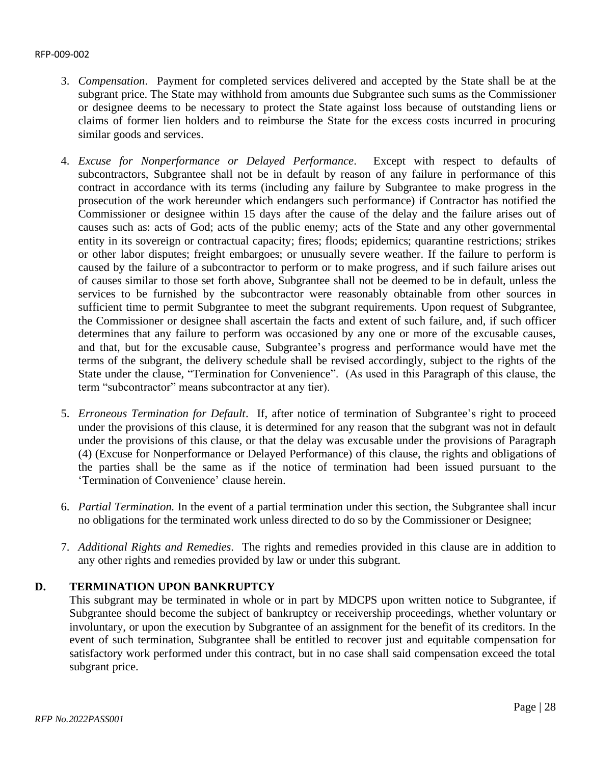3. *Compensation*. Payment for completed services delivered and accepted by the State shall be at the subgrant price. The State may withhold from amounts due Subgrantee such sums as the Commissioner or designee deems to be necessary to protect the State against loss because of outstanding liens or claims of former lien holders and to reimburse the State for the excess costs incurred in procuring similar goods and services.

4. *Excuse for Nonperformance or Delayed Performance*. Except with respect to defaults of subcontractors, Subgrantee shall not be in default by reason of any failure in performance of this contract in accordance with its terms (including any failure by Subgrantee to make progress in the prosecution of the work hereunder which endangers such performance) if Contractor has notified the Commissioner or designee within 15 days after the cause of the delay and the failure arises out of causes such as: acts of God; acts of the public enemy; acts of the State and any other governmental entity in its sovereign or contractual capacity; fires; floods; epidemics; quarantine restrictions; strikes or other labor disputes; freight embargoes; or unusually severe weather. If the failure to perform is caused by the failure of a subcontractor to perform or to make progress, and if such failure arises out of causes similar to those set forth above, Subgrantee shall not be deemed to be in default, unless the services to be furnished by the subcontractor were reasonably obtainable from other sources in sufficient time to permit Subgrantee to meet the subgrant requirements. Upon request of Subgrantee, the Commissioner or designee shall ascertain the facts and extent of such failure, and, if such officer determines that any failure to perform was occasioned by any one or more of the excusable causes, and that, but for the excusable cause, Subgrantee's progress and performance would have met the terms of the subgrant, the delivery schedule shall be revised accordingly, subject to the rights of the State under the clause, "Termination for Convenience". (As used in this Paragraph of this clause, the term "subcontractor" means subcontractor at any tier).

5. *Erroneous Termination for Default*. If, after notice of termination of Subgrantee's right to proceed under the provisions of this clause, it is determined for any reason that the subgrant was not in default under the provisions of this clause, or that the delay was excusable under the provisions of Paragraph (4) (Excuse for Nonperformance or Delayed Performance) of this clause, the rights and obligations of the parties shall be the same as if the notice of termination had been issued pursuant to the 'Termination of Convenience' clause herein.

6. *Partial Termination.* In the event of a partial termination under this section, the Subgrantee shall incur no obligations for the terminated work unless directed to do so by the Commissioner or Designee;

7. *Additional Rights and Remedies*. The rights and remedies provided in this clause are in addition to any other rights and remedies provided by law or under this subgrant.

## D. TERMINATION UPON BANKRUPTCY

This subgrant may be terminated in whole or in part by MDCPS upon written notice to Subgrantee, if Subgrantee should become the subject of bankruptcy or receivership proceedings, whether voluntary or involuntary, or upon the execution by Subgrantee of an assignment for the benefit of its creditors. In the event of such termination, Subgrantee shall be entitled to recover just and equitable compensation for satisfactory work performed under this contract, but in no case shall said compensation exceed the total subgrant price.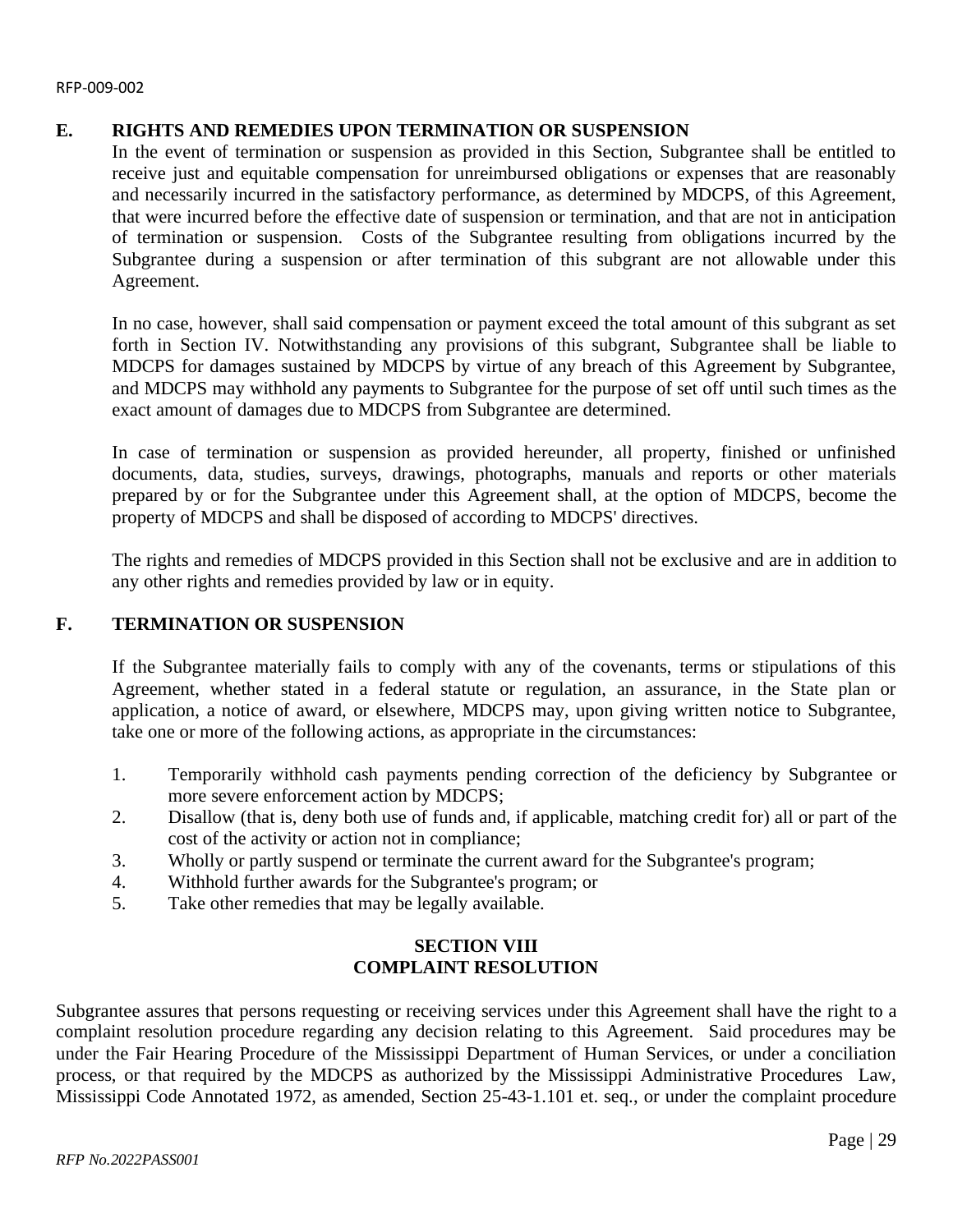### E. RIGHTS AND REMEDIES UPON TERMINATION OR SUSPENSION

In the event of termination or suspension as provided in this Section, Subgrantee shall be entitled to receive just and equitable compensation for unreimbursed obligations or expenses that are reasonably and necessarily incurred in the satisfactory performance, as determined by MDCPS, of this Agreement, that were incurred before the effective date of suspension or termination, and that are not in anticipation of termination or suspension. Costs of the Subgrantee resulting from obligations incurred by the Subgrantee during a suspension or after termination of this subgrant are not allowable under this Agreement.

In no case, however, shall said compensation or payment exceed the total amount of this subgrant as set forth in Section IV. Notwithstanding any provisions of this subgrant, Subgrantee shall be liable to MDCPS for damages sustained by MDCPS by virtue of any breach of this Agreement by Subgrantee, and MDCPS may withhold any payments to Subgrantee for the purpose of set off until such times as the exact amount of damages due to MDCPS from Subgrantee are determined.

In case of termination or suspension as provided hereunder, all property, finished or unfinished documents, data, studies, surveys, drawings, photographs, manuals and reports or other materials prepared by or for the Subgrantee under this Agreement shall, at the option of MDCPS, become the property of MDCPS and shall be disposed of according to MDCPS' directives.

The rights and remedies of MDCPS provided in this Section shall not be exclusive and are in addition to any other rights and remedies provided by law or in equity.

### F. TERMINATION OR SUSPENSION

If the Subgrantee materially fails to comply with any of the covenants, terms or stipulations of this Agreement, whether stated in a federal statute or regulation, an assurance, in the State plan or application, a notice of award, or elsewhere, MDCPS may, upon giving written notice to Subgrantee, take one or more of the following actions, as appropriate in the circumstances:

1. Temporarily withhold cash payments pending correction of the deficiency by Subgrantee or more severe enforcement action by MDCPS;
2. Disallow (that is, deny both use of funds and, if applicable, matching credit for) all or part of the cost of the activity or action not in compliance;
3. Wholly or partly suspend or terminate the current award for the Subgrantee's program;
4. Withhold further awards for the Subgrantee's program; or
5. Take other remedies that may be legally available.

## SECTION VIII
## COMPLAINT RESOLUTION

Subgrantee assures that persons requesting or receiving services under this Agreement shall have the right to a complaint resolution procedure regarding any decision relating to this Agreement. Said procedures may be under the Fair Hearing Procedure of the Mississippi Department of Human Services, or under a conciliation process, or that required by the MDCPS as authorized by the Mississippi Administrative Procedures Law, Mississippi Code Annotated 1972, as amended, Section 25-43-1.101 et. seq., or under the complaint procedure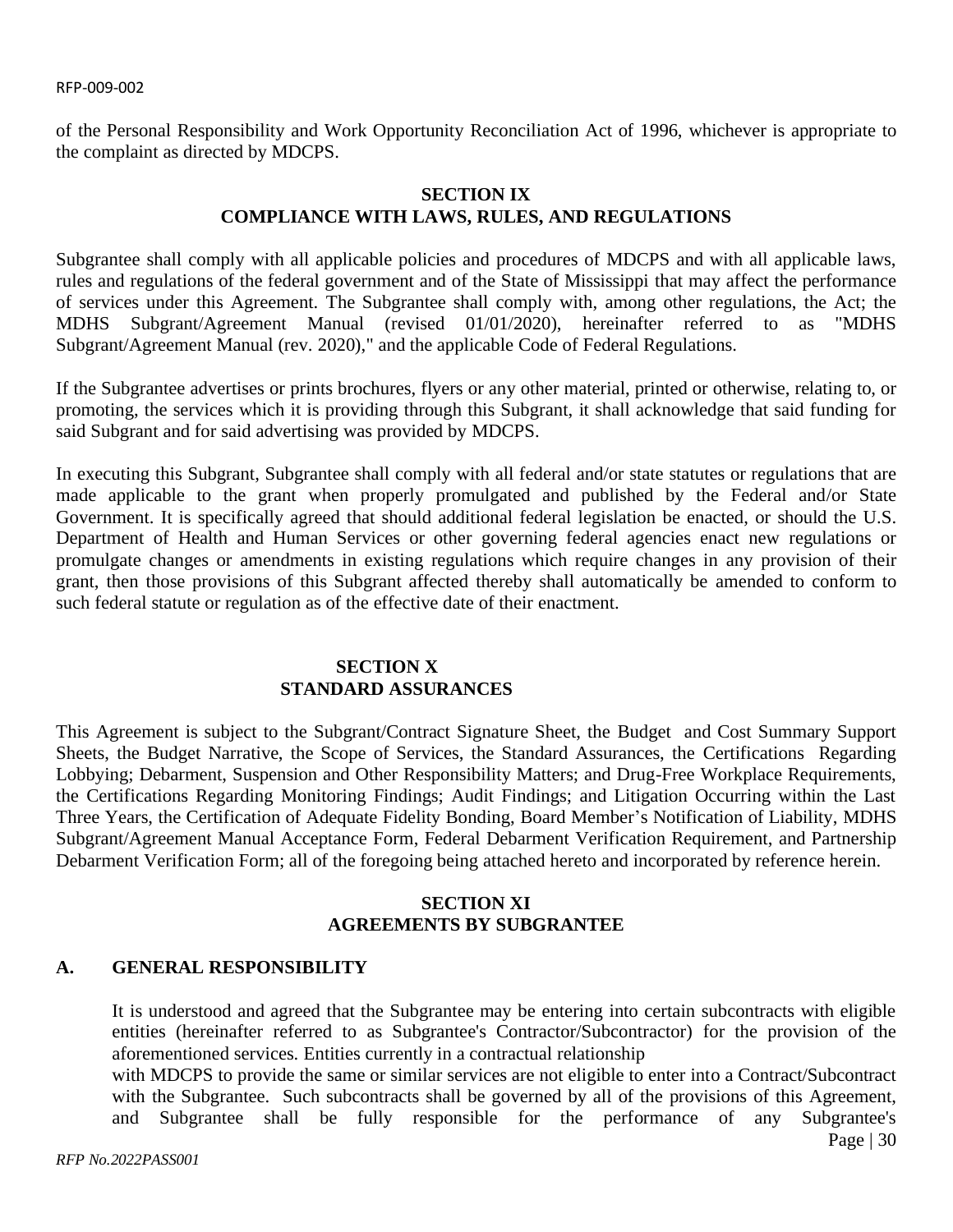of the Personal Responsibility and Work Opportunity Reconciliation Act of 1996, whichever is appropriate to the complaint as directed by MDCPS.

## SECTION IX
## COMPLIANCE WITH LAWS, RULES, AND REGULATIONS

Subgrantee shall comply with all applicable policies and procedures of MDCPS and with all applicable laws, rules and regulations of the federal government and of the State of Mississippi that may affect the performance of services under this Agreement. The Subgrantee shall comply with, among other regulations, the Act; the MDHS Subgrant/Agreement Manual (revised 01/01/2020), hereinafter referred to as "MDHS Subgrant/Agreement Manual (rev. 2020)," and the applicable Code of Federal Regulations.

If the Subgrantee advertises or prints brochures, flyers or any other material, printed or otherwise, relating to, or promoting, the services which it is providing through this Subgrant, it shall acknowledge that said funding for said Subgrant and for said advertising was provided by MDCPS.

In executing this Subgrant, Subgrantee shall comply with all federal and/or state statutes or regulations that are made applicable to the grant when properly promulgated and published by the Federal and/or State Government. It is specifically agreed that should additional federal legislation be enacted, or should the U.S. Department of Health and Human Services or other governing federal agencies enact new regulations or promulgate changes or amendments in existing regulations which require changes in any provision of their grant, then those provisions of this Subgrant affected thereby shall automatically be amended to conform to such federal statute or regulation as of the effective date of their enactment.

## SECTION X
## STANDARD ASSURANCES

This Agreement is subject to the Subgrant/Contract Signature Sheet, the Budget and Cost Summary Support Sheets, the Budget Narrative, the Scope of Services, the Standard Assurances, the Certifications Regarding Lobbying; Debarment, Suspension and Other Responsibility Matters; and Drug-Free Workplace Requirements, the Certifications Regarding Monitoring Findings; Audit Findings; and Litigation Occurring within the Last Three Years, the Certification of Adequate Fidelity Bonding, Board Member's Notification of Liability, MDHS Subgrant/Agreement Manual Acceptance Form, Federal Debarment Verification Requirement, and Partnership Debarment Verification Form; all of the foregoing being attached hereto and incorporated by reference herein.

## SECTION XI
## AGREEMENTS BY SUBGRANTEE

### A. GENERAL RESPONSIBILITY

It is understood and agreed that the Subgrantee may be entering into certain subcontracts with eligible entities (hereinafter referred to as Subgrantee's Contractor/Subcontractor) for the provision of the aforementioned services. Entities currently in a contractual relationship with MDCPS to provide the same or similar services are not eligible to enter into a Contract/Subcontract with the Subgrantee. Such subcontracts shall be governed by all of the provisions of this Agreement, and Subgrantee shall be fully responsible for the performance of any Subgrantee's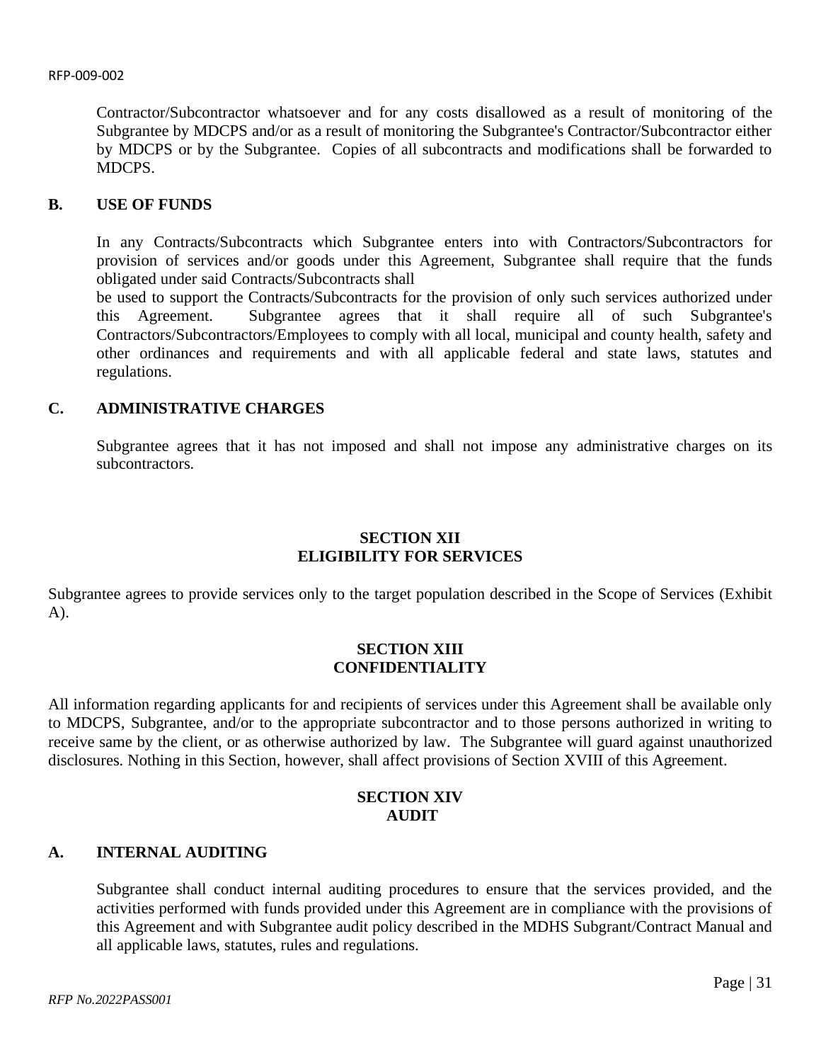Contractor/Subcontractor whatsoever and for any costs disallowed as a result of monitoring of the Subgrantee by MDCPS and/or as a result of monitoring the Subgrantee's Contractor/Subcontractor either by MDCPS or by the Subgrantee. Copies of all subcontracts and modifications shall be forwarded to MDCPS.

**B. USE OF FUNDS**

In any Contracts/Subcontracts which Subgrantee enters into with Contractors/Subcontractors for provision of services and/or goods under this Agreement, Subgrantee shall require that the funds obligated under said Contracts/Subcontracts shall
be used to support the Contracts/Subcontracts for the provision of only such services authorized under this Agreement. Subgrantee agrees that it shall require all of such Subgrantee's Contractors/Subcontractors/Employees to comply with all local, municipal and county health, safety and other ordinances and requirements and with all applicable federal and state laws, statutes and regulations.

**C. ADMINISTRATIVE CHARGES**

Subgrantee agrees that it has not imposed and shall not impose any administrative charges on its subcontractors.

## SECTION XII
## ELIGIBILITY FOR SERVICES

Subgrantee agrees to provide services only to the target population described in the Scope of Services (Exhibit A).

## SECTION XIII
## CONFIDENTIALITY

All information regarding applicants for and recipients of services under this Agreement shall be available only to MDCPS, Subgrantee, and/or to the appropriate subcontractor and to those persons authorized in writing to receive same by the client, or as otherwise authorized by law. The Subgrantee will guard against unauthorized disclosures. Nothing in this Section, however, shall affect provisions of Section XVIII of this Agreement.

## SECTION XIV
## AUDIT

**A. INTERNAL AUDITING**

Subgrantee shall conduct internal auditing procedures to ensure that the services provided, and the activities performed with funds provided under this Agreement are in compliance with the provisions of this Agreement and with Subgrantee audit policy described in the MDHS Subgrant/Contract Manual and all applicable laws, statutes, rules and regulations.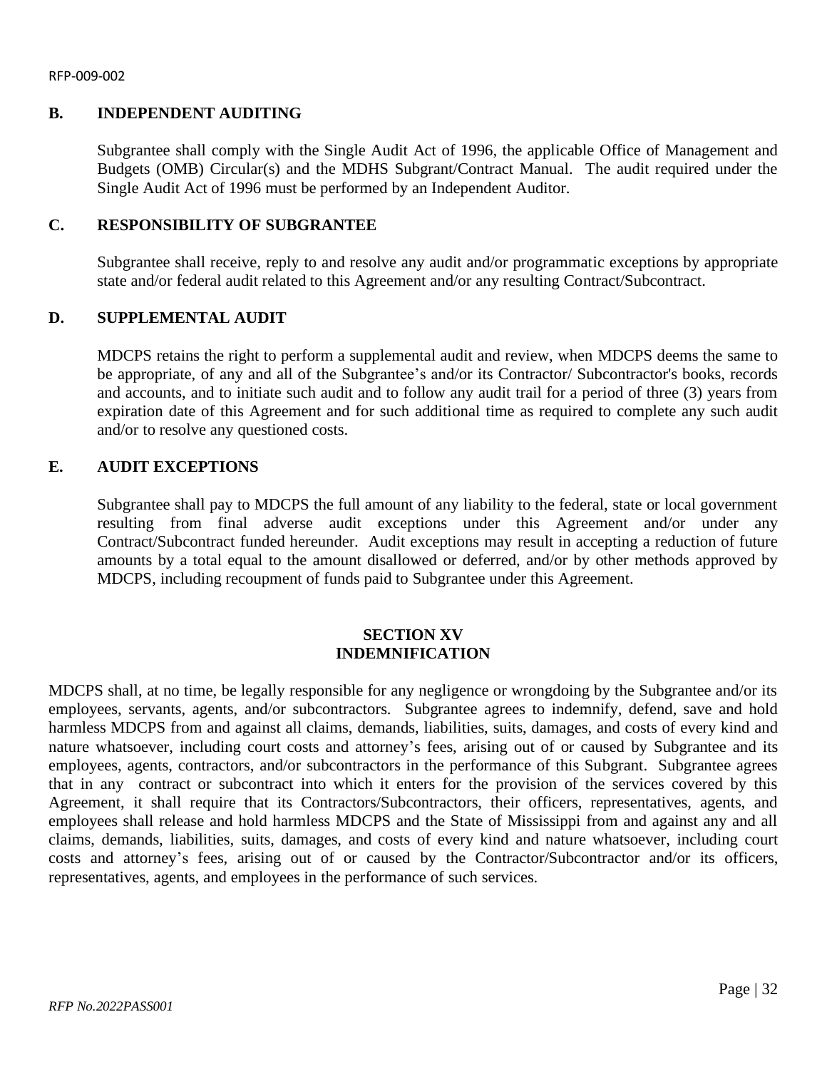### B. INDEPENDENT AUDITING

Subgrantee shall comply with the Single Audit Act of 1996, the applicable Office of Management and Budgets (OMB) Circular(s) and the MDHS Subgrant/Contract Manual. The audit required under the Single Audit Act of 1996 must be performed by an Independent Auditor.

### C. RESPONSIBILITY OF SUBGRANTEE

Subgrantee shall receive, reply to and resolve any audit and/or programmatic exceptions by appropriate state and/or federal audit related to this Agreement and/or any resulting Contract/Subcontract.

### D. SUPPLEMENTAL AUDIT

MDCPS retains the right to perform a supplemental audit and review, when MDCPS deems the same to be appropriate, of any and all of the Subgrantee's and/or its Contractor/ Subcontractor's books, records and accounts, and to initiate such audit and to follow any audit trail for a period of three (3) years from expiration date of this Agreement and for such additional time as required to complete any such audit and/or to resolve any questioned costs.

### E. AUDIT EXCEPTIONS

Subgrantee shall pay to MDCPS the full amount of any liability to the federal, state or local government resulting from final adverse audit exceptions under this Agreement and/or under any Contract/Subcontract funded hereunder. Audit exceptions may result in accepting a reduction of future amounts by a total equal to the amount disallowed or deferred, and/or by other methods approved by MDCPS, including recoupment of funds paid to Subgrantee under this Agreement.

## SECTION XV
## INDEMNIFICATION

MDCPS shall, at no time, be legally responsible for any negligence or wrongdoing by the Subgrantee and/or its employees, servants, agents, and/or subcontractors. Subgrantee agrees to indemnify, defend, save and hold harmless MDCPS from and against all claims, demands, liabilities, suits, damages, and costs of every kind and nature whatsoever, including court costs and attorney's fees, arising out of or caused by Subgrantee and its employees, agents, contractors, and/or subcontractors in the performance of this Subgrant. Subgrantee agrees that in any contract or subcontract into which it enters for the provision of the services covered by this Agreement, it shall require that its Contractors/Subcontractors, their officers, representatives, agents, and employees shall release and hold harmless MDCPS and the State of Mississippi from and against any and all claims, demands, liabilities, suits, damages, and costs of every kind and nature whatsoever, including court costs and attorney's fees, arising out of or caused by the Contractor/Subcontractor and/or its officers, representatives, agents, and employees in the performance of such services.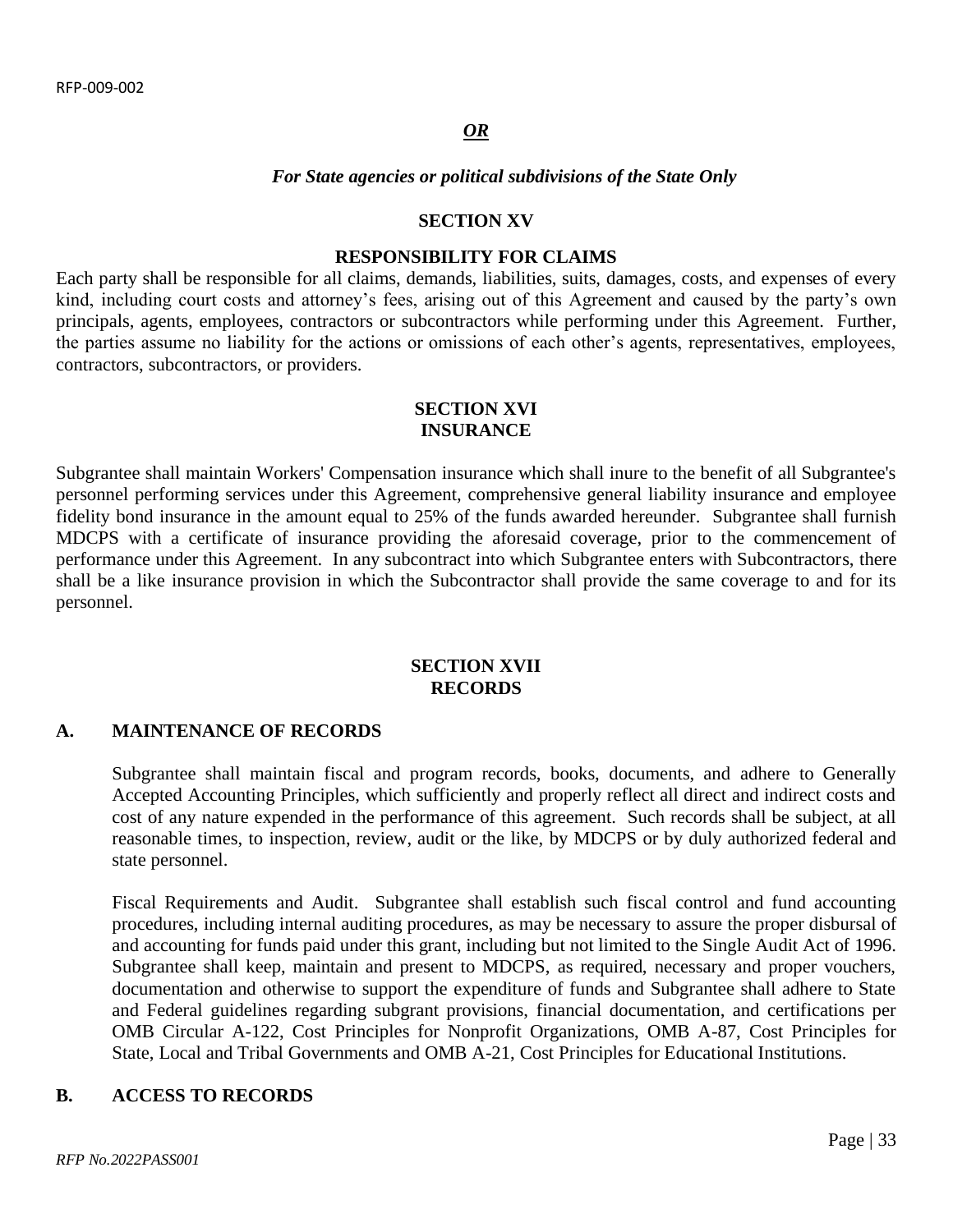***OR***

***For State agencies or political subdivisions of the State Only***

**SECTION XV**

**RESPONSIBILITY FOR CLAIMS**

Each party shall be responsible for all claims, demands, liabilities, suits, damages, costs, and expenses of every kind, including court costs and attorney's fees, arising out of this Agreement and caused by the party's own principals, agents, employees, contractors or subcontractors while performing under this Agreement. Further, the parties assume no liability for the actions or omissions of each other's agents, representatives, employees, contractors, subcontractors, or providers.

**SECTION XVI**
**INSURANCE**

Subgrantee shall maintain Workers' Compensation insurance which shall inure to the benefit of all Subgrantee's personnel performing services under this Agreement, comprehensive general liability insurance and employee fidelity bond insurance in the amount equal to 25% of the funds awarded hereunder. Subgrantee shall furnish MDCPS with a certificate of insurance providing the aforesaid coverage, prior to the commencement of performance under this Agreement. In any subcontract into which Subgrantee enters with Subcontractors, there shall be a like insurance provision in which the Subcontractor shall provide the same coverage to and for its personnel.

**SECTION XVII**
**RECORDS**

**A. MAINTENANCE OF RECORDS**

Subgrantee shall maintain fiscal and program records, books, documents, and adhere to Generally Accepted Accounting Principles, which sufficiently and properly reflect all direct and indirect costs and cost of any nature expended in the performance of this agreement. Such records shall be subject, at all reasonable times, to inspection, review, audit or the like, by MDCPS or by duly authorized federal and state personnel.

Fiscal Requirements and Audit. Subgrantee shall establish such fiscal control and fund accounting procedures, including internal auditing procedures, as may be necessary to assure the proper disbursal of and accounting for funds paid under this grant, including but not limited to the Single Audit Act of 1996. Subgrantee shall keep, maintain and present to MDCPS, as required, necessary and proper vouchers, documentation and otherwise to support the expenditure of funds and Subgrantee shall adhere to State and Federal guidelines regarding subgrant provisions, financial documentation, and certifications per OMB Circular A-122, Cost Principles for Nonprofit Organizations, OMB A-87, Cost Principles for State, Local and Tribal Governments and OMB A-21, Cost Principles for Educational Institutions.

**B. ACCESS TO RECORDS**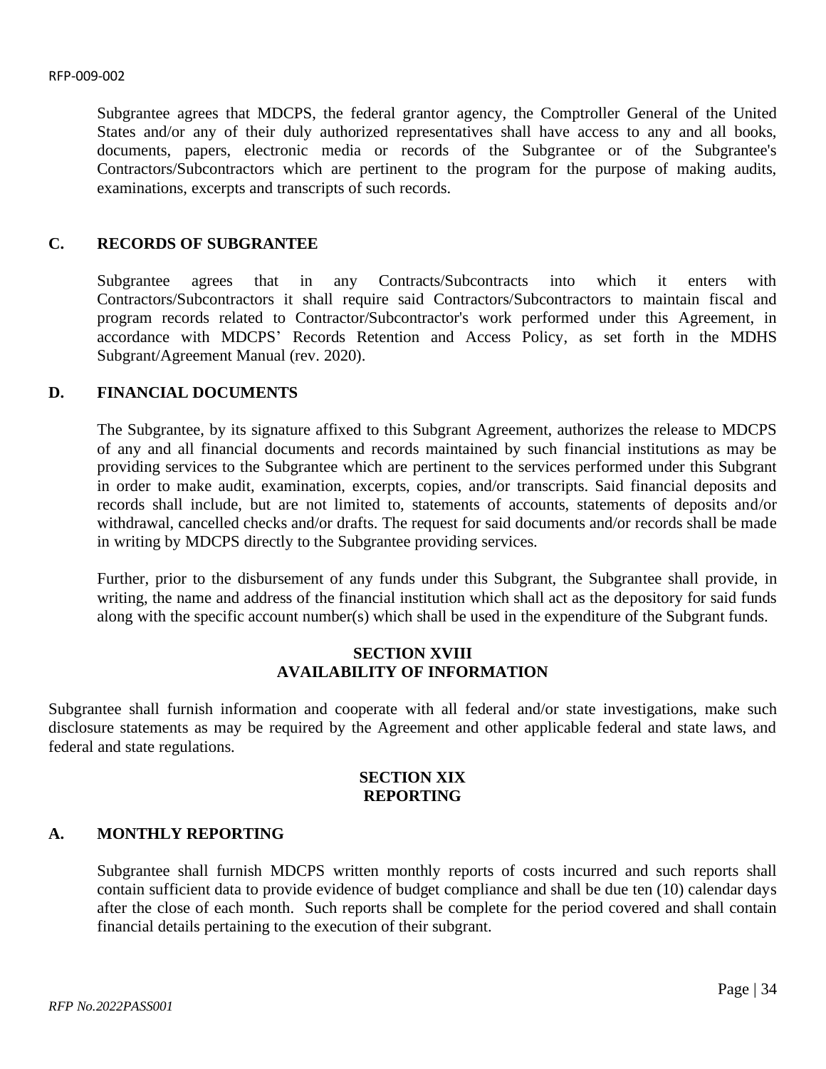Subgrantee agrees that MDCPS, the federal grantor agency, the Comptroller General of the United States and/or any of their duly authorized representatives shall have access to any and all books, documents, papers, electronic media or records of the Subgrantee or of the Subgrantee's Contractors/Subcontractors which are pertinent to the program for the purpose of making audits, examinations, excerpts and transcripts of such records.

### C. RECORDS OF SUBGRANTEE

Subgrantee agrees that in any Contracts/Subcontracts into which it enters with Contractors/Subcontractors it shall require said Contractors/Subcontractors to maintain fiscal and program records related to Contractor/Subcontractor's work performed under this Agreement, in accordance with MDCPS' Records Retention and Access Policy, as set forth in the MDHS Subgrant/Agreement Manual (rev. 2020).

### D. FINANCIAL DOCUMENTS

The Subgrantee, by its signature affixed to this Subgrant Agreement, authorizes the release to MDCPS of any and all financial documents and records maintained by such financial institutions as may be providing services to the Subgrantee which are pertinent to the services performed under this Subgrant in order to make audit, examination, excerpts, copies, and/or transcripts. Said financial deposits and records shall include, but are not limited to, statements of accounts, statements of deposits and/or withdrawal, cancelled checks and/or drafts. The request for said documents and/or records shall be made in writing by MDCPS directly to the Subgrantee providing services.

Further, prior to the disbursement of any funds under this Subgrant, the Subgrantee shall provide, in writing, the name and address of the financial institution which shall act as the depository for said funds along with the specific account number(s) which shall be used in the expenditure of the Subgrant funds.

## SECTION XVIII
## AVAILABILITY OF INFORMATION

Subgrantee shall furnish information and cooperate with all federal and/or state investigations, make such disclosure statements as may be required by the Agreement and other applicable federal and state laws, and federal and state regulations.

## SECTION XIX
## REPORTING

### A. MONTHLY REPORTING

Subgrantee shall furnish MDCPS written monthly reports of costs incurred and such reports shall contain sufficient data to provide evidence of budget compliance and shall be due ten (10) calendar days after the close of each month. Such reports shall be complete for the period covered and shall contain financial details pertaining to the execution of their subgrant.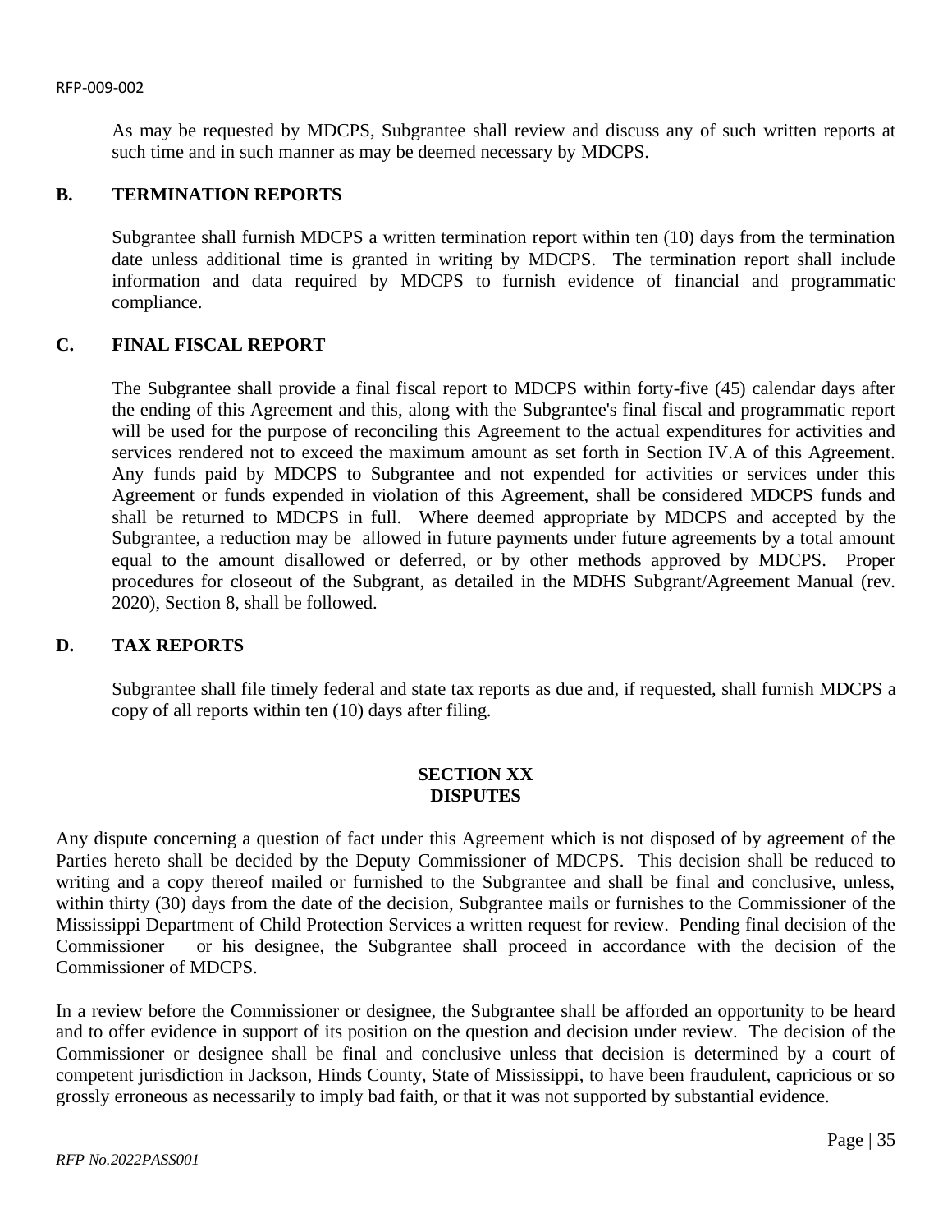As may be requested by MDCPS, Subgrantee shall review and discuss any of such written reports at such time and in such manner as may be deemed necessary by MDCPS.

### B. TERMINATION REPORTS

Subgrantee shall furnish MDCPS a written termination report within ten (10) days from the termination date unless additional time is granted in writing by MDCPS. The termination report shall include information and data required by MDCPS to furnish evidence of financial and programmatic compliance.

### C. FINAL FISCAL REPORT

The Subgrantee shall provide a final fiscal report to MDCPS within forty-five (45) calendar days after the ending of this Agreement and this, along with the Subgrantee's final fiscal and programmatic report will be used for the purpose of reconciling this Agreement to the actual expenditures for activities and services rendered not to exceed the maximum amount as set forth in Section IV.A of this Agreement. Any funds paid by MDCPS to Subgrantee and not expended for activities or services under this Agreement or funds expended in violation of this Agreement, shall be considered MDCPS funds and shall be returned to MDCPS in full. Where deemed appropriate by MDCPS and accepted by the Subgrantee, a reduction may be allowed in future payments under future agreements by a total amount equal to the amount disallowed or deferred, or by other methods approved by MDCPS. Proper procedures for closeout of the Subgrant, as detailed in the MDHS Subgrant/Agreement Manual (rev. 2020), Section 8, shall be followed.

### D. TAX REPORTS

Subgrantee shall file timely federal and state tax reports as due and, if requested, shall furnish MDCPS a copy of all reports within ten (10) days after filing.

## SECTION XX
## DISPUTES

Any dispute concerning a question of fact under this Agreement which is not disposed of by agreement of the Parties hereto shall be decided by the Deputy Commissioner of MDCPS. This decision shall be reduced to writing and a copy thereof mailed or furnished to the Subgrantee and shall be final and conclusive, unless, within thirty (30) days from the date of the decision, Subgrantee mails or furnishes to the Commissioner of the Mississippi Department of Child Protection Services a written request for review. Pending final decision of the Commissioner or his designee, the Subgrantee shall proceed in accordance with the decision of the Commissioner of MDCPS.

In a review before the Commissioner or designee, the Subgrantee shall be afforded an opportunity to be heard and to offer evidence in support of its position on the question and decision under review. The decision of the Commissioner or designee shall be final and conclusive unless that decision is determined by a court of competent jurisdiction in Jackson, Hinds County, State of Mississippi, to have been fraudulent, capricious or so grossly erroneous as necessarily to imply bad faith, or that it was not supported by substantial evidence.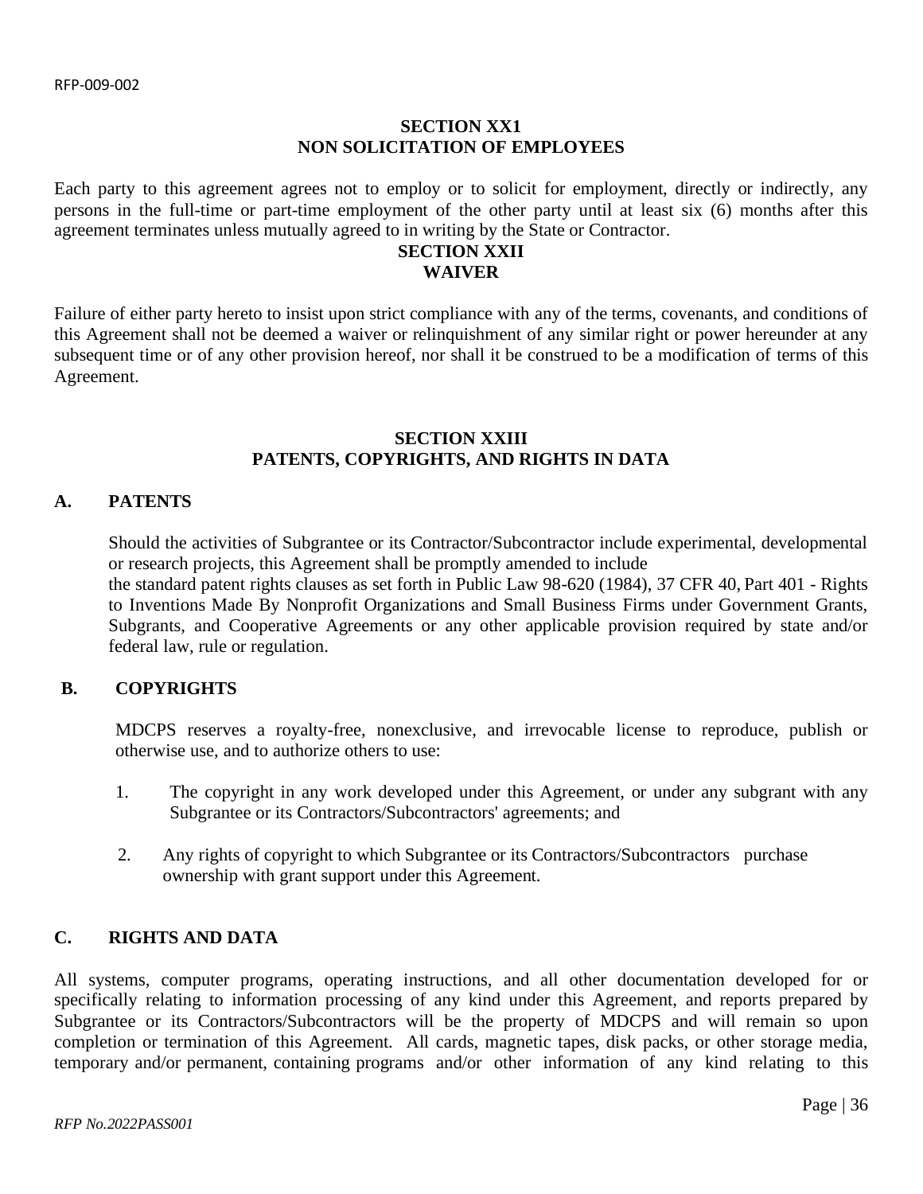**SECTION XX1**
**NON SOLICITATION OF EMPLOYEES**

Each party to this agreement agrees not to employ or to solicit for employment, directly or indirectly, any persons in the full-time or part-time employment of the other party until at least six (6) months after this agreement terminates unless mutually agreed to in writing by the State or Contractor.

**SECTION XXII**
**WAIVER**

Failure of either party hereto to insist upon strict compliance with any of the terms, covenants, and conditions of this Agreement shall not be deemed a waiver or relinquishment of any similar right or power hereunder at any subsequent time or of any other provision hereof, nor shall it be construed to be a modification of terms of this Agreement.

**SECTION XXIII**
**PATENTS, COPYRIGHTS, AND RIGHTS IN DATA**

**A. PATENTS**

Should the activities of Subgrantee or its Contractor/Subcontractor include experimental, developmental or research projects, this Agreement shall be promptly amended to include the standard patent rights clauses as set forth in Public Law 98-620 (1984), 37 CFR 40, Part 401 - Rights to Inventions Made By Nonprofit Organizations and Small Business Firms under Government Grants, Subgrants, and Cooperative Agreements or any other applicable provision required by state and/or federal law, rule or regulation.

**B. COPYRIGHTS**

MDCPS reserves a royalty-free, nonexclusive, and irrevocable license to reproduce, publish or otherwise use, and to authorize others to use:

1. The copyright in any work developed under this Agreement, or under any subgrant with any Subgrantee or its Contractors/Subcontractors' agreements; and
2. Any rights of copyright to which Subgrantee or its Contractors/Subcontractors purchase ownership with grant support under this Agreement.

**C. RIGHTS AND DATA**

All systems, computer programs, operating instructions, and all other documentation developed for or specifically relating to information processing of any kind under this Agreement, and reports prepared by Subgrantee or its Contractors/Subcontractors will be the property of MDCPS and will remain so upon completion or termination of this Agreement. All cards, magnetic tapes, disk packs, or other storage media, temporary and/or permanent, containing programs and/or other information of any kind relating to this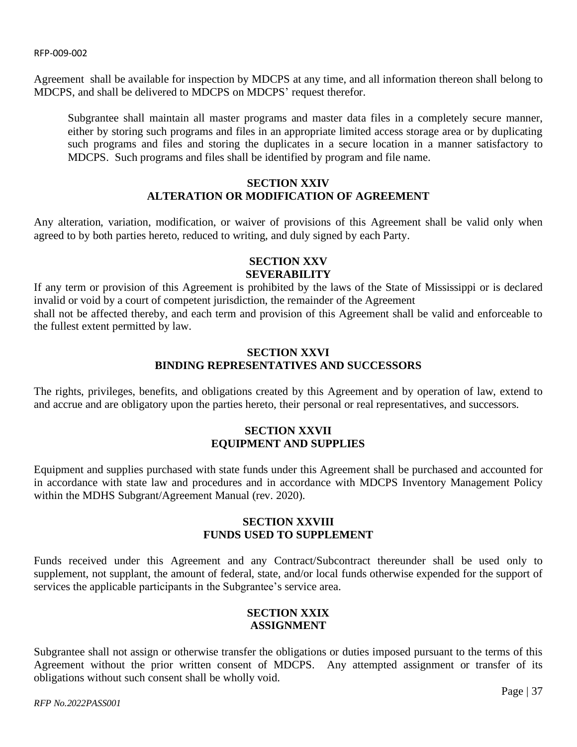Agreement shall be available for inspection by MDCPS at any time, and all information thereon shall belong to MDCPS, and shall be delivered to MDCPS on MDCPS' request therefor.

Subgrantee shall maintain all master programs and master data files in a completely secure manner, either by storing such programs and files in an appropriate limited access storage area or by duplicating such programs and files and storing the duplicates in a secure location in a manner satisfactory to MDCPS. Such programs and files shall be identified by program and file name.

## SECTION XXIV
## ALTERATION OR MODIFICATION OF AGREEMENT

Any alteration, variation, modification, or waiver of provisions of this Agreement shall be valid only when agreed to by both parties hereto, reduced to writing, and duly signed by each Party.

## SECTION XXV
## SEVERABILITY

If any term or provision of this Agreement is prohibited by the laws of the State of Mississippi or is declared invalid or void by a court of competent jurisdiction, the remainder of the Agreement shall not be affected thereby, and each term and provision of this Agreement shall be valid and enforceable to the fullest extent permitted by law.

## SECTION XXVI
## BINDING REPRESENTATIVES AND SUCCESSORS

The rights, privileges, benefits, and obligations created by this Agreement and by operation of law, extend to and accrue and are obligatory upon the parties hereto, their personal or real representatives, and successors.

## SECTION XXVII
## EQUIPMENT AND SUPPLIES

Equipment and supplies purchased with state funds under this Agreement shall be purchased and accounted for in accordance with state law and procedures and in accordance with MDCPS Inventory Management Policy within the MDHS Subgrant/Agreement Manual (rev. 2020).

## SECTION XXVIII
## FUNDS USED TO SUPPLEMENT

Funds received under this Agreement and any Contract/Subcontract thereunder shall be used only to supplement, not supplant, the amount of federal, state, and/or local funds otherwise expended for the support of services the applicable participants in the Subgrantee's service area.

## SECTION XXIX
## ASSIGNMENT

Subgrantee shall not assign or otherwise transfer the obligations or duties imposed pursuant to the terms of this Agreement without the prior written consent of MDCPS. Any attempted assignment or transfer of its obligations without such consent shall be wholly void.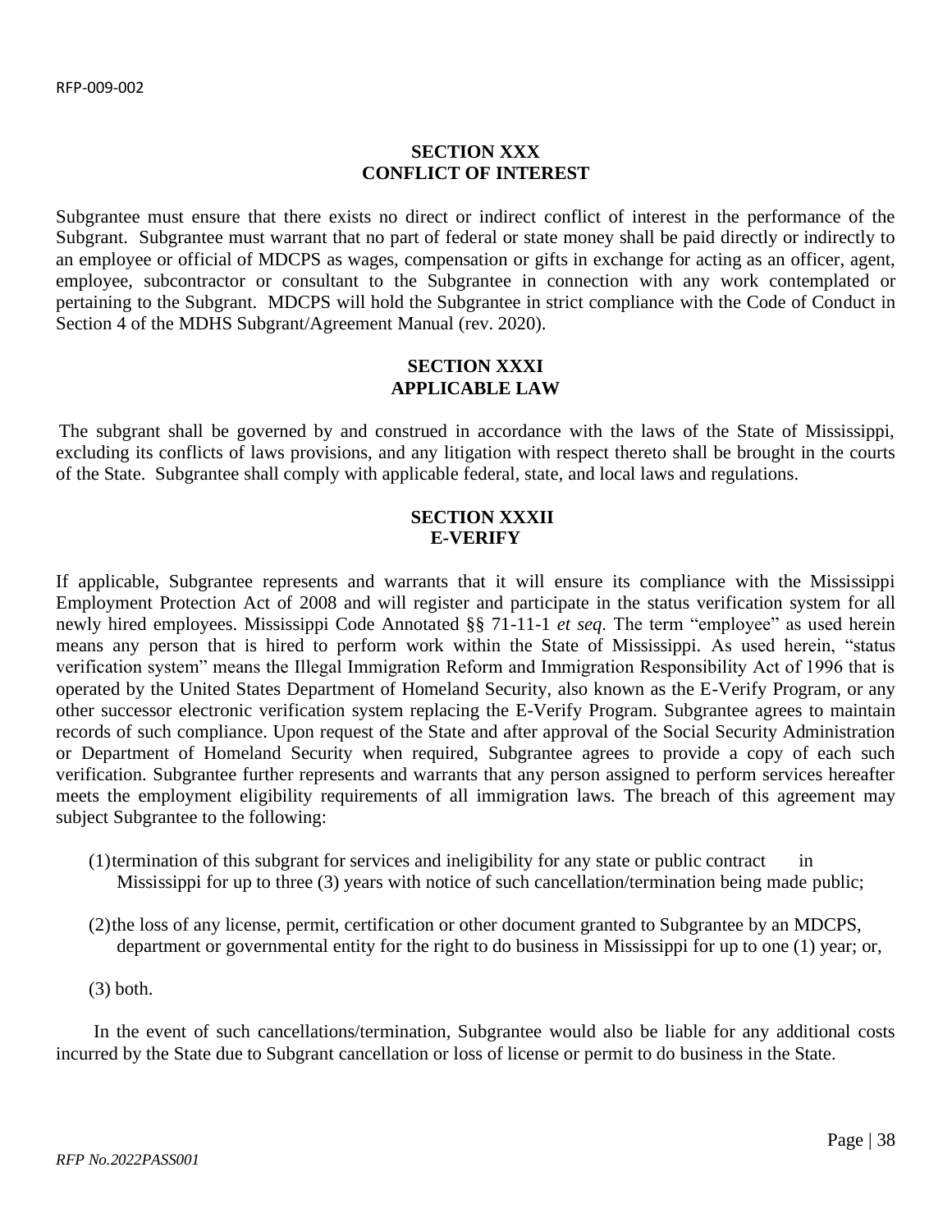## SECTION XXX
## CONFLICT OF INTEREST

Subgrantee must ensure that there exists no direct or indirect conflict of interest in the performance of the Subgrant. Subgrantee must warrant that no part of federal or state money shall be paid directly or indirectly to an employee or official of MDCPS as wages, compensation or gifts in exchange for acting as an officer, agent, employee, subcontractor or consultant to the Subgrantee in connection with any work contemplated or pertaining to the Subgrant. MDCPS will hold the Subgrantee in strict compliance with the Code of Conduct in Section 4 of the MDHS Subgrant/Agreement Manual (rev. 2020).

## SECTION XXXI
## APPLICABLE LAW

The subgrant shall be governed by and construed in accordance with the laws of the State of Mississippi, excluding its conflicts of laws provisions, and any litigation with respect thereto shall be brought in the courts of the State. Subgrantee shall comply with applicable federal, state, and local laws and regulations.

## SECTION XXXII
## E-VERIFY

If applicable, Subgrantee represents and warrants that it will ensure its compliance with the Mississippi Employment Protection Act of 2008 and will register and participate in the status verification system for all newly hired employees. Mississippi Code Annotated §§ 71-11-1 *et seq*. The term "employee" as used herein means any person that is hired to perform work within the State of Mississippi. As used herein, "status verification system" means the Illegal Immigration Reform and Immigration Responsibility Act of 1996 that is operated by the United States Department of Homeland Security, also known as the E-Verify Program, or any other successor electronic verification system replacing the E-Verify Program. Subgrantee agrees to maintain records of such compliance. Upon request of the State and after approval of the Social Security Administration or Department of Homeland Security when required, Subgrantee agrees to provide a copy of each such verification. Subgrantee further represents and warrants that any person assigned to perform services hereafter meets the employment eligibility requirements of all immigration laws. The breach of this agreement may subject Subgrantee to the following:

(1) termination of this subgrant for services and ineligibility for any state or public contract in Mississippi for up to three (3) years with notice of such cancellation/termination being made public;

(2) the loss of any license, permit, certification or other document granted to Subgrantee by an MDCPS, department or governmental entity for the right to do business in Mississippi for up to one (1) year; or,

(3) both.

In the event of such cancellations/termination, Subgrantee would also be liable for any additional costs incurred by the State due to Subgrant cancellation or loss of license or permit to do business in the State.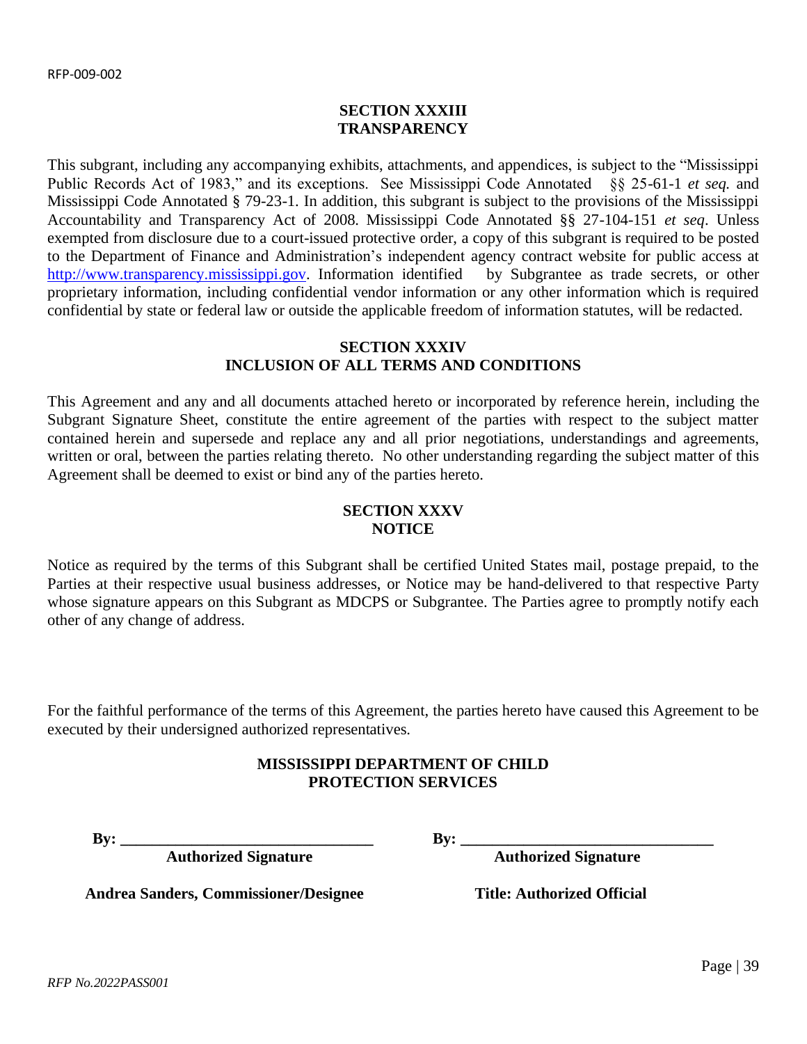## SECTION XXXIII
## TRANSPARENCY

This subgrant, including any accompanying exhibits, attachments, and appendices, is subject to the "Mississippi Public Records Act of 1983," and its exceptions. See Mississippi Code Annotated §§ 25-61-1 *et seq.* and Mississippi Code Annotated § 79-23-1. In addition, this subgrant is subject to the provisions of the Mississippi Accountability and Transparency Act of 2008. Mississippi Code Annotated §§ 27-104-151 *et seq*. Unless exempted from disclosure due to a court-issued protective order, a copy of this subgrant is required to be posted to the Department of Finance and Administration's independent agency contract website for public access at [http://www.transparency.mississippi.gov](http://www.transparency.mississippi.gov). Information identified by Subgrantee as trade secrets, or other proprietary information, including confidential vendor information or any other information which is required confidential by state or federal law or outside the applicable freedom of information statutes, will be redacted.

## SECTION XXXIV
## INCLUSION OF ALL TERMS AND CONDITIONS

This Agreement and any and all documents attached hereto or incorporated by reference herein, including the Subgrant Signature Sheet, constitute the entire agreement of the parties with respect to the subject matter contained herein and supersede and replace any and all prior negotiations, understandings and agreements, written or oral, between the parties relating thereto. No other understanding regarding the subject matter of this Agreement shall be deemed to exist or bind any of the parties hereto.

## SECTION XXXV
## NOTICE

Notice as required by the terms of this Subgrant shall be certified United States mail, postage prepaid, to the Parties at their respective usual business addresses, or Notice may be hand-delivered to that respective Party whose signature appears on this Subgrant as MDCPS or Subgrantee. The Parties agree to promptly notify each other of any change of address.

For the faithful performance of the terms of this Agreement, the parties hereto have caused this Agreement to be executed by their undersigned authorized representatives.

**MISSISSIPPI DEPARTMENT OF CHILD PROTECTION SERVICES**

| | |
|---|---|
| **By:** ________________________________ | **By:** ________________________________ |
| **Authorized Signature** | **Authorized Signature** |
| **Andrea Sanders, Commissioner/Designee** | **Title: Authorized Official** |

*RFP No.2022PASS001*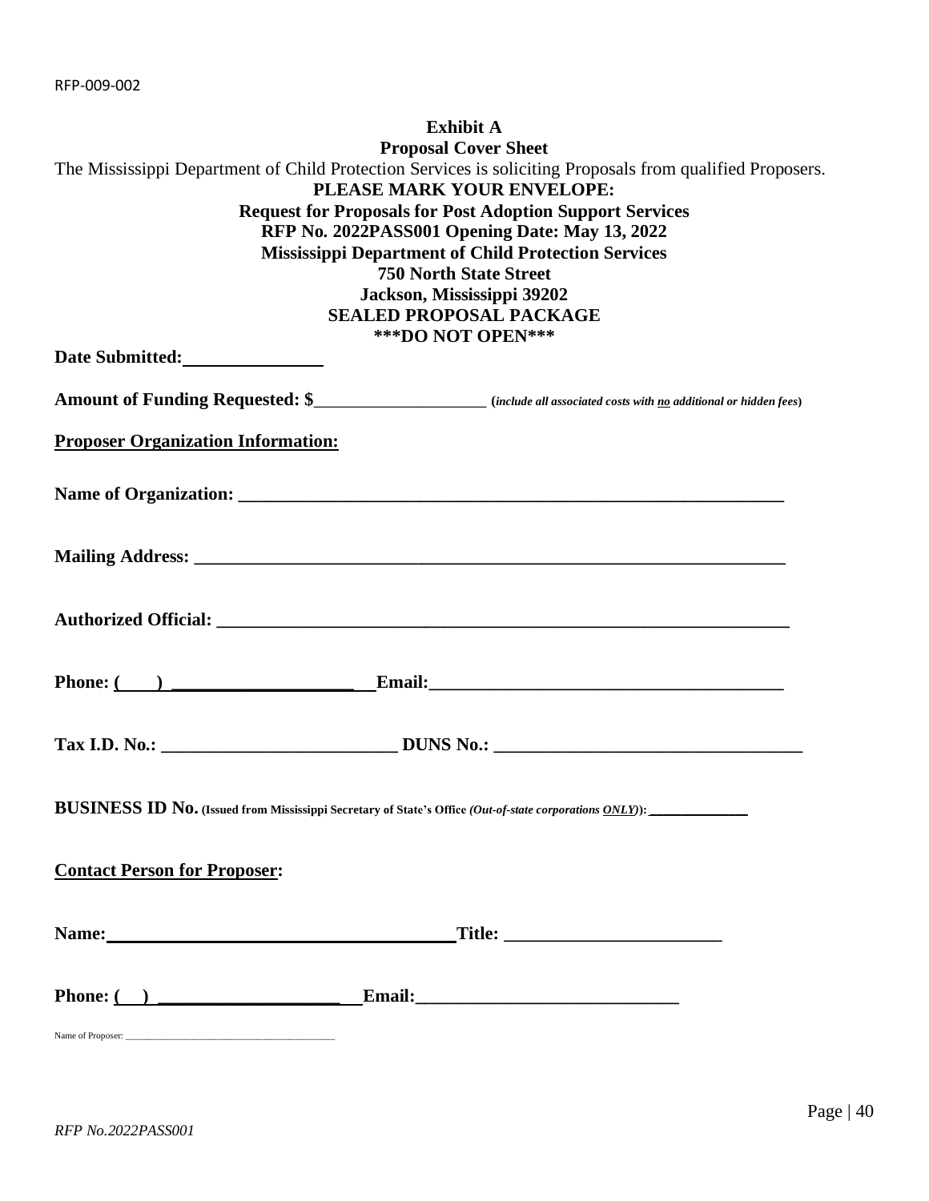RFP-009-002

**Exhibit A**
**Proposal Cover Sheet**

The Mississippi Department of Child Protection Services is soliciting Proposals from qualified Proposers.

**PLEASE MARK YOUR ENVELOPE:**
**Request for Proposals for Post Adoption Support Services**
**RFP No. 2022PASS001 Opening Date: May 13, 2022**
**Mississippi Department of Child Protection Services**
**750 North State Street**
**Jackson, Mississippi 39202**
**SEALED PROPOSAL PACKAGE**
**\*\*\*DO NOT OPEN\*\*\***

**Date Submitted:** _______________

**Amount of Funding Requested: $**____________________ (*include all associated costs with no additional or hidden fees*)

**Proposer Organization Information:**

**Name of Organization:** ______________________________________________________________

**Mailing Address:** __________________________________________________________________

**Authorized Official:** _______________________________________________________________

**Phone: (    )** ____________________ **Email:**_______________________________________

**Tax I.D. No.:** __________________________ **DUNS No.:** __________________________________

**BUSINESS ID No.** **(Issued from Mississippi Secretary of State's Office** *(Out-of-state corporations ONLY)***):** ____________

**Contact Person for Proposer:**

**Name:**_____________________________________ **Title:** _______________________

**Phone: (    )** ____________________ **Email:**_____________________________

Name of Proposer: ________________________________________

*RFP No.2022PASS001*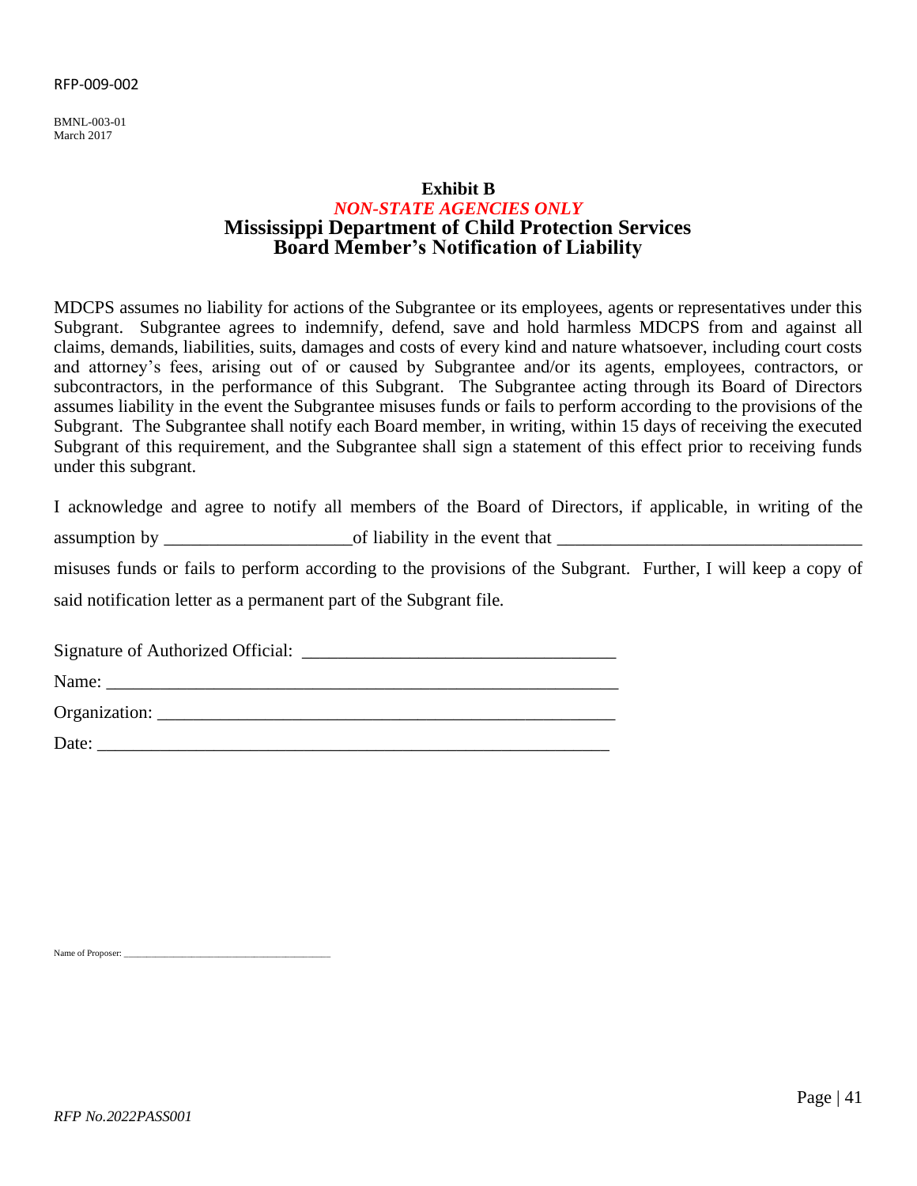RFP-009-002

BMNL-003-01
March 2017

**Exhibit B**

***NON-STATE AGENCIES ONLY***

## Mississippi Department of Child Protection Services
## Board Member's Notification of Liability

MDCPS assumes no liability for actions of the Subgrantee or its employees, agents or representatives under this Subgrant. Subgrantee agrees to indemnify, defend, save and hold harmless MDCPS from and against all claims, demands, liabilities, suits, damages and costs of every kind and nature whatsoever, including court costs and attorney's fees, arising out of or caused by Subgrantee and/or its agents, employees, contractors, or subcontractors, in the performance of this Subgrant. The Subgrantee acting through its Board of Directors assumes liability in the event the Subgrantee misuses funds or fails to perform according to the provisions of the Subgrant. The Subgrantee shall notify each Board member, in writing, within 15 days of receiving the executed Subgrant of this requirement, and the Subgrantee shall sign a statement of this effect prior to receiving funds under this subgrant.

I acknowledge and agree to notify all members of the Board of Directors, if applicable, in writing of the assumption by ____________________of liability in the event that ________________________________ misuses funds or fails to perform according to the provisions of the Subgrant. Further, I will keep a copy of said notification letter as a permanent part of the Subgrant file.

Signature of Authorized Official: ________________________________

Name: ______________________________________________________

Organization: _______________________________________________

Date: _______________________________________________________

Name of Proposer: ________________________________________

*RFP No.2022PASS001*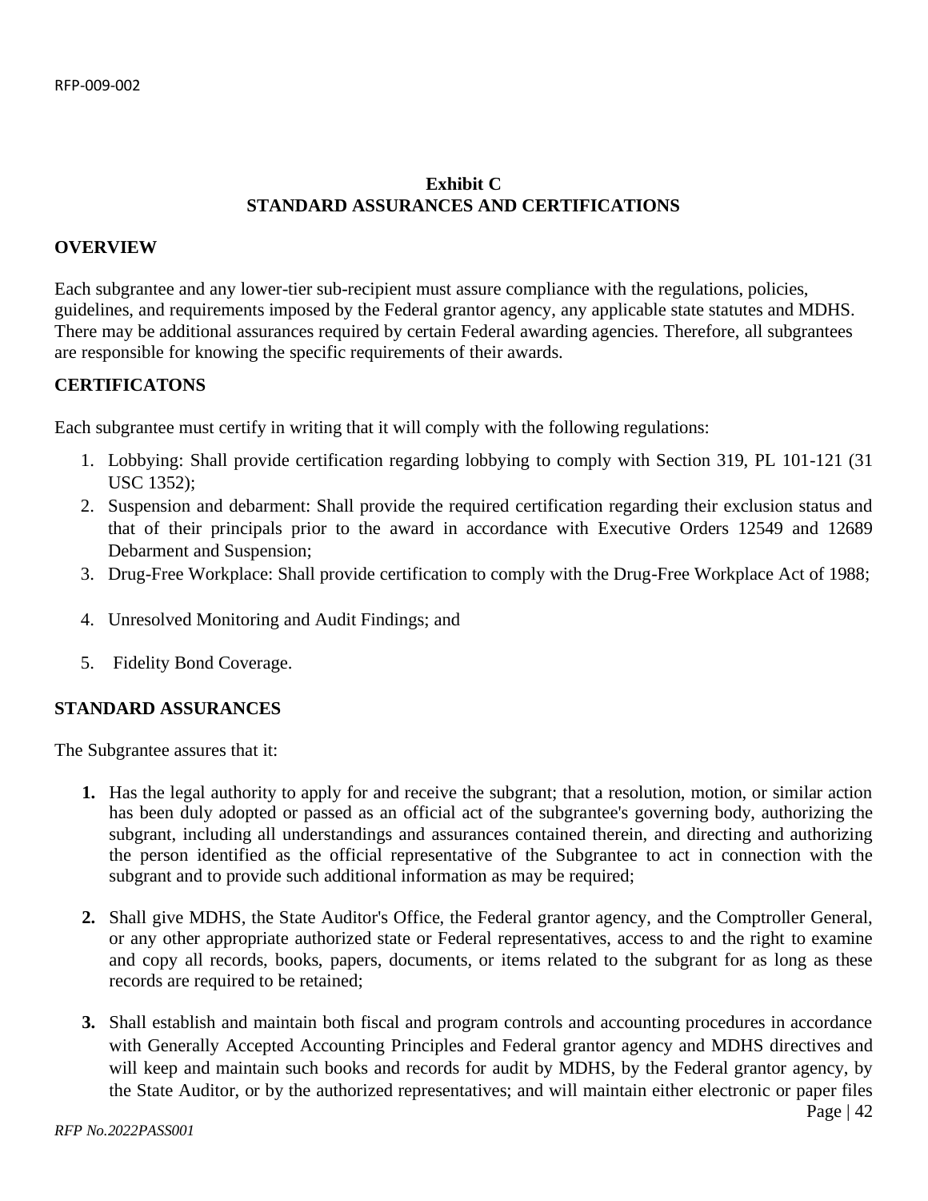**Exhibit C**
**STANDARD ASSURANCES AND CERTIFICATIONS**

## OVERVIEW

Each subgrantee and any lower-tier sub-recipient must assure compliance with the regulations, policies, guidelines, and requirements imposed by the Federal grantor agency, any applicable state statutes and MDHS. There may be additional assurances required by certain Federal awarding agencies. Therefore, all subgrantees are responsible for knowing the specific requirements of their awards.

## CERTIFICATONS

Each subgrantee must certify in writing that it will comply with the following regulations:

1. Lobbying: Shall provide certification regarding lobbying to comply with Section 319, PL 101-121 (31 USC 1352);
2. Suspension and debarment: Shall provide the required certification regarding their exclusion status and that of their principals prior to the award in accordance with Executive Orders 12549 and 12689 Debarment and Suspension;
3. Drug-Free Workplace: Shall provide certification to comply with the Drug-Free Workplace Act of 1988;
4. Unresolved Monitoring and Audit Findings; and
5. Fidelity Bond Coverage.

## STANDARD ASSURANCES

The Subgrantee assures that it:

**1.** Has the legal authority to apply for and receive the subgrant; that a resolution, motion, or similar action has been duly adopted or passed as an official act of the subgrantee's governing body, authorizing the subgrant, including all understandings and assurances contained therein, and directing and authorizing the person identified as the official representative of the Subgrantee to act in connection with the subgrant and to provide such additional information as may be required;

**2.** Shall give MDHS, the State Auditor's Office, the Federal grantor agency, and the Comptroller General, or any other appropriate authorized state or Federal representatives, access to and the right to examine and copy all records, books, papers, documents, or items related to the subgrant for as long as these records are required to be retained;

**3.** Shall establish and maintain both fiscal and program controls and accounting procedures in accordance with Generally Accepted Accounting Principles and Federal grantor agency and MDHS directives and will keep and maintain such books and records for audit by MDHS, by the Federal grantor agency, by the State Auditor, or by the authorized representatives; and will maintain either electronic or paper files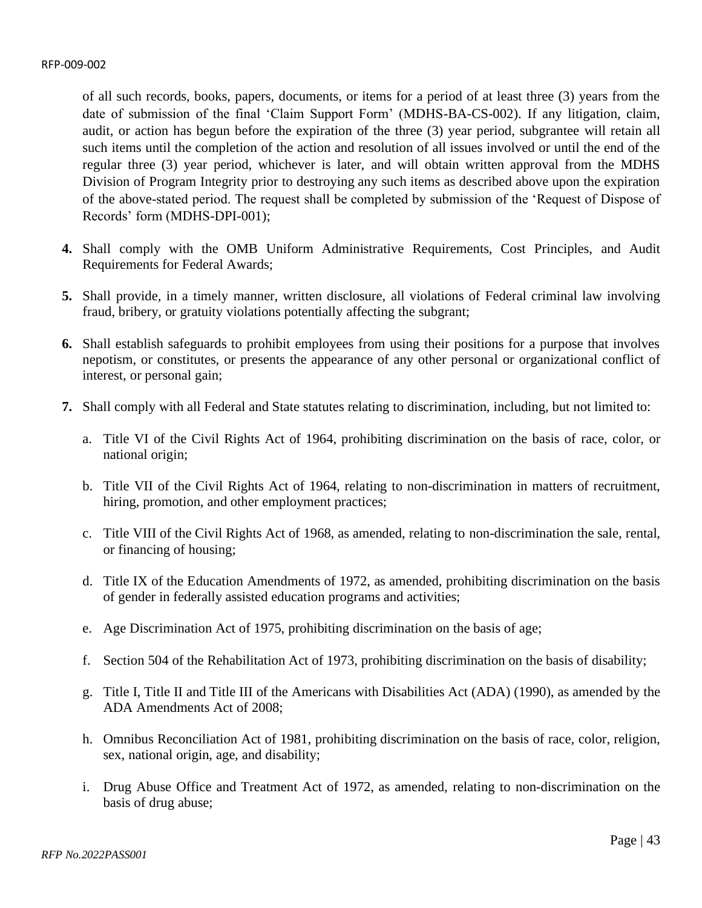of all such records, books, papers, documents, or items for a period of at least three (3) years from the date of submission of the final 'Claim Support Form' (MDHS-BA-CS-002). If any litigation, claim, audit, or action has begun before the expiration of the three (3) year period, subgrantee will retain all such items until the completion of the action and resolution of all issues involved or until the end of the regular three (3) year period, whichever is later, and will obtain written approval from the MDHS Division of Program Integrity prior to destroying any such items as described above upon the expiration of the above-stated period. The request shall be completed by submission of the 'Request of Dispose of Records' form (MDHS-DPI-001);

**4.** Shall comply with the OMB Uniform Administrative Requirements, Cost Principles, and Audit Requirements for Federal Awards;

**5.** Shall provide, in a timely manner, written disclosure, all violations of Federal criminal law involving fraud, bribery, or gratuity violations potentially affecting the subgrant;

**6.** Shall establish safeguards to prohibit employees from using their positions for a purpose that involves nepotism, or constitutes, or presents the appearance of any other personal or organizational conflict of interest, or personal gain;

**7.** Shall comply with all Federal and State statutes relating to discrimination, including, but not limited to:

a. Title VI of the Civil Rights Act of 1964, prohibiting discrimination on the basis of race, color, or national origin;

b. Title VII of the Civil Rights Act of 1964, relating to non-discrimination in matters of recruitment, hiring, promotion, and other employment practices;

c. Title VIII of the Civil Rights Act of 1968, as amended, relating to non-discrimination the sale, rental, or financing of housing;

d. Title IX of the Education Amendments of 1972, as amended, prohibiting discrimination on the basis of gender in federally assisted education programs and activities;

e. Age Discrimination Act of 1975, prohibiting discrimination on the basis of age;

f. Section 504 of the Rehabilitation Act of 1973, prohibiting discrimination on the basis of disability;

g. Title I, Title II and Title III of the Americans with Disabilities Act (ADA) (1990), as amended by the ADA Amendments Act of 2008;

h. Omnibus Reconciliation Act of 1981, prohibiting discrimination on the basis of race, color, religion, sex, national origin, age, and disability;

i. Drug Abuse Office and Treatment Act of 1972, as amended, relating to non-discrimination on the basis of drug abuse;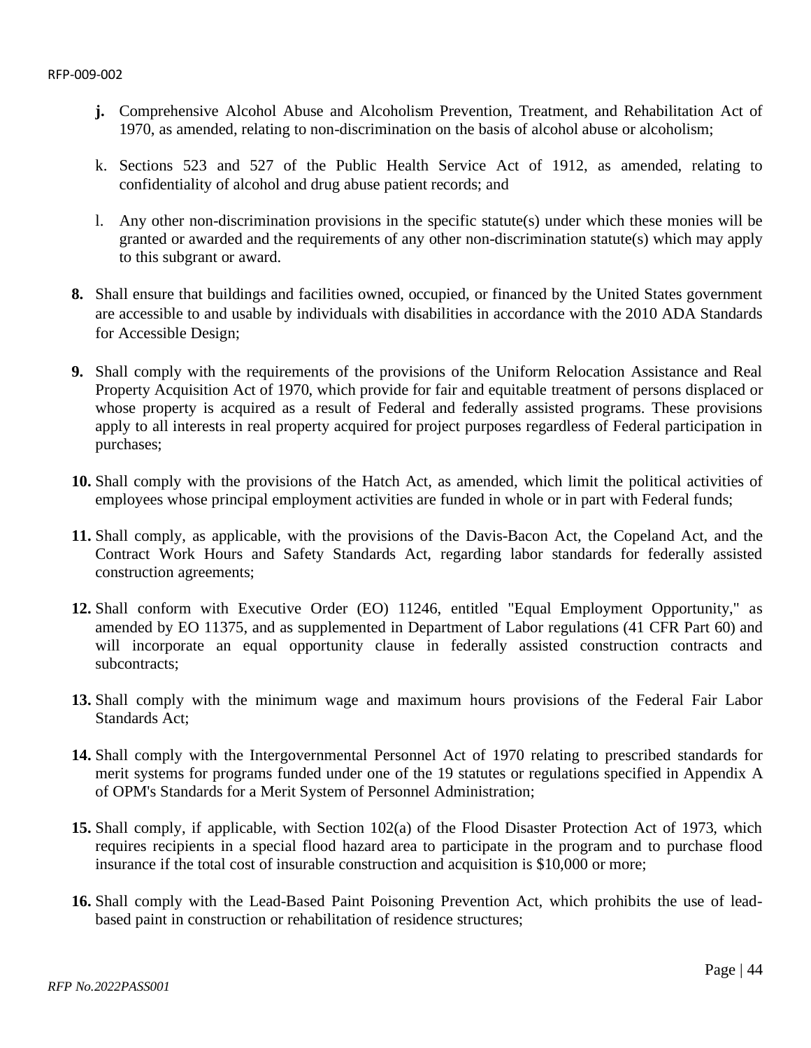- **j.** Comprehensive Alcohol Abuse and Alcoholism Prevention, Treatment, and Rehabilitation Act of 1970, as amended, relating to non-discrimination on the basis of alcohol abuse or alcoholism;

- k. Sections 523 and 527 of the Public Health Service Act of 1912, as amended, relating to confidentiality of alcohol and drug abuse patient records; and

- l. Any other non-discrimination provisions in the specific statute(s) under which these monies will be granted or awarded and the requirements of any other non-discrimination statute(s) which may apply to this subgrant or award.

**8.** Shall ensure that buildings and facilities owned, occupied, or financed by the United States government are accessible to and usable by individuals with disabilities in accordance with the 2010 ADA Standards for Accessible Design;

**9.** Shall comply with the requirements of the provisions of the Uniform Relocation Assistance and Real Property Acquisition Act of 1970, which provide for fair and equitable treatment of persons displaced or whose property is acquired as a result of Federal and federally assisted programs. These provisions apply to all interests in real property acquired for project purposes regardless of Federal participation in purchases;

**10.** Shall comply with the provisions of the Hatch Act, as amended, which limit the political activities of employees whose principal employment activities are funded in whole or in part with Federal funds;

**11.** Shall comply, as applicable, with the provisions of the Davis-Bacon Act, the Copeland Act, and the Contract Work Hours and Safety Standards Act, regarding labor standards for federally assisted construction agreements;

**12.** Shall conform with Executive Order (EO) 11246, entitled "Equal Employment Opportunity," as amended by EO 11375, and as supplemented in Department of Labor regulations (41 CFR Part 60) and will incorporate an equal opportunity clause in federally assisted construction contracts and subcontracts;

**13.** Shall comply with the minimum wage and maximum hours provisions of the Federal Fair Labor Standards Act;

**14.** Shall comply with the Intergovernmental Personnel Act of 1970 relating to prescribed standards for merit systems for programs funded under one of the 19 statutes or regulations specified in Appendix A of OPM's Standards for a Merit System of Personnel Administration;

**15.** Shall comply, if applicable, with Section 102(a) of the Flood Disaster Protection Act of 1973, which requires recipients in a special flood hazard area to participate in the program and to purchase flood insurance if the total cost of insurable construction and acquisition is $10,000 or more;

**16.** Shall comply with the Lead-Based Paint Poisoning Prevention Act, which prohibits the use of lead-based paint in construction or rehabilitation of residence structures;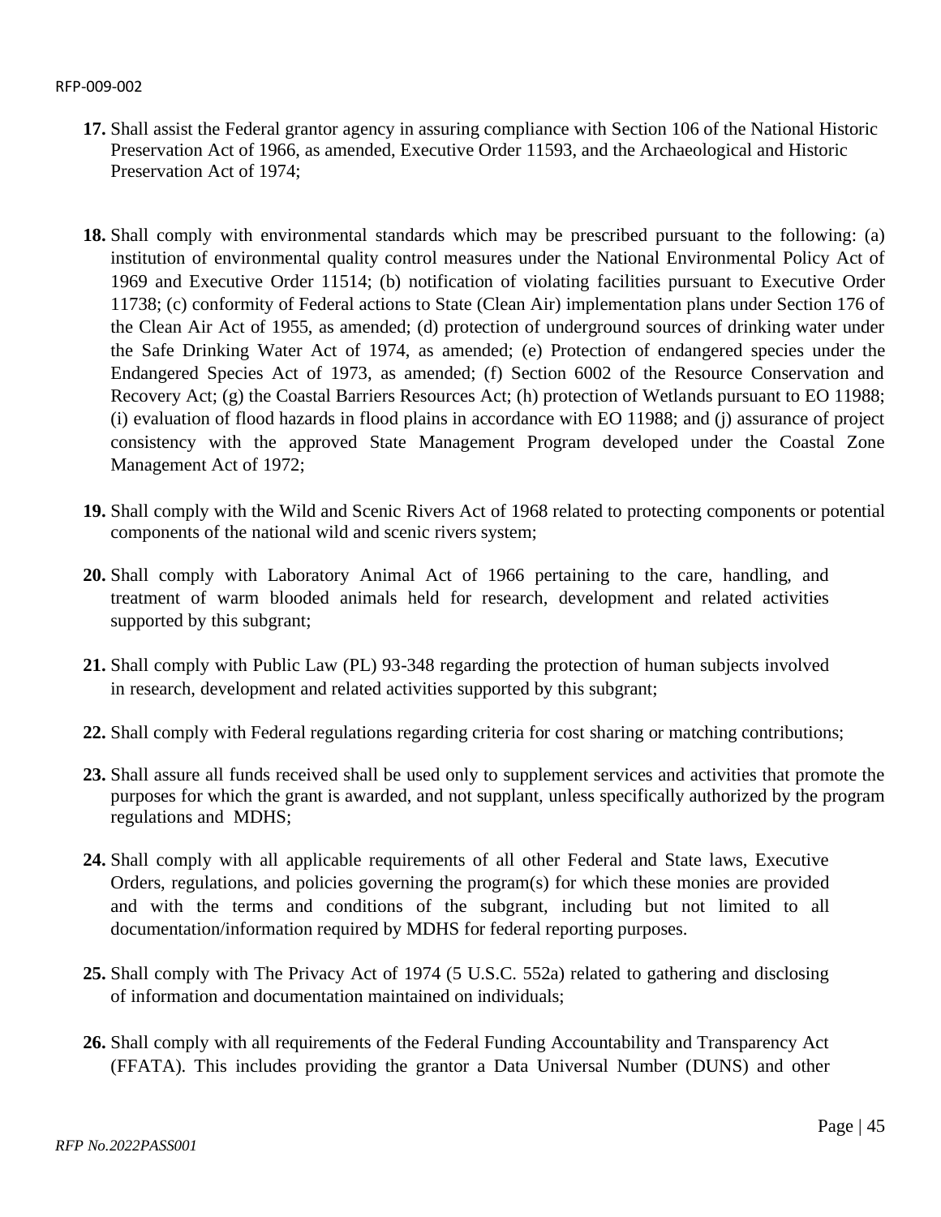**17.** Shall assist the Federal grantor agency in assuring compliance with Section 106 of the National Historic Preservation Act of 1966, as amended, Executive Order 11593, and the Archaeological and Historic Preservation Act of 1974;

**18.** Shall comply with environmental standards which may be prescribed pursuant to the following: (a) institution of environmental quality control measures under the National Environmental Policy Act of 1969 and Executive Order 11514; (b) notification of violating facilities pursuant to Executive Order 11738; (c) conformity of Federal actions to State (Clean Air) implementation plans under Section 176 of the Clean Air Act of 1955, as amended; (d) protection of underground sources of drinking water under the Safe Drinking Water Act of 1974, as amended; (e) Protection of endangered species under the Endangered Species Act of 1973, as amended; (f) Section 6002 of the Resource Conservation and Recovery Act; (g) the Coastal Barriers Resources Act; (h) protection of Wetlands pursuant to EO 11988; (i) evaluation of flood hazards in flood plains in accordance with EO 11988; and (j) assurance of project consistency with the approved State Management Program developed under the Coastal Zone Management Act of 1972;

**19.** Shall comply with the Wild and Scenic Rivers Act of 1968 related to protecting components or potential components of the national wild and scenic rivers system;

**20.** Shall comply with Laboratory Animal Act of 1966 pertaining to the care, handling, and treatment of warm blooded animals held for research, development and related activities supported by this subgrant;

**21.** Shall comply with Public Law (PL) 93-348 regarding the protection of human subjects involved in research, development and related activities supported by this subgrant;

**22.** Shall comply with Federal regulations regarding criteria for cost sharing or matching contributions;

**23.** Shall assure all funds received shall be used only to supplement services and activities that promote the purposes for which the grant is awarded, and not supplant, unless specifically authorized by the program regulations and MDHS;

**24.** Shall comply with all applicable requirements of all other Federal and State laws, Executive Orders, regulations, and policies governing the program(s) for which these monies are provided and with the terms and conditions of the subgrant, including but not limited to all documentation/information required by MDHS for federal reporting purposes.

**25.** Shall comply with The Privacy Act of 1974 (5 U.S.C. 552a) related to gathering and disclosing of information and documentation maintained on individuals;

**26.** Shall comply with all requirements of the Federal Funding Accountability and Transparency Act (FFATA). This includes providing the grantor a Data Universal Number (DUNS) and other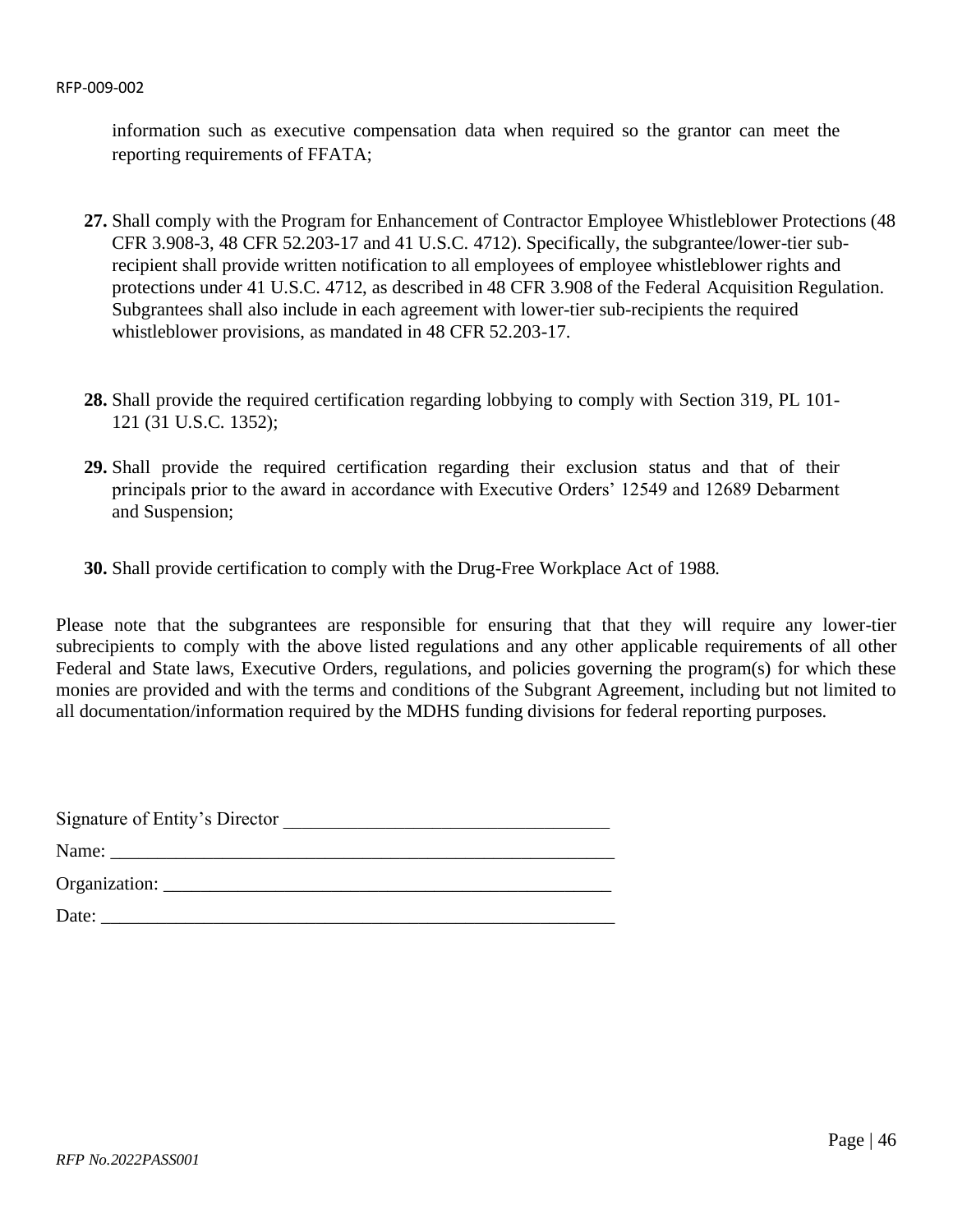information such as executive compensation data when required so the grantor can meet the reporting requirements of FFATA;

**27.** Shall comply with the Program for Enhancement of Contractor Employee Whistleblower Protections (48 CFR 3.908-3, 48 CFR 52.203-17 and 41 U.S.C. 4712). Specifically, the subgrantee/lower-tier sub-recipient shall provide written notification to all employees of employee whistleblower rights and protections under 41 U.S.C. 4712, as described in 48 CFR 3.908 of the Federal Acquisition Regulation. Subgrantees shall also include in each agreement with lower-tier sub-recipients the required whistleblower provisions, as mandated in 48 CFR 52.203-17.

**28.** Shall provide the required certification regarding lobbying to comply with Section 319, PL 101-121 (31 U.S.C. 1352);

**29.** Shall provide the required certification regarding their exclusion status and that of their principals prior to the award in accordance with Executive Orders' 12549 and 12689 Debarment and Suspension;

**30.** Shall provide certification to comply with the Drug-Free Workplace Act of 1988.

Please note that the subgrantees are responsible for ensuring that that they will require any lower-tier subrecipients to comply with the above listed regulations and any other applicable requirements of all other Federal and State laws, Executive Orders, regulations, and policies governing the program(s) for which these monies are provided and with the terms and conditions of the Subgrant Agreement, including but not limited to all documentation/information required by the MDHS funding divisions for federal reporting purposes.

Signature of Entity's Director ___________________________________

Name: _______________________________________________________

Organization: _________________________________________________

Date: ________________________________________________________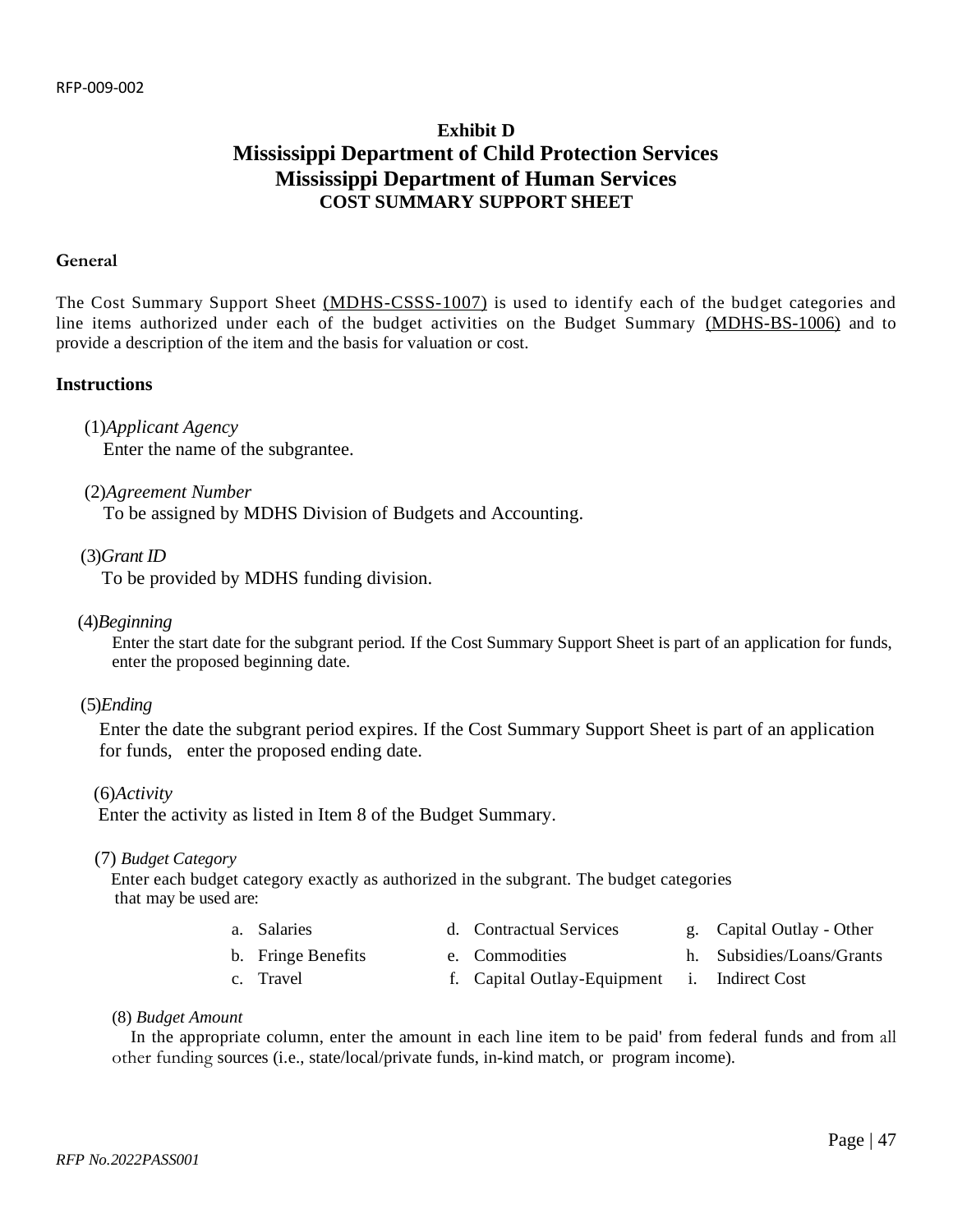**Exhibit D**

# Mississippi Department of Child Protection Services

# Mississippi Department of Human Services

## COST SUMMARY SUPPORT SHEET

**General**

The Cost Summary Support Sheet (MDHS-CSSS-1007) is used to identify each of the budget categories and line items authorized under each of the budget activities on the Budget Summary (MDHS-BS-1006) and to provide a description of the item and the basis for valuation or cost.

**Instructions**

(1) *Applicant Agency*
Enter the name of the subgrantee.

(2) *Agreement Number*
To be assigned by MDHS Division of Budgets and Accounting.

(3) *Grant ID*
To be provided by MDHS funding division.

(4) *Beginning*
Enter the start date for the subgrant period. If the Cost Summary Support Sheet is part of an application for funds, enter the proposed beginning date.

(5) *Ending*
Enter the date the subgrant period expires. If the Cost Summary Support Sheet is part of an application for funds, enter the proposed ending date.

(6) *Activity*
Enter the activity as listed in Item 8 of the Budget Summary.

(7) *Budget Category*
Enter each budget category exactly as authorized in the subgrant. The budget categories that may be used are:

a. Salaries
b. Fringe Benefits
c. Travel
d. Contractual Services
e. Commodities
f. Capital Outlay-Equipment
g. Capital Outlay - Other
h. Subsidies/Loans/Grants
i. Indirect Cost

(8) *Budget Amount*
In the appropriate column, enter the amount in each line item to be paid' from federal funds and from all other funding sources (i.e., state/local/private funds, in-kind match, or program income).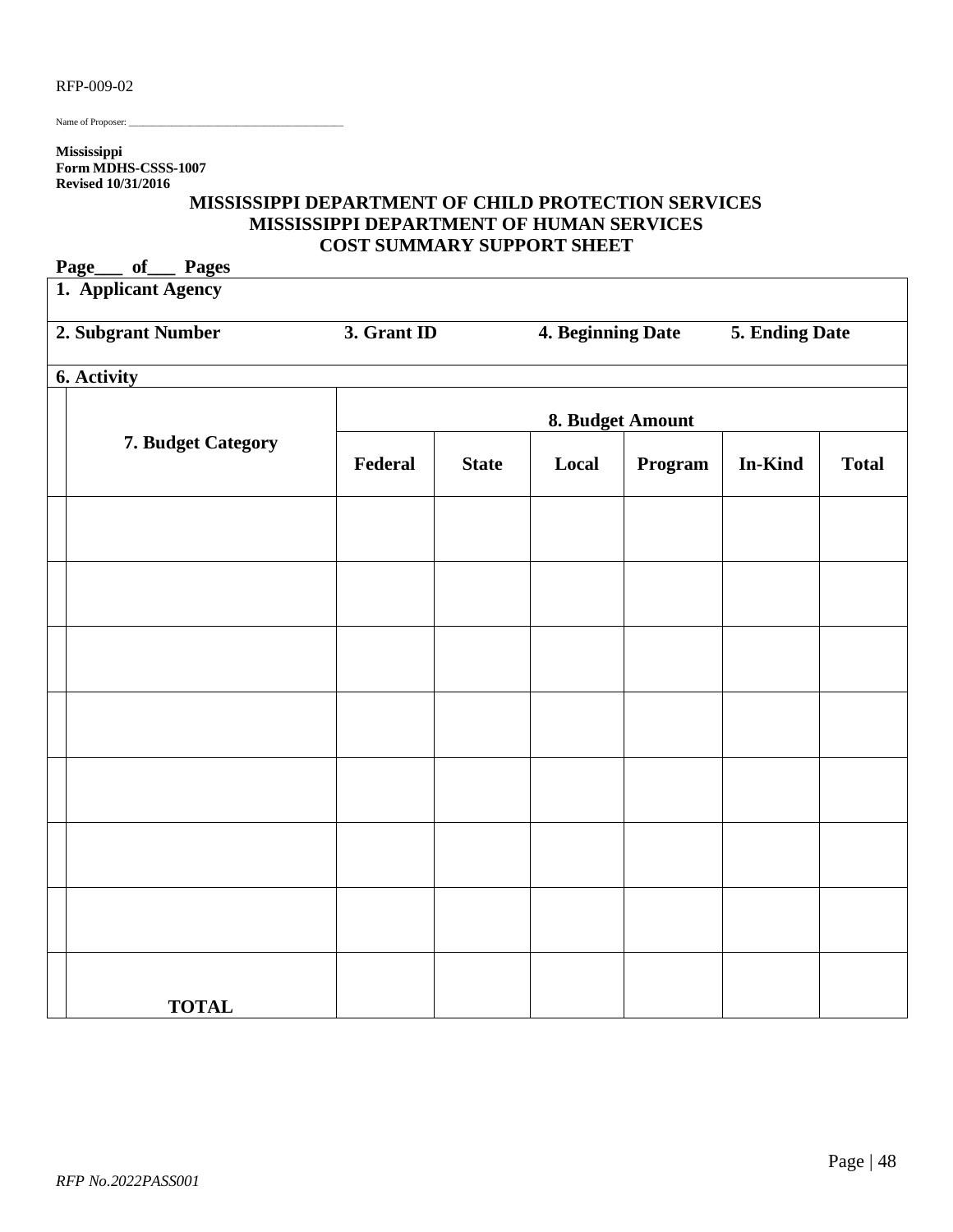RFP-009-02

Name of Proposer: ___________________________________________

**Mississippi**
**Form MDHS-CSSS-1007**
**Revised 10/31/2016**

**MISSISSIPPI DEPARTMENT OF CHILD PROTECTION SERVICES**
**MISSISSIPPI DEPARTMENT OF HUMAN SERVICES**
**COST SUMMARY SUPPORT SHEET**

**Page___ of___ Pages**

| **1. Applicant Agency** | | | | | | | |
|---|---|---|---|---|---|---|---|
| **2. Subgrant Number** | | **3. Grant ID** | | **4. Beginning Date** | | **5. Ending Date** | |
| **6. Activity** | | | | | | | |
| | **7. Budget Category** | **8. Budget Amount** | | | | | |
| | | **Federal** | **State** | **Local** | **Program** | **In-Kind** | **Total** |
| | | | | | | | |
| | | | | | | | |
| | | | | | | | |
| | | | | | | | |
| | | | | | | | |
| | | | | | | | |
| | | | | | | | |
| | **TOTAL** | | | | | | |

*RFP No.2022PASS001*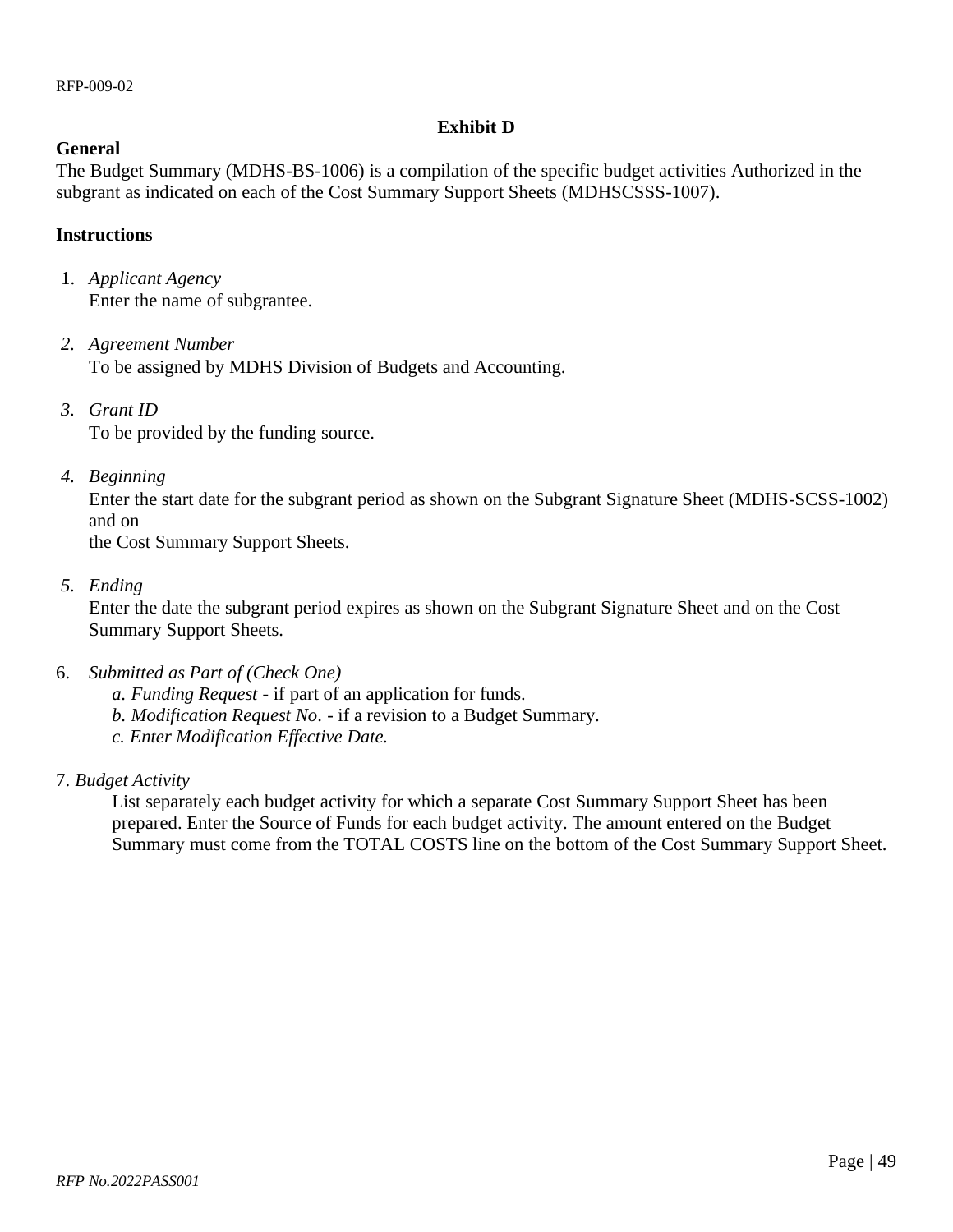## Exhibit D

**General**

The Budget Summary (MDHS-BS-1006) is a compilation of the specific budget activities Authorized in the subgrant as indicated on each of the Cost Summary Support Sheets (MDHSCSSS-1007).

**Instructions**

1. *Applicant Agency*
   Enter the name of subgrantee.

2. *Agreement Number*
   To be assigned by MDHS Division of Budgets and Accounting.

3. *Grant ID*
   To be provided by the funding source.

4. *Beginning*
   Enter the start date for the subgrant period as shown on the Subgrant Signature Sheet (MDHS-SCSS-1002) and on
   the Cost Summary Support Sheets.

5. *Ending*
   Enter the date the subgrant period expires as shown on the Subgrant Signature Sheet and on the Cost Summary Support Sheets.

6. *Submitted as Part of (Check One)*
   *a. Funding Request* - if part of an application for funds.
   *b. Modification Request No*. - if a revision to a Budget Summary.
   *c. Enter Modification Effective Date.*

7. *Budget Activity*
   List separately each budget activity for which a separate Cost Summary Support Sheet has been prepared. Enter the Source of Funds for each budget activity. The amount entered on the Budget Summary must come from the TOTAL COSTS line on the bottom of the Cost Summary Support Sheet.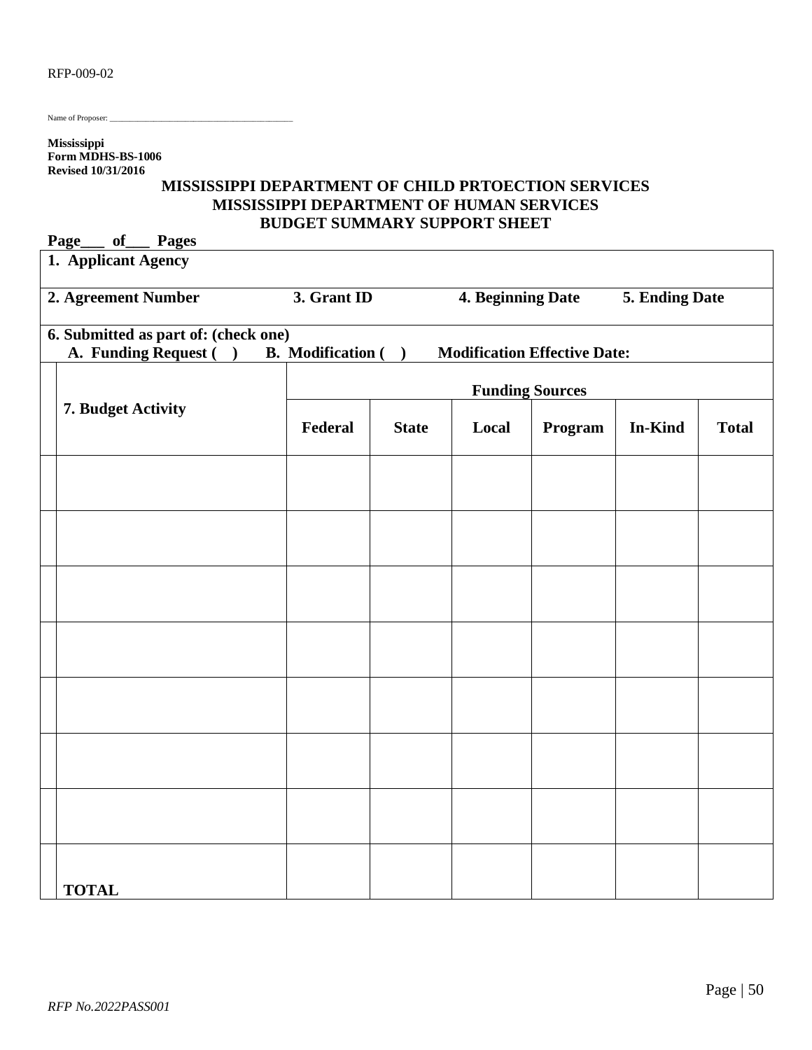RFP-009-02

Name of Proposer: ________________________________________

**Mississippi**
**Form MDHS-BS-1006**
**Revised 10/31/2016**

**MISSISSIPPI DEPARTMENT OF CHILD PRTOECTION SERVICES**
**MISSISSIPPI DEPARTMENT OF HUMAN SERVICES**
**BUDGET SUMMARY SUPPORT SHEET**

**Page___ of___ Pages**

| **1. Applicant Agency** | | | | | | |
|---|---|---|---|---|---|---|
| **2. Agreement Number** | **3. Grant ID** | | **4. Beginning Date** | | **5. Ending Date** | |
| **6. Submitted as part of: (check one)** A. Funding Request ( ) B. Modification ( ) Modification Effective Date: | | | | | | |
| **7. Budget Activity** | **Funding Sources** | | | | | |
| | **Federal** | **State** | **Local** | **Program** | **In-Kind** | **Total** |
| | | | | | | |
| | | | | | | |
| | | | | | | |
| | | | | | | |
| | | | | | | |
| | | | | | | |
| | | | | | | |
| **TOTAL** | | | | | | |

*RFP No.2022PASS001*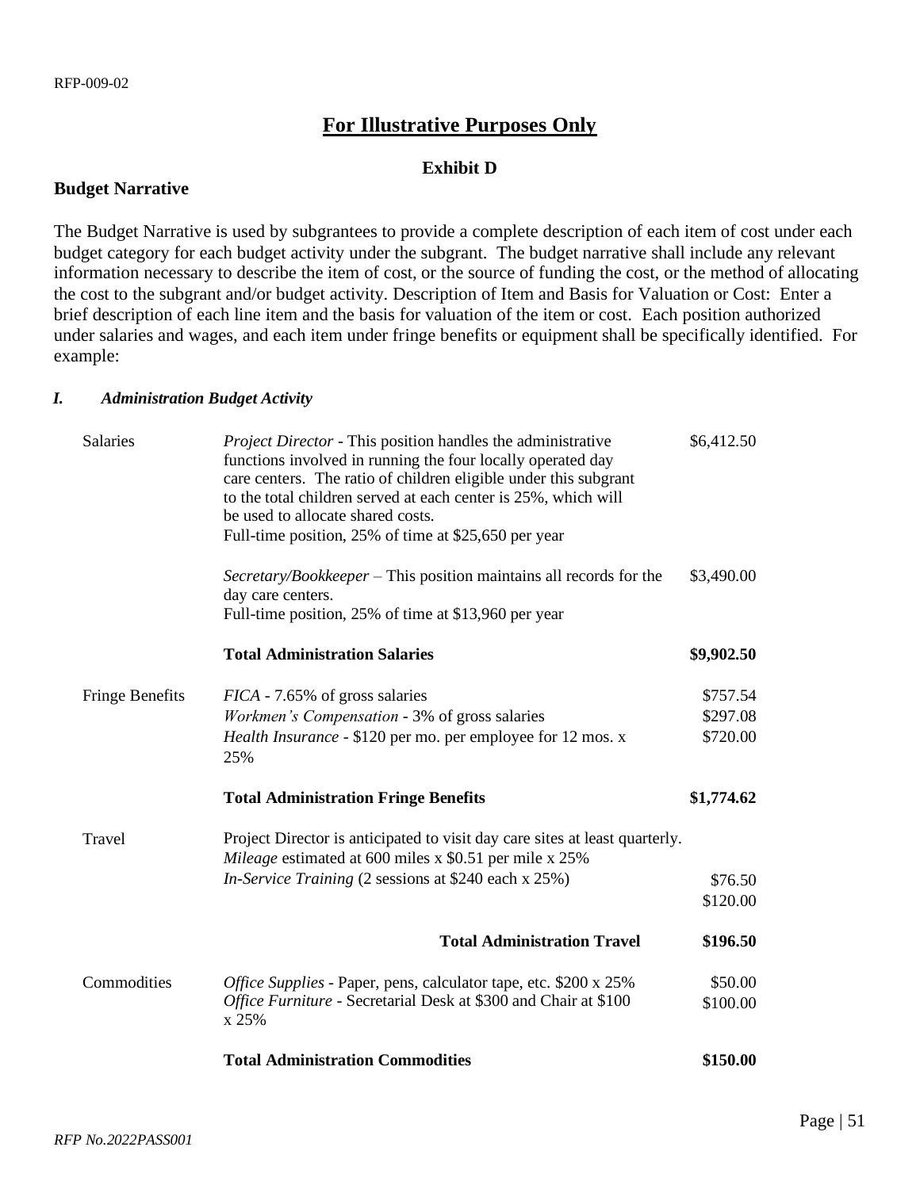RFP-009-02

## For Illustrative Purposes Only

### Exhibit D

### Budget Narrative

The Budget Narrative is used by subgrantees to provide a complete description of each item of cost under each budget category for each budget activity under the subgrant. The budget narrative shall include any relevant information necessary to describe the item of cost, or the source of funding the cost, or the method of allocating the cost to the subgrant and/or budget activity. Description of Item and Basis for Valuation or Cost: Enter a brief description of each line item and the basis for valuation of the item or cost. Each position authorized under salaries and wages, and each item under fringe benefits or equipment shall be specifically identified. For example:

#### *I. Administration Budget Activity*

| | | |
|---|---|---|
| Salaries | *Project Director* - This position handles the administrative functions involved in running the four locally operated day care centers. The ratio of children eligible under this subgrant to the total children served at each center is 25%, which will be used to allocate shared costs.<br>Full-time position, 25% of time at $25,650 per year | $6,412.50 |
| | *Secretary/Bookkeeper* – This position maintains all records for the day care centers.<br>Full-time position, 25% of time at $13,960 per year | $3,490.00 |
| | **Total Administration Salaries** | **$9,902.50** |
| Fringe Benefits | *FICA* - 7.65% of gross salaries | $757.54 |
| | *Workmen's Compensation* - 3% of gross salaries | $297.08 |
| | *Health Insurance* - $120 per mo. per employee for 12 mos. x 25% | $720.00 |
| | **Total Administration Fringe Benefits** | **$1,774.62** |
| Travel | Project Director is anticipated to visit day care sites at least quarterly.<br>*Mileage* estimated at 600 miles x $0.51 per mile x 25% | $76.50 |
| | *In-Service Training* (2 sessions at $240 each x 25%) | $120.00 |
| | **Total Administration Travel** | **$196.50** |
| Commodities | *Office Supplies* - Paper, pens, calculator tape, etc. $200 x 25% | $50.00 |
| | *Office Furniture* - Secretarial Desk at $300 and Chair at $100 x 25% | $100.00 |
| | **Total Administration Commodities** | **$150.00** |

*RFP No.2022PASS001*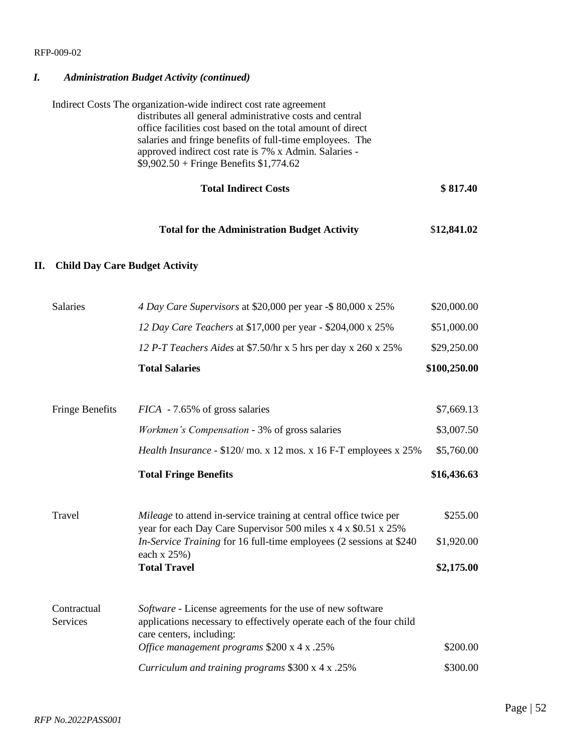## *I. Administration Budget Activity (continued)*

Indirect Costs The organization-wide indirect cost rate agreement distributes all general administrative costs and central office facilities cost based on the total amount of direct salaries and fringe benefits of full-time employees. The approved indirect cost rate is 7% x Admin. Salaries - $9,902.50 + Fringe Benefits $1,774.62

| | | |
|---|---|---|
| | **Total Indirect Costs** | **$ 817.40** |
| | **Total for the Administration Budget Activity** | $**12,841.02** |

## II. Child Day Care Budget Activity

| | | |
|---|---|---|
| Salaries | *4 Day Care Supervisors* at $20,000 per year -$ 80,000 x 25% | $20,000.00 |
| | *12 Day Care Teachers* at $17,000 per year - $204,000 x 25% | $51,000.00 |
| | *12 P-T Teachers Aides* at $7.50/hr x 5 hrs per day x 260 x 25% | $29,250.00 |
| | **Total Salaries** | **$100,250.00** |
| Fringe Benefits | *FICA* - 7.65% of gross salaries | $7,669.13 |
| | *Workmen's Compensation* - 3% of gross salaries | $3,007.50 |
| | *Health Insurance* - $120/ mo. x 12 mos. x 16 F-T employees x 25% | $5,760.00 |
| | **Total Fringe Benefits** | **$16,436.63** |
| Travel | *Mileage* to attend in-service training at central office twice per year for each Day Care Supervisor 500 miles x 4 x $0.51 x 25% | $255.00 |
| | *In-Service Training* for 16 full-time employees (2 sessions at $240 each x 25%) | $1,920.00 |
| | **Total Travel** | **$2,175.00** |
| Contractual Services | *Software* - License agreements for the use of new software applications necessary to effectively operate each of the four child care centers, including: | |
| | *Office management programs* $200 x 4 x .25% | $200.00 |
| | *Curriculum and training programs* $300 x 4 x .25% | $300.00 |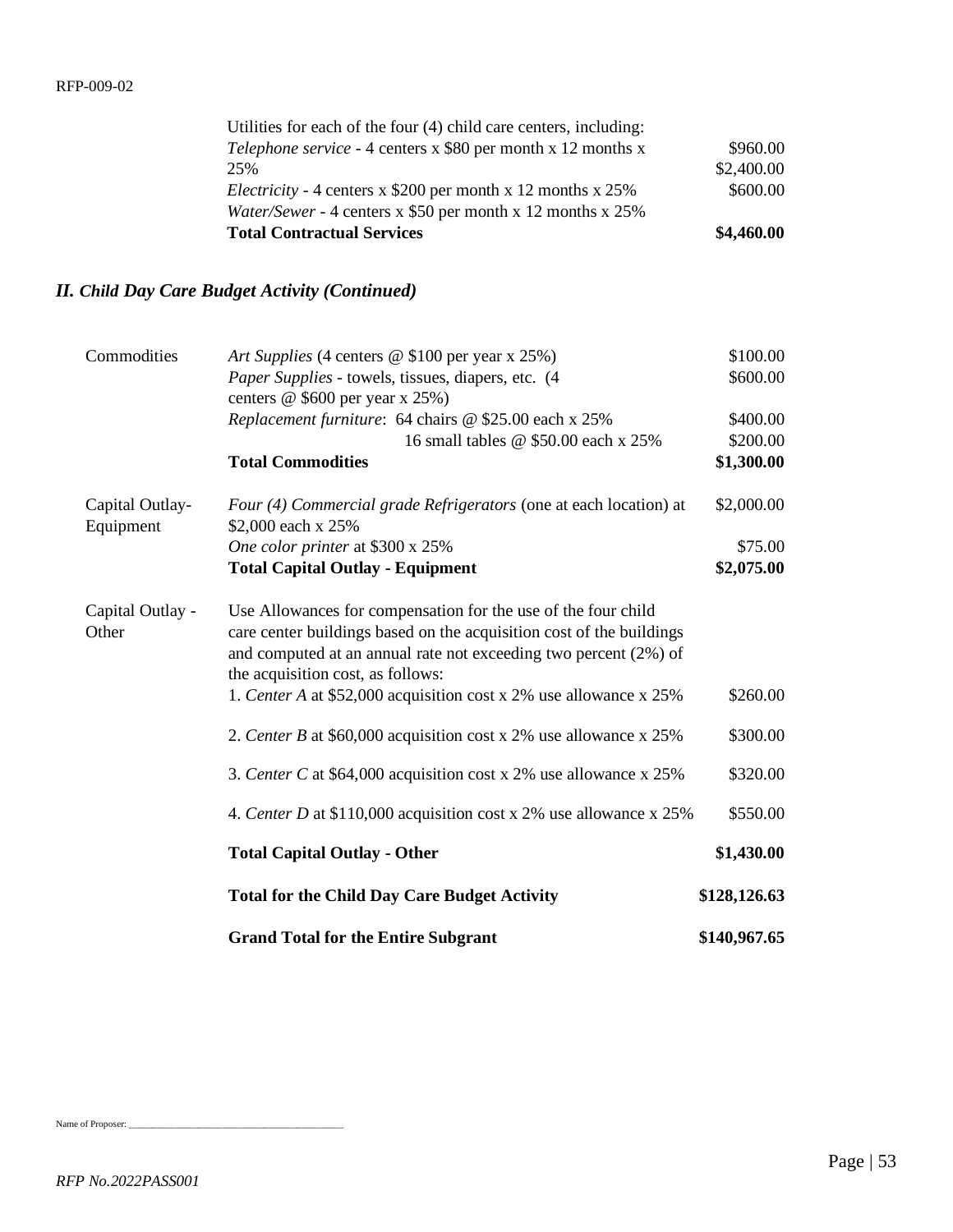| | |
|---|---|
| Utilities for each of the four (4) child care centers, including: | |
| *Telephone service* - 4 centers x $80 per month x 12 months x 25% | $960.00 |
| *Electricity* - 4 centers x $200 per month x 12 months x 25% | $2,400.00 |
| *Water/Sewer* - 4 centers x $50 per month x 12 months x 25% | $600.00 |
| **Total Contractual Services** | **$4,460.00** |

## *II. Child Day Care Budget Activity (Continued)*

| | | |
|---|---|---|
| Commodities | *Art Supplies* (4 centers @ $100 per year x 25%) | $100.00 |
| | *Paper Supplies* - towels, tissues, diapers, etc. (4 centers @ $600 per year x 25%) | $600.00 |
| | *Replacement furniture*: 64 chairs @ $25.00 each x 25% | $400.00 |
| | 16 small tables @ $50.00 each x 25% | $200.00 |
| | **Total Commodities** | **$1,300.00** |
| Capital Outlay-Equipment | *Four (4) Commercial grade Refrigerators* (one at each location) at $2,000 each x 25% | $2,000.00 |
| | *One color printer* at $300 x 25% | $75.00 |
| | **Total Capital Outlay - Equipment** | **$2,075.00** |
| Capital Outlay - Other | Use Allowances for compensation for the use of the four child care center buildings based on the acquisition cost of the buildings and computed at an annual rate not exceeding two percent (2%) of the acquisition cost, as follows: | |
| | 1. *Center A* at $52,000 acquisition cost x 2% use allowance x 25% | $260.00 |
| | 2. *Center B* at $60,000 acquisition cost x 2% use allowance x 25% | $300.00 |
| | 3. *Center C* at $64,000 acquisition cost x 2% use allowance x 25% | $320.00 |
| | 4. *Center D* at $110,000 acquisition cost x 2% use allowance x 25% | $550.00 |
| | **Total Capital Outlay - Other** | **$1,430.00** |
| | **Total for the Child Day Care Budget Activity** | **$128,126.63** |
| | **Grand Total for the Entire Subgrant** | **$140,967.65** |

Name of Proposer: ______________________________________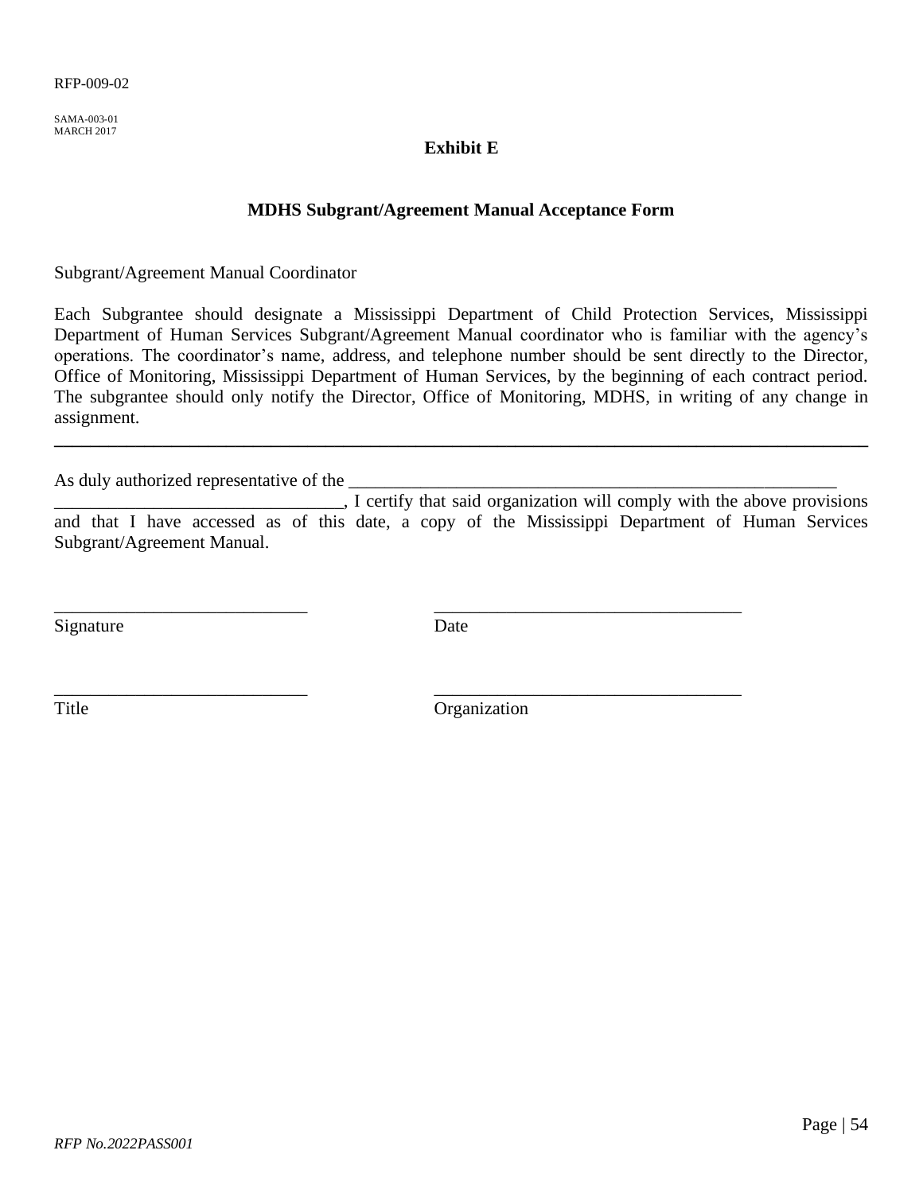RFP-009-02

SAMA-003-01
MARCH 2017

**Exhibit E**

**MDHS Subgrant/Agreement Manual Acceptance Form**

Subgrant/Agreement Manual Coordinator

Each Subgrantee should designate a Mississippi Department of Child Protection Services, Mississippi Department of Human Services Subgrant/Agreement Manual coordinator who is familiar with the agency's operations. The coordinator's name, address, and telephone number should be sent directly to the Director, Office of Monitoring, Mississippi Department of Human Services, by the beginning of each contract period. The subgrantee should only notify the Director, Office of Monitoring, MDHS, in writing of any change in assignment.

---

As duly authorized representative of the _______________________________________________________ _______________________________, I certify that said organization will comply with the above provisions and that I have accessed as of this date, a copy of the Mississippi Department of Human Services Subgrant/Agreement Manual.

| | |
|---|---|
| ____________________________ | ___________________________________ |
| Signature | Date |
| ____________________________ | ___________________________________ |
| Title | Organization |

*RFP No.2022PASS001*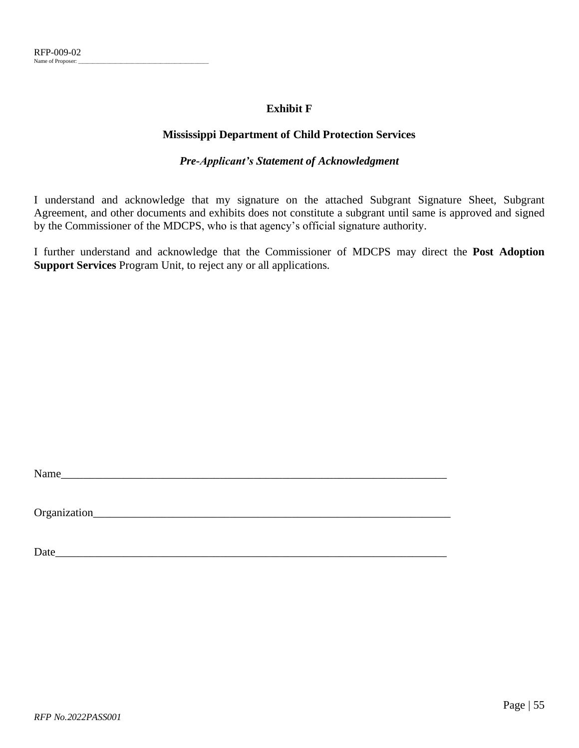RFP-009-02
Name of Proposer: ____________________________________

**Exhibit F**

**Mississippi Department of Child Protection Services**

***Pre-Applicant's Statement of Acknowledgment***

I understand and acknowledge that my signature on the attached Subgrant Signature Sheet, Subgrant Agreement, and other documents and exhibits does not constitute a subgrant until same is approved and signed by the Commissioner of the MDCPS, who is that agency's official signature authority.

I further understand and acknowledge that the Commissioner of MDCPS may direct the **Post Adoption Support Services** Program Unit, to reject any or all applications.

Name______________________________________________________________________

Organization_________________________________________________________________

Date_______________________________________________________________________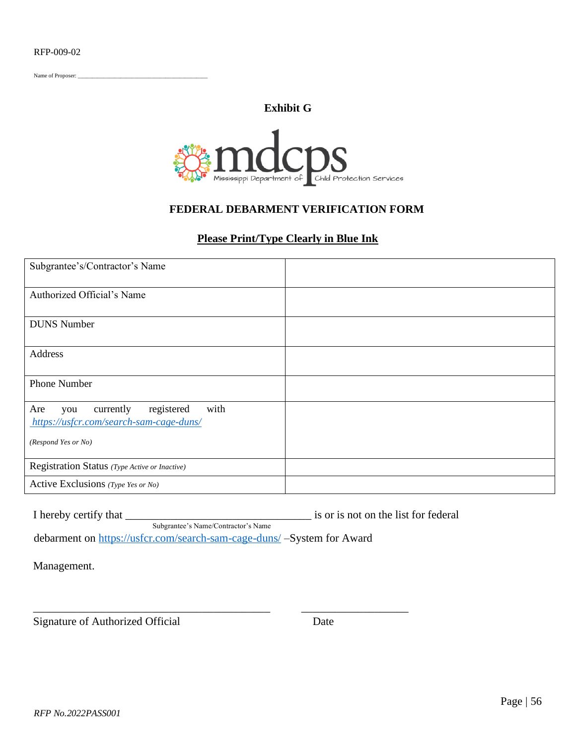RFP-009-02

Name of Proposer: ______________________________________

**Exhibit G**

mdcps Mississippi Department of Child Protection Services

## FEDERAL DEBARMENT VERIFICATION FORM

**Please Print/Type Clearly in Blue Ink**

| | |
|---|---|
| Subgrantee's/Contractor's Name | |
| Authorized Official's Name | |
| DUNS Number | |
| Address | |
| Phone Number | |
| Are you currently registered with *https://usfcr.com/search-sam-cage-duns/* *(Respond Yes or No)* | |
| Registration Status *(Type Active or Inactive)* | |
| Active Exclusions *(Type Yes or No)* | |

I hereby certify that ________________________________ is or is not on the list for federal
Subgrantee's Name/Contractor's Name

debarment on https://usfcr.com/search-sam-cage-duns/ –System for Award Management.

_____________________________________________ ____________________

Signature of Authorized Official Date

*RFP No.2022PASS001*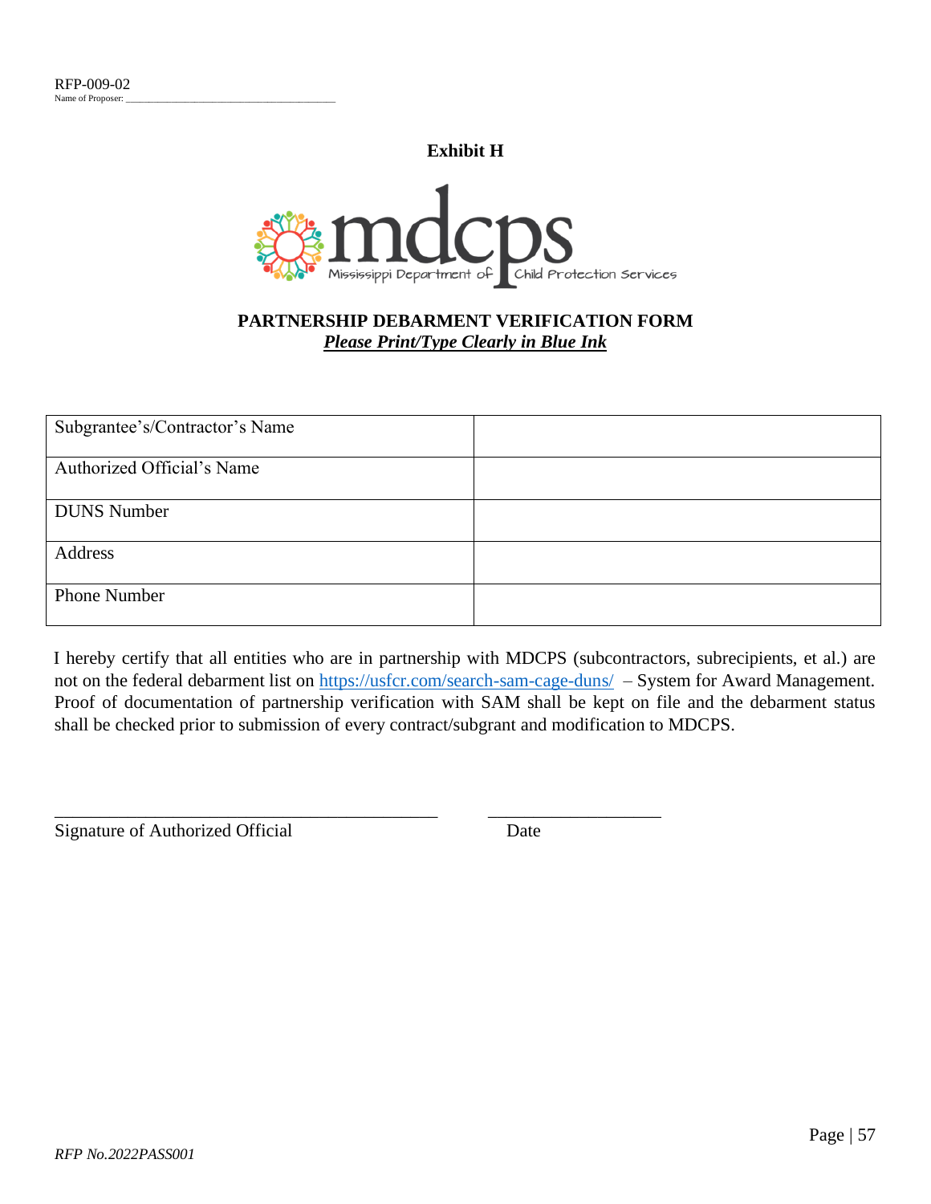RFP-009-02

Name of Proposer: ___________________________________

**Exhibit H**

Mississippi Department of Child Protection Services

**PARTNERSHIP DEBARMENT VERIFICATION FORM**

***Please Print/Type Clearly in Blue Ink***

| | |
|---|---|
| Subgrantee's/Contractor's Name | |
| Authorized Official's Name | |
| DUNS Number | |
| Address | |
| Phone Number | |

I hereby certify that all entities who are in partnership with MDCPS (subcontractors, subrecipients, et al.) are not on the federal debarment list on https://usfcr.com/search-sam-cage-duns/ – System for Award Management. Proof of documentation of partnership verification with SAM shall be kept on file and the debarment status shall be checked prior to submission of every contract/subgrant and modification to MDCPS.

_____________________________________________ ____________________

Signature of Authorized Official Date

*RFP No.2022PASS001*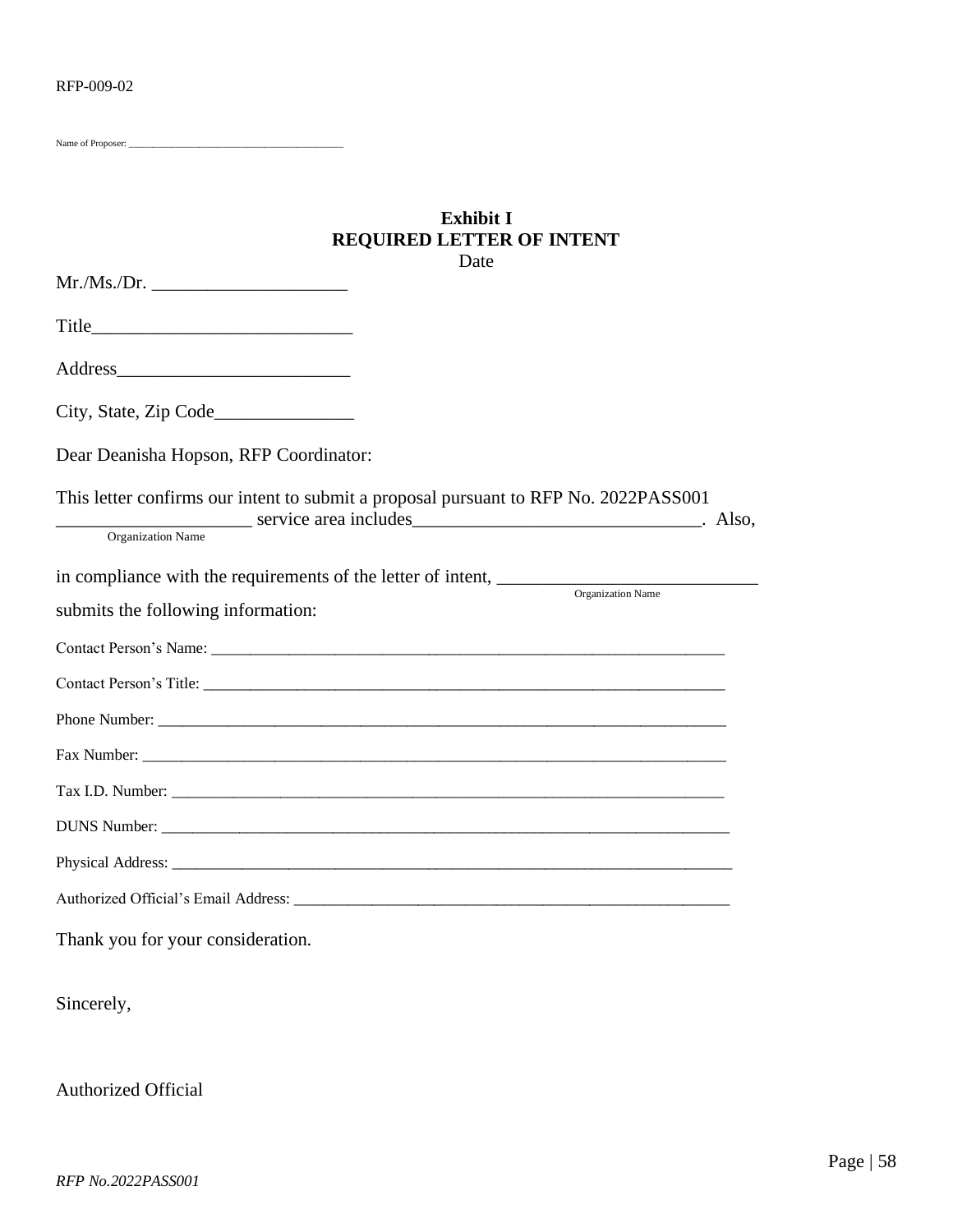RFP-009-02

Name of Proposer: ________________________________________

**Exhibit I**
**REQUIRED LETTER OF INTENT**
Date

Mr./Ms./Dr. ____________________

Title___________________________

Address________________________

City, State, Zip Code_______________

Dear Deanisha Hopson, RFP Coordinator:

This letter confirms our intent to submit a proposal pursuant to RFP No. 2022PASS001 _____________________ service area includes_______________________________. Also,
Organization Name

in compliance with the requirements of the letter of intent, ___________________________
Organization Name
submits the following information:

Contact Person's Name: _______________________________________________________________

Contact Person's Title: _______________________________________________________________

Phone Number: ____________________________________________________________________

Fax Number: ______________________________________________________________________

Tax I.D. Number: __________________________________________________________________

DUNS Number: ____________________________________________________________________

Physical Address: __________________________________________________________________

Authorized Official's Email Address: ____________________________________________________

Thank you for your consideration.

Sincerely,

Authorized Official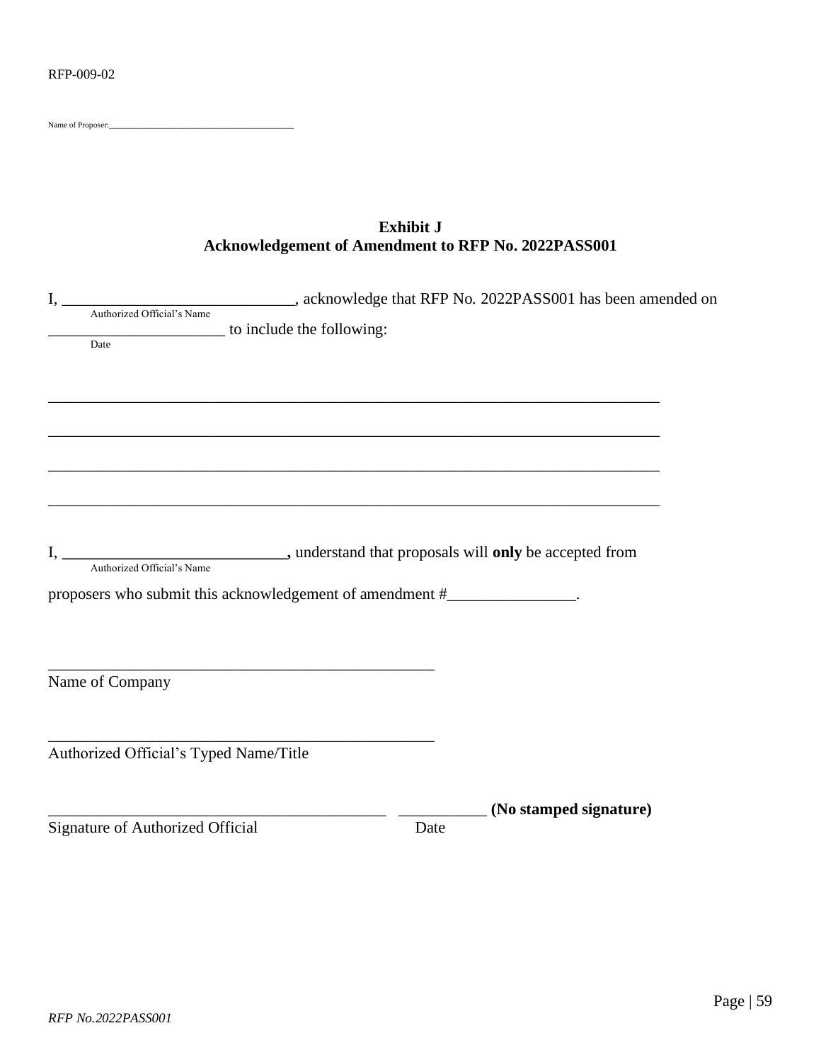RFP-009-02

Name of Proposer:_______________________________________________

**Exhibit J**
**Acknowledgement of Amendment to RFP No. 2022PASS001**

I, ______________________________, acknowledge that RFP No. 2022PASS001 has been amended on
Authorized Official's Name

_______________________ to include the following:
Date

_______________________________________________________________________________

_______________________________________________________________________________

_______________________________________________________________________________

_______________________________________________________________________________

I, **____________________________,** understand that proposals will **only** be accepted from
Authorized Official's Name

proposers who submit this acknowledgement of amendment #________________.

__________________________________________________
Name of Company

__________________________________________________
Authorized Official's Typed Name/Title

___________________________________________ ___________ **(No stamped signature)**
Signature of Authorized Official Date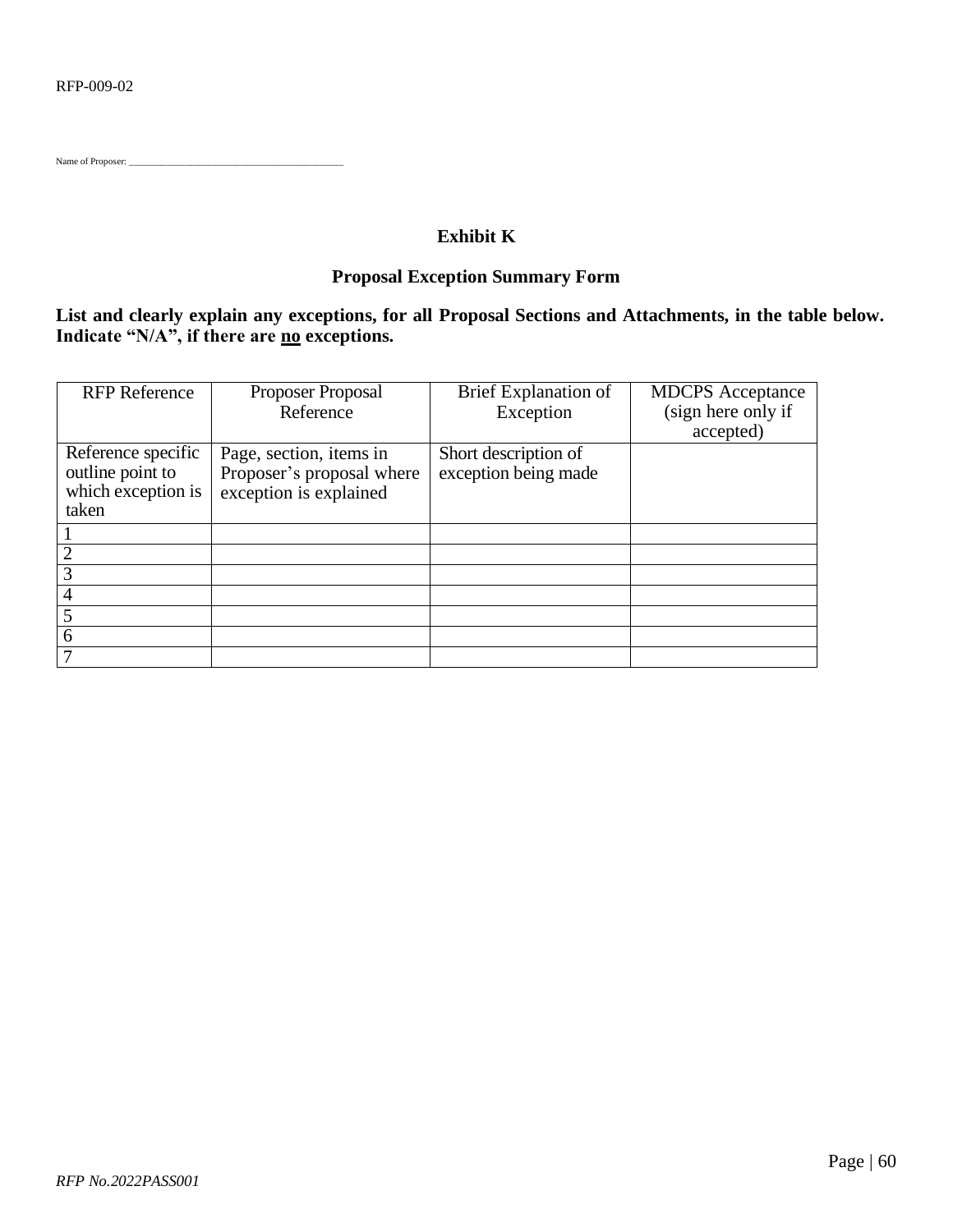Name of Proposer: _______________________________________

## Exhibit K

## Proposal Exception Summary Form

**List and clearly explain any exceptions, for all Proposal Sections and Attachments, in the table below. Indicate "N/A", if there are <u>no</u> exceptions.**

| RFP Reference | Proposer Proposal Reference | Brief Explanation of Exception | MDCPS Acceptance (sign here only if accepted) |
|---|---|---|---|
| Reference specific outline point to which exception is taken | Page, section, items in Proposer's proposal where exception is explained | Short description of exception being made | |
| 1 | | | |
| 2 | | | |
| 3 | | | |
| 4 | | | |
| 5 | | | |
| 6 | | | |
| 7 | | | |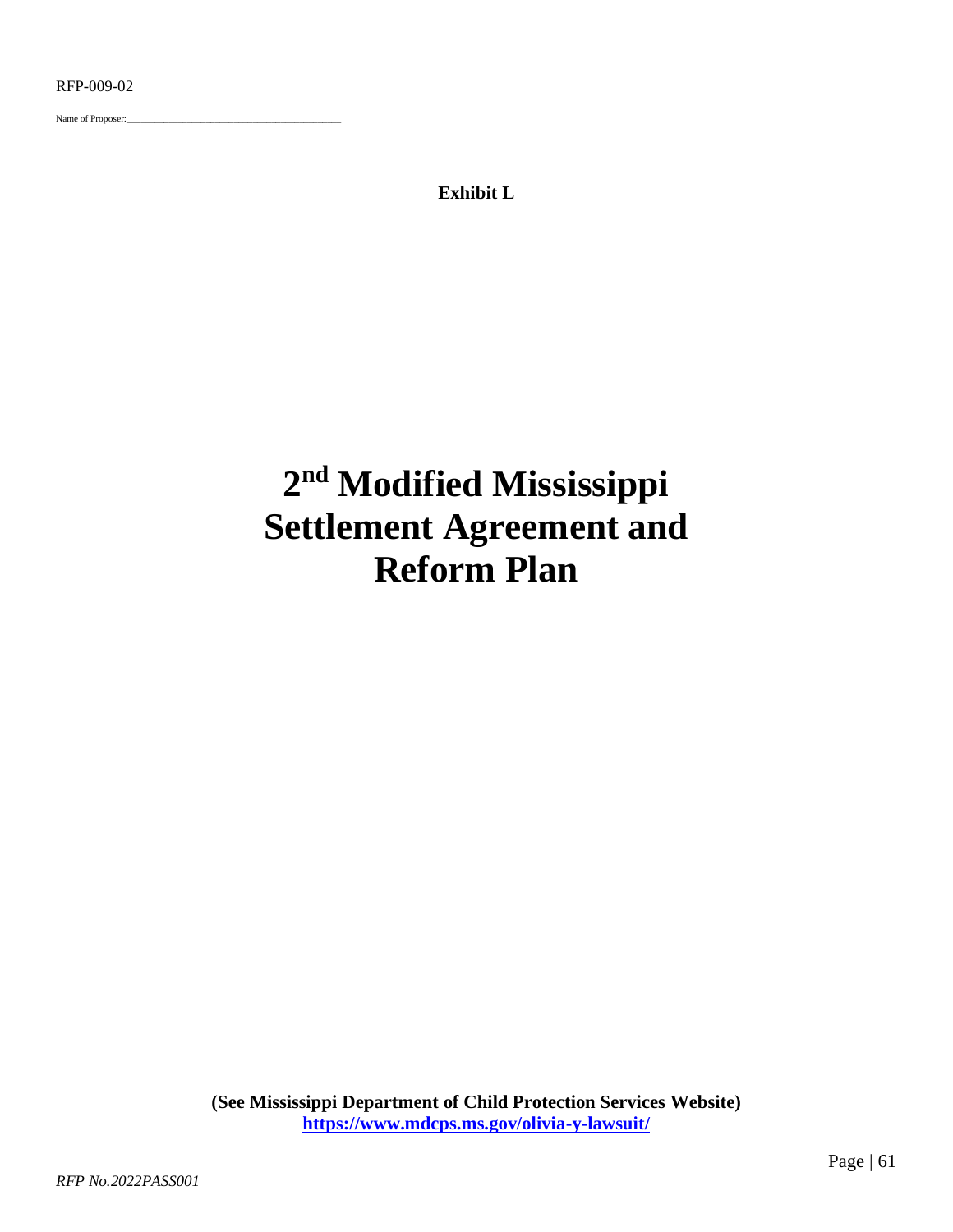RFP-009-02

Name of Proposer:\_\_\_\_\_\_\_\_\_\_\_\_\_\_\_\_\_\_\_\_\_\_\_\_\_\_\_\_\_\_\_\_\_\_\_\_\_\_\_\_\_\_\_\_

**Exhibit L**

# 2nd Modified Mississippi Settlement Agreement and Reform Plan

**(See Mississippi Department of Child Protection Services Website)**
**https://www.mdcps.ms.gov/olivia-y-lawsuit/**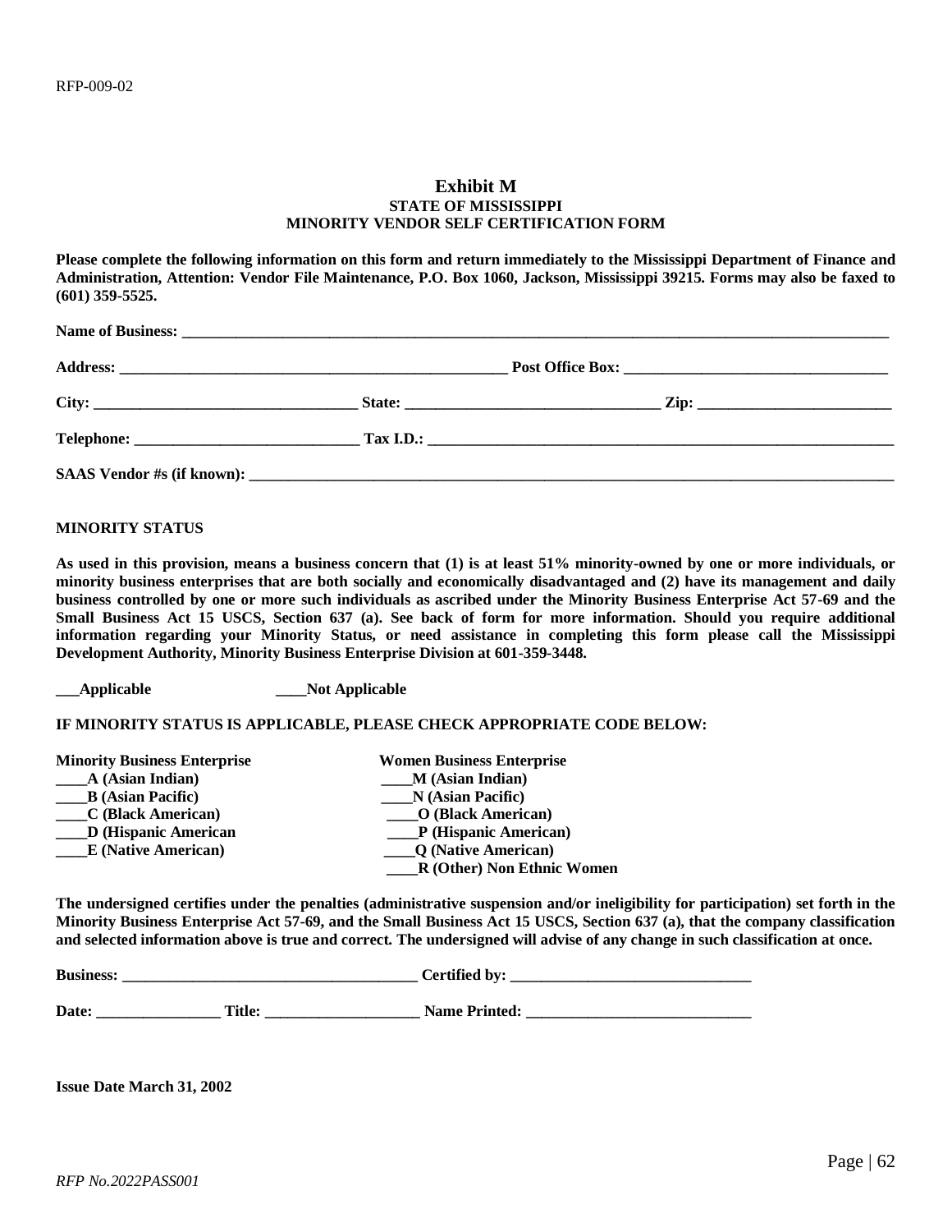RFP-009-02

# Exhibit M

## STATE OF MISSISSIPPI
## MINORITY VENDOR SELF CERTIFICATION FORM

**Please complete the following information on this form and return immediately to the Mississippi Department of Finance and Administration, Attention: Vendor File Maintenance, P.O. Box 1060, Jackson, Mississippi 39215. Forms may also be faxed to (601) 359-5525.**

**Name of Business:** ______________________________________________________________________________________

**Address:** ______________________________________________ **Post Office Box:** _______________________________

**City:** _______________________________ **State:** ______________________________ **Zip:** ______________________

**Telephone:** __________________________ **Tax I.D.:** ____________________________________________________

**SAAS Vendor #s (if known):** _____________________________________________________________________________

**MINORITY STATUS**

**As used in this provision, means a business concern that (1) is at least 51% minority-owned by one or more individuals, or minority business enterprises that are both socially and economically disadvantaged and (2) have its management and daily business controlled by one or more such individuals as ascribed under the Minority Business Enterprise Act 57-69 and the Small Business Act 15 USCS, Section 637 (a). See back of form for more information. Should you require additional information regarding your Minority Status, or need assistance in completing this form please call the Mississippi Development Authority, Minority Business Enterprise Division at 601-359-3448.**

**___Applicable** **____Not Applicable**

**IF MINORITY STATUS IS APPLICABLE, PLEASE CHECK APPROPRIATE CODE BELOW:**

| Minority Business Enterprise | Women Business Enterprise |
|---|---|
| ____A (Asian Indian) | ____M (Asian Indian) |
| ____B (Asian Pacific) | ____N (Asian Pacific) |
| ____C (Black American) | ____O (Black American) |
| ____D (Hispanic American | ____P (Hispanic American) |
| ____E (Native American) | ____Q (Native American) |
| | ____R (Other) Non Ethnic Women |

**The undersigned certifies under the penalties (administrative suspension and/or ineligibility for participation) set forth in the Minority Business Enterprise Act 57-69, and the Small Business Act 15 USCS, Section 637 (a), that the company classification and selected information above is true and correct. The undersigned will advise of any change in such classification at once.**

**Business:** ____________________________________ **Certified by:** ____________________________

**Date:** _______________ **Title:** ___________________ **Name Printed:** ___________________________

**Issue Date March 31, 2002**

*RFP No.2022PASS001*